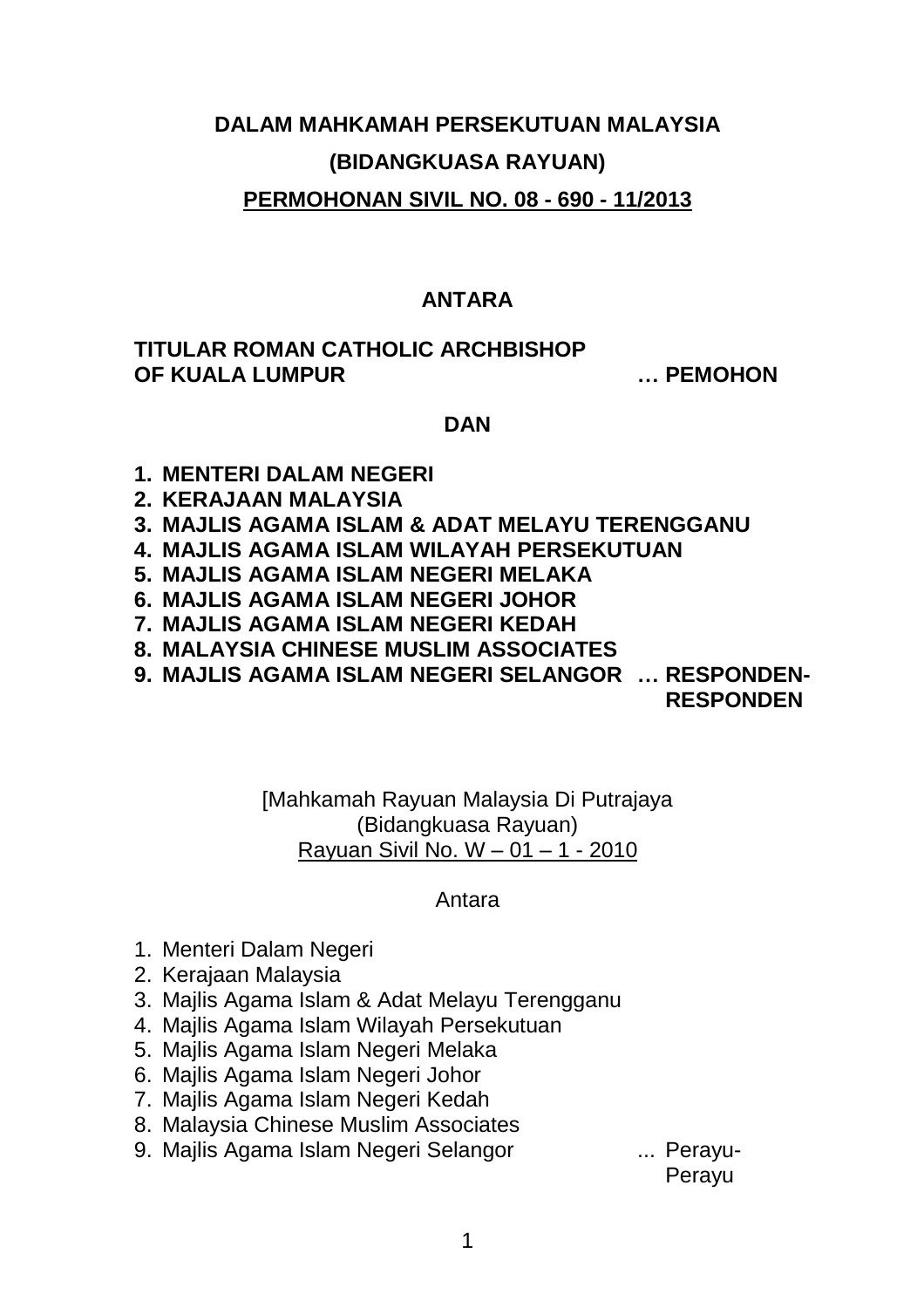**DALAM MAHKAMAH PERSEKUTUAN MALAYSIA**

**(BIDANGKUASA RAYUAN)**

**PERMOHONAN SIVIL NO. 08 - 690 - 11/2013**

**ANTARA**

**TITULAR ROMAN CATHOLIC ARCHBISHOP OF KUALA LUMPUR … PEMOHON**

**DAN**

1. **MENTERI DALAM NEGERI**
2. **KERAJAAN MALAYSIA**
3. **MAJLIS AGAMA ISLAM & ADAT MELAYU TERENGGANU**
4. **MAJLIS AGAMA ISLAM WILAYAH PERSEKUTUAN**
5. **MAJLIS AGAMA ISLAM NEGERI MELAKA**
6. **MAJLIS AGAMA ISLAM NEGERI JOHOR**
7. **MAJLIS AGAMA ISLAM NEGERI KEDAH**
8. **MALAYSIA CHINESE MUSLIM ASSOCIATES**
9. **MAJLIS AGAMA ISLAM NEGERI SELANGOR … RESPONDEN-RESPONDEN**

[Mahkamah Rayuan Malaysia Di Putrajaya
(Bidangkuasa Rayuan)
Rayuan Sivil No. W – 01 – 1 - 2010

Antara

1. Menteri Dalam Negeri
2. Kerajaan Malaysia
3. Majlis Agama Islam & Adat Melayu Terengganu
4. Majlis Agama Islam Wilayah Persekutuan
5. Majlis Agama Islam Negeri Melaka
6. Majlis Agama Islam Negeri Johor
7. Majlis Agama Islam Negeri Kedah
8. Malaysia Chinese Muslim Associates
9. Majlis Agama Islam Negeri Selangor ... Perayu-Perayu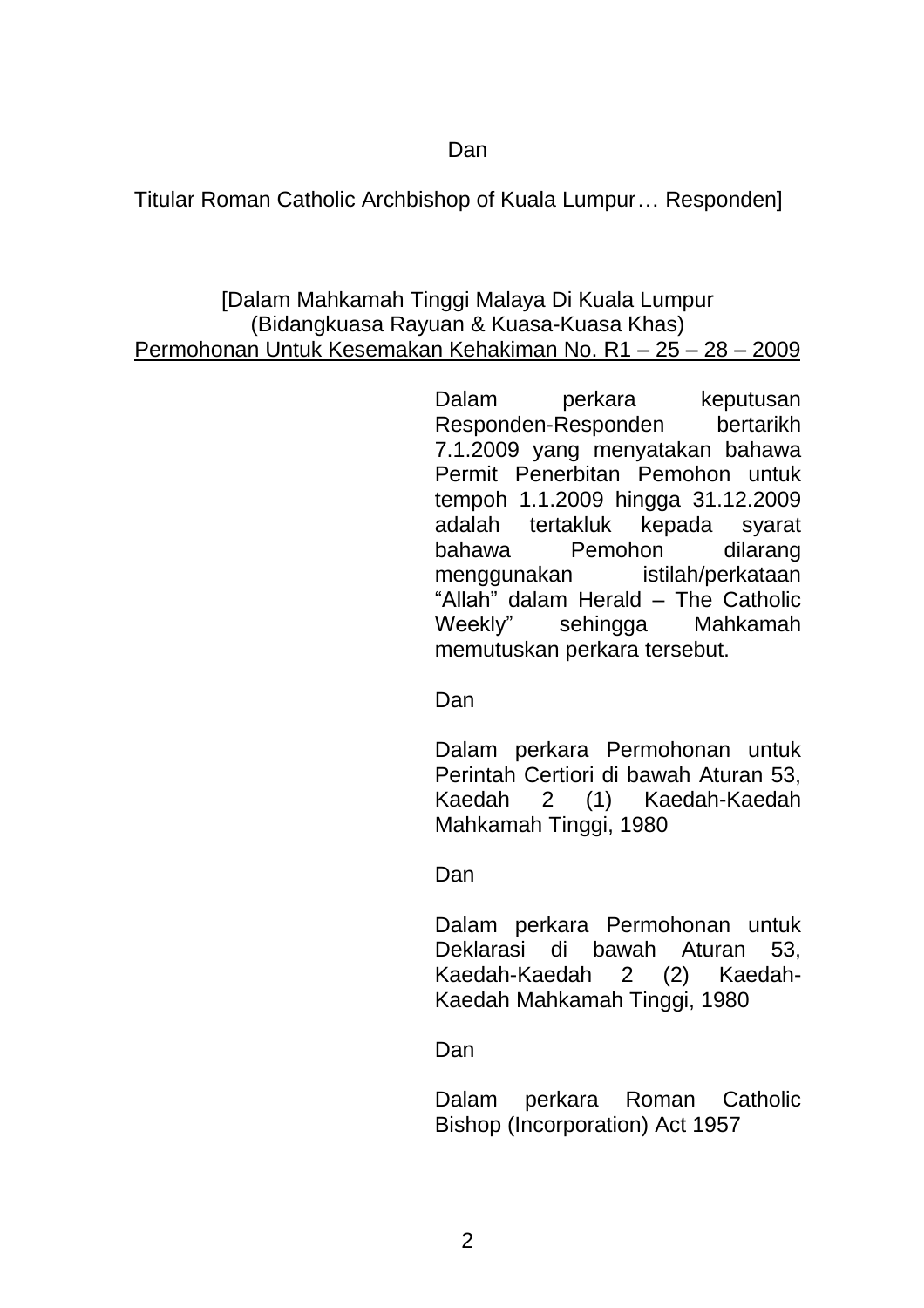Dan

Titular Roman Catholic Archbishop of Kuala Lumpur… Responden]

[Dalam Mahkamah Tinggi Malaya Di Kuala Lumpur
(Bidangkuasa Rayuan & Kuasa-Kuasa Khas)
<u>Permohonan Untuk Kesemakan Kehakiman No. R1 – 25 – 28 – 2009</u>

Dalam perkara keputusan Responden-Responden bertarikh 7.1.2009 yang menyatakan bahawa Permit Penerbitan Pemohon untuk tempoh 1.1.2009 hingga 31.12.2009 adalah tertakluk kepada syarat bahawa Pemohon dilarang menggunakan istilah/perkataan "Allah" dalam Herald – The Catholic Weekly" sehingga Mahkamah memutuskan perkara tersebut.

Dan

Dalam perkara Permohonan untuk Perintah Certiori di bawah Aturan 53, Kaedah 2 (1) Kaedah-Kaedah Mahkamah Tinggi, 1980

Dan

Dalam perkara Permohonan untuk Deklarasi di bawah Aturan 53, Kaedah-Kaedah 2 (2) Kaedah-Kaedah Mahkamah Tinggi, 1980

Dan

Dalam perkara Roman Catholic Bishop (Incorporation) Act 1957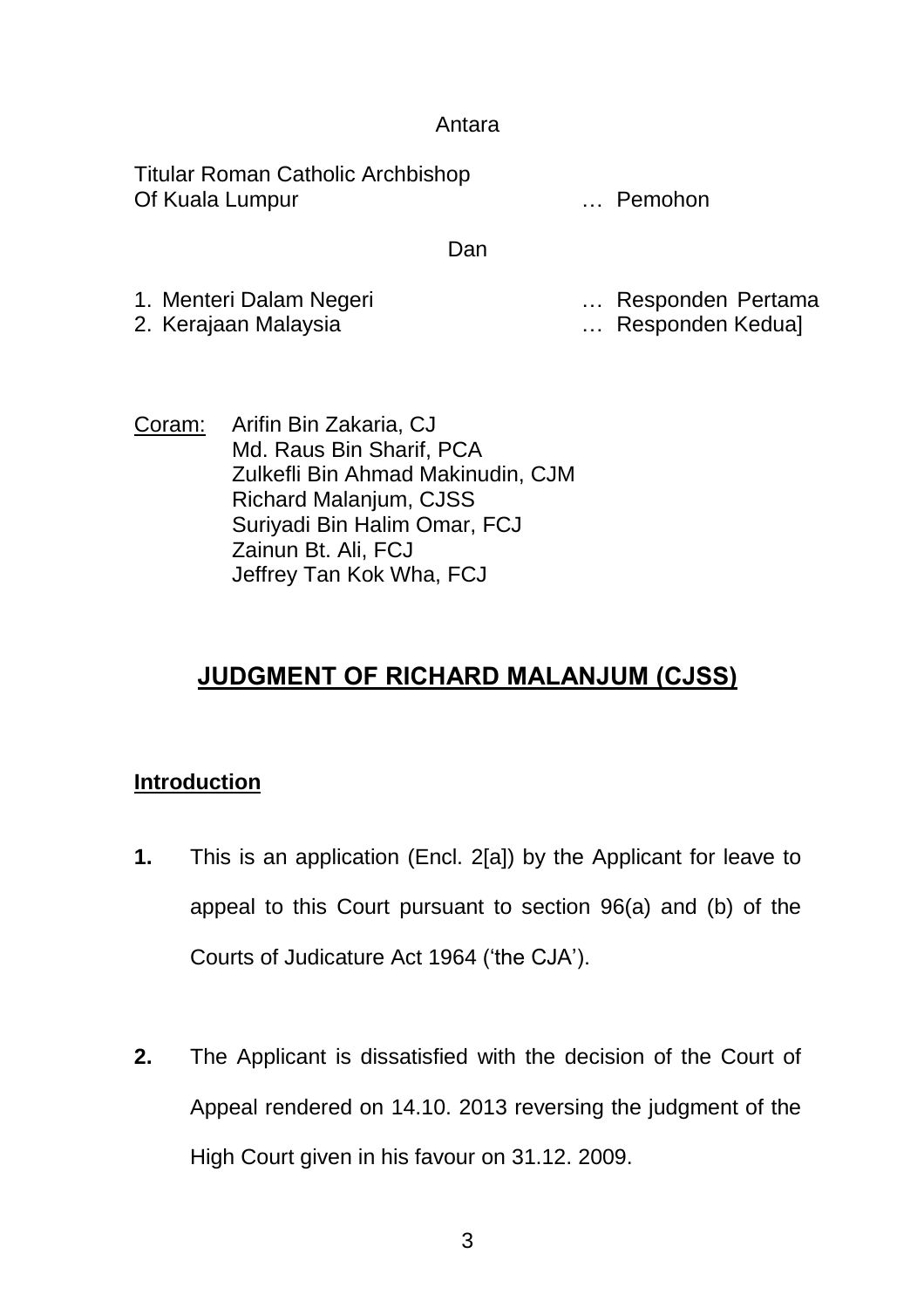Antara

Titular Roman Catholic Archbishop
Of Kuala Lumpur … Pemohon

Dan

1. Menteri Dalam Negeri … Responden Pertama
2. Kerajaan Malaysia … Responden Kedua]

Coram: Arifin Bin Zakaria, CJ
Md. Raus Bin Sharif, PCA
Zulkefli Bin Ahmad Makinudin, CJM
Richard Malanjum, CJSS
Suriyadi Bin Halim Omar, FCJ
Zainun Bt. Ali, FCJ
Jeffrey Tan Kok Wha, FCJ

## JUDGMENT OF RICHARD MALANJUM (CJSS)

### Introduction

**1.** This is an application (Encl. 2[a]) by the Applicant for leave to appeal to this Court pursuant to section 96(a) and (b) of the Courts of Judicature Act 1964 ('the CJA').

**2.** The Applicant is dissatisfied with the decision of the Court of Appeal rendered on 14.10. 2013 reversing the judgment of the High Court given in his favour on 31.12. 2009.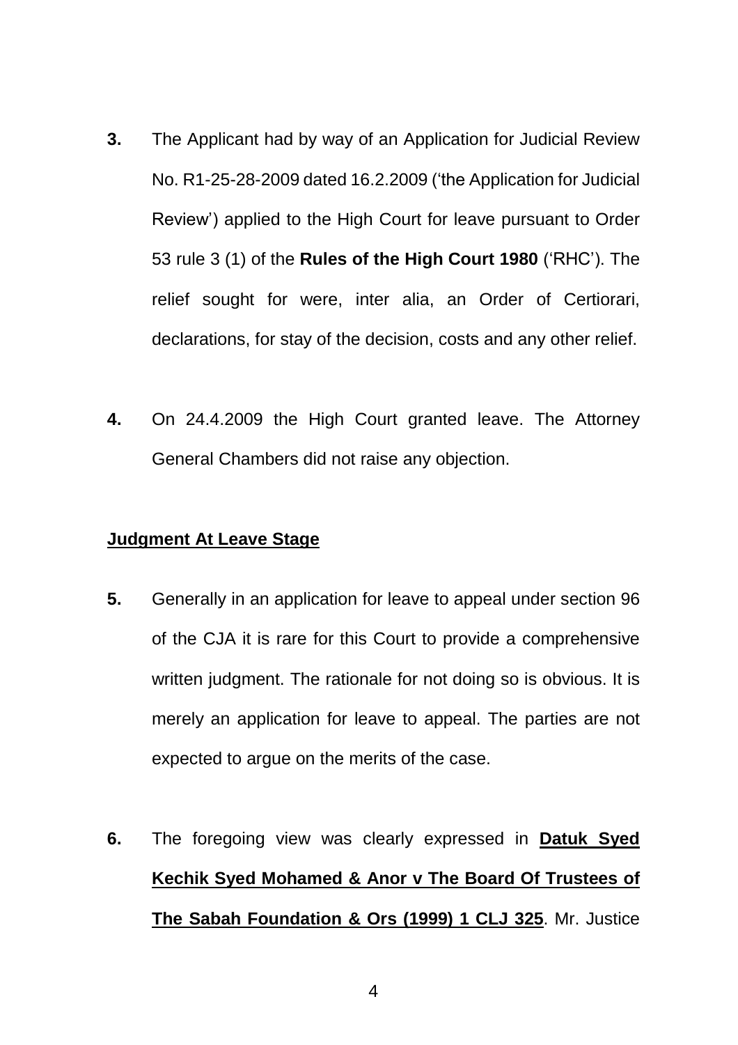**3.** The Applicant had by way of an Application for Judicial Review No. R1-25-28-2009 dated 16.2.2009 ('the Application for Judicial Review') applied to the High Court for leave pursuant to Order 53 rule 3 (1) of the **Rules of the High Court 1980** ('RHC'). The relief sought for were, inter alia, an Order of Certiorari, declarations, for stay of the decision, costs and any other relief.

**4.** On 24.4.2009 the High Court granted leave. The Attorney General Chambers did not raise any objection.

**Judgment At Leave Stage**

**5.** Generally in an application for leave to appeal under section 96 of the CJA it is rare for this Court to provide a comprehensive written judgment. The rationale for not doing so is obvious. It is merely an application for leave to appeal. The parties are not expected to argue on the merits of the case.

**6.** The foregoing view was clearly expressed in **Datuk Syed Kechik Syed Mohamed & Anor v The Board Of Trustees of The Sabah Foundation & Ors (1999) 1 CLJ 325**. Mr. Justice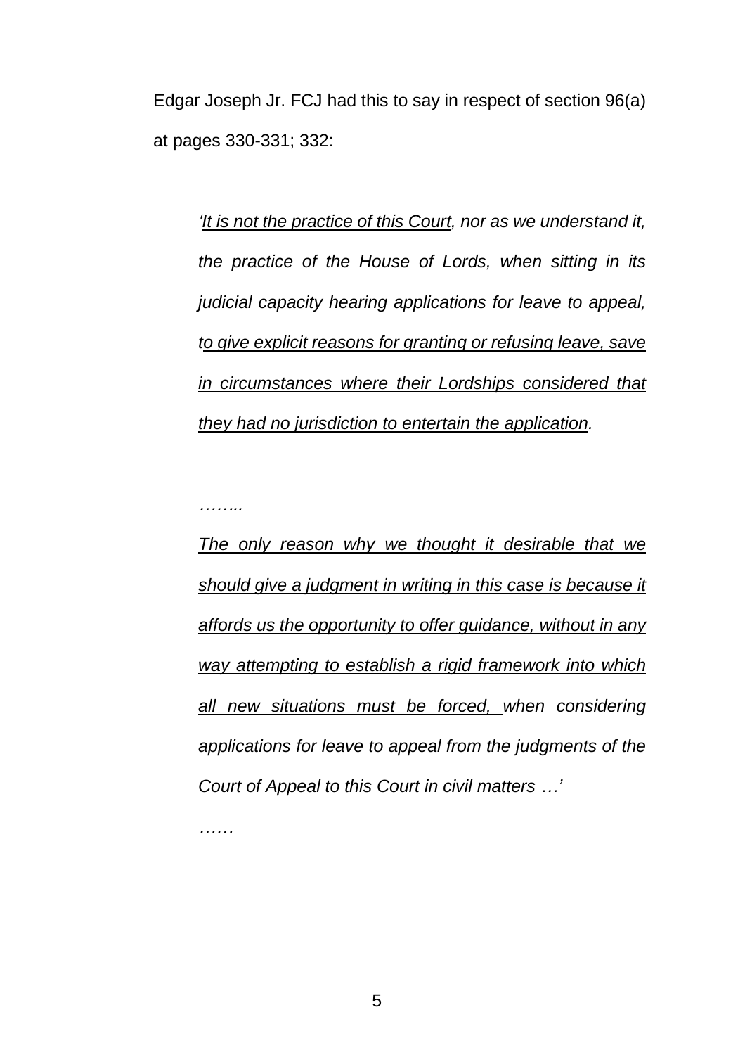Edgar Joseph Jr. FCJ had this to say in respect of section 96(a) at pages 330-331; 332:

> *'<u>It is not the practice of this Court</u>, nor as we understand it, the practice of the House of Lords, when sitting in its judicial capacity hearing applications for leave to appeal, t<u>o give explicit reasons for granting or refusing leave, save in circumstances where their Lordships considered that they had no jurisdiction to entertain the application</u>.*
>
> *……..*
>
> *<u>The only reason why we thought it desirable that we should give a judgment in writing in this case is because it affords us the opportunity to offer guidance, without in any way attempting to establish a rigid framework into which all new situations must be forced,</u> when considering applications for leave to appeal from the judgments of the Court of Appeal to this Court in civil matters …'*
>
> *……*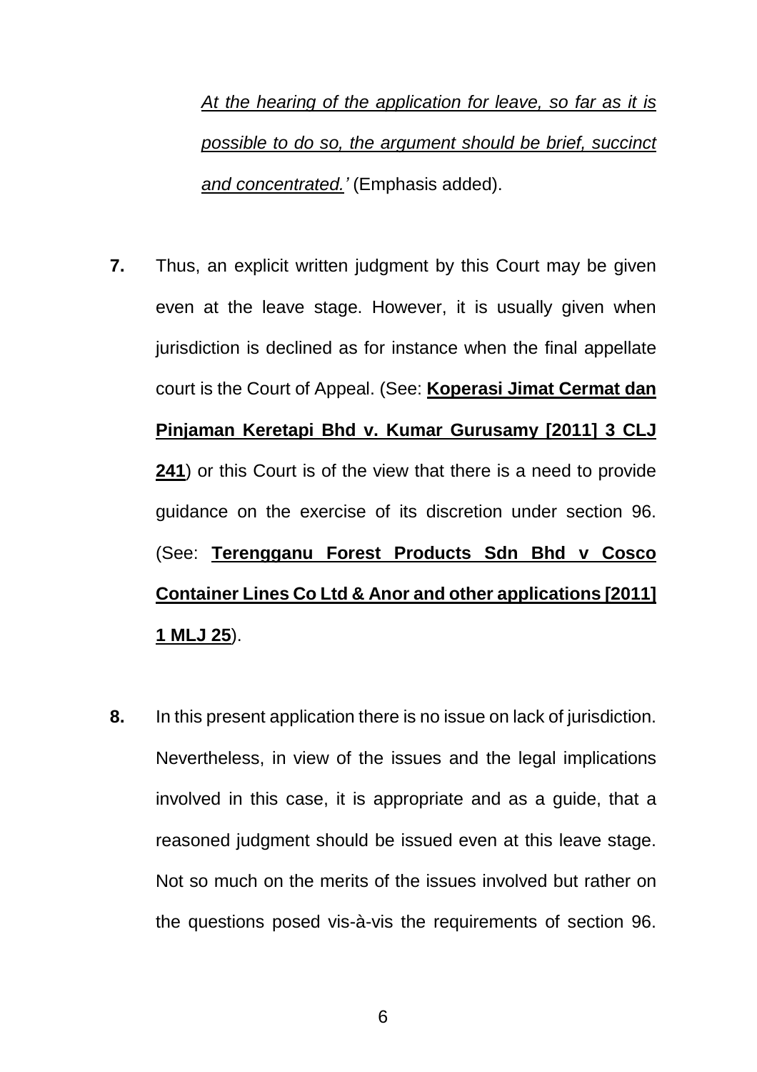*<u>At the hearing of the application for leave, so far as it is possible to do so, the argument should be brief, succinct and concentrated.</u>'* (Emphasis added).

**7.** Thus, an explicit written judgment by this Court may be given even at the leave stage. However, it is usually given when jurisdiction is declined as for instance when the final appellate court is the Court of Appeal. (See: **<u>Koperasi Jimat Cermat dan Pinjaman Keretapi Bhd v. Kumar Gurusamy [2011] 3 CLJ 241</u>**) or this Court is of the view that there is a need to provide guidance on the exercise of its discretion under section 96. (See: **<u>Terengganu Forest Products Sdn Bhd v Cosco Container Lines Co Ltd & Anor and other applications [2011] 1 MLJ 25</u>**).

**8.** In this present application there is no issue on lack of jurisdiction. Nevertheless, in view of the issues and the legal implications involved in this case, it is appropriate and as a guide, that a reasoned judgment should be issued even at this leave stage. Not so much on the merits of the issues involved but rather on the questions posed vis-à-vis the requirements of section 96.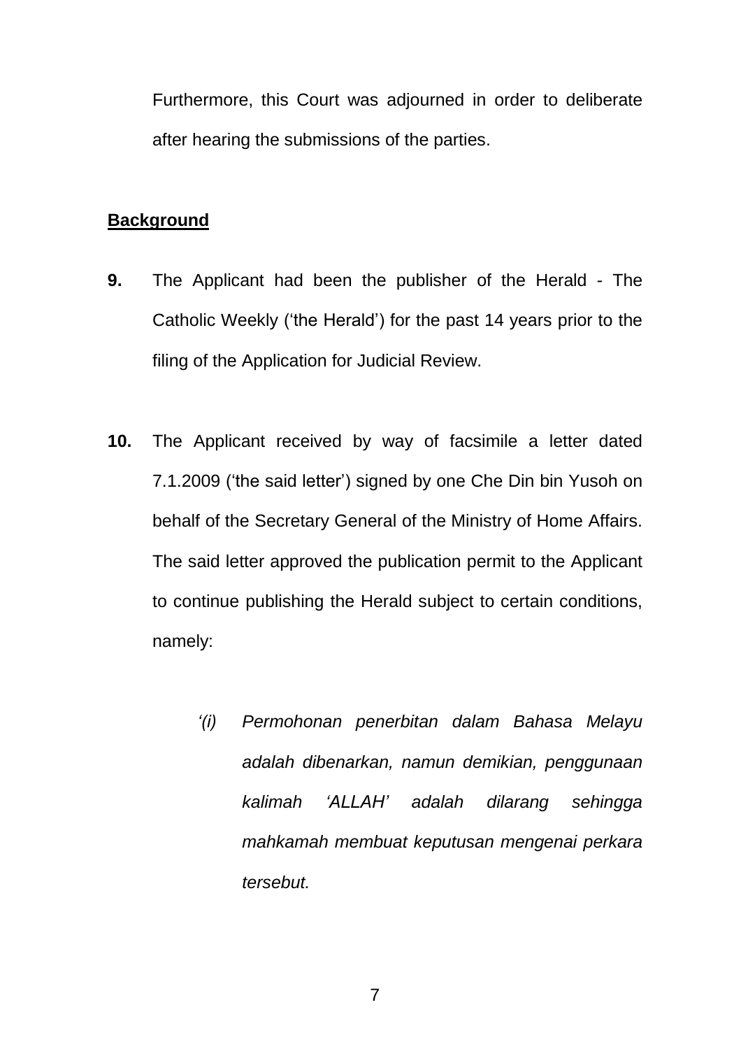Furthermore, this Court was adjourned in order to deliberate after hearing the submissions of the parties.

**Background**

**9.** The Applicant had been the publisher of the Herald - The Catholic Weekly ('the Herald') for the past 14 years prior to the filing of the Application for Judicial Review.

**10.** The Applicant received by way of facsimile a letter dated 7.1.2009 ('the said letter') signed by one Che Din bin Yusoh on behalf of the Secretary General of the Ministry of Home Affairs. The said letter approved the publication permit to the Applicant to continue publishing the Herald subject to certain conditions, namely:

> *'(i) Permohonan penerbitan dalam Bahasa Melayu adalah dibenarkan, namun demikian, penggunaan kalimah 'ALLAH' adalah dilarang sehingga mahkamah membuat keputusan mengenai perkara tersebut.*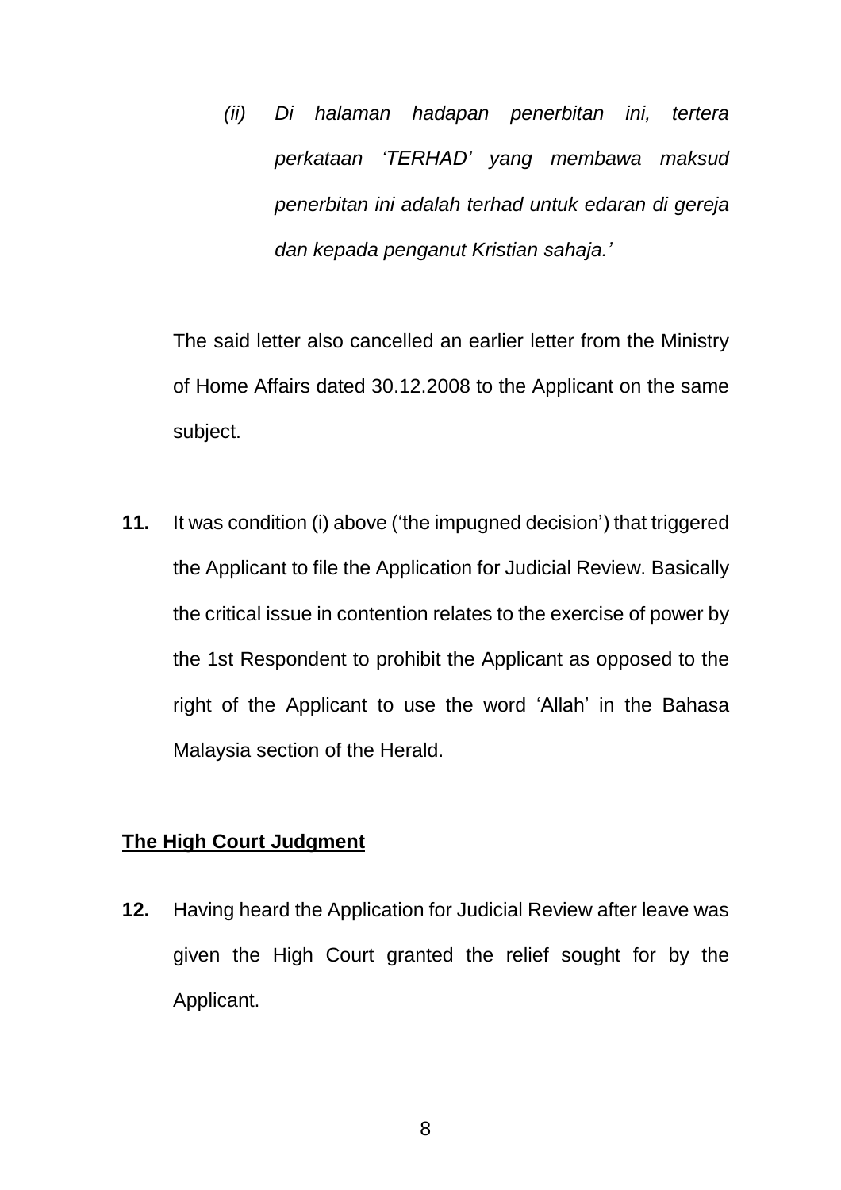> *(ii) Di halaman hadapan penerbitan ini, tertera perkataan 'TERHAD' yang membawa maksud penerbitan ini adalah terhad untuk edaran di gereja dan kepada penganut Kristian sahaja.'*

The said letter also cancelled an earlier letter from the Ministry of Home Affairs dated 30.12.2008 to the Applicant on the same subject.

**11.** It was condition (i) above ('the impugned decision') that triggered the Applicant to file the Application for Judicial Review. Basically the critical issue in contention relates to the exercise of power by the 1st Respondent to prohibit the Applicant as opposed to the right of the Applicant to use the word 'Allah' in the Bahasa Malaysia section of the Herald.

**<u>The High Court Judgment</u>**

**12.** Having heard the Application for Judicial Review after leave was given the High Court granted the relief sought for by the Applicant.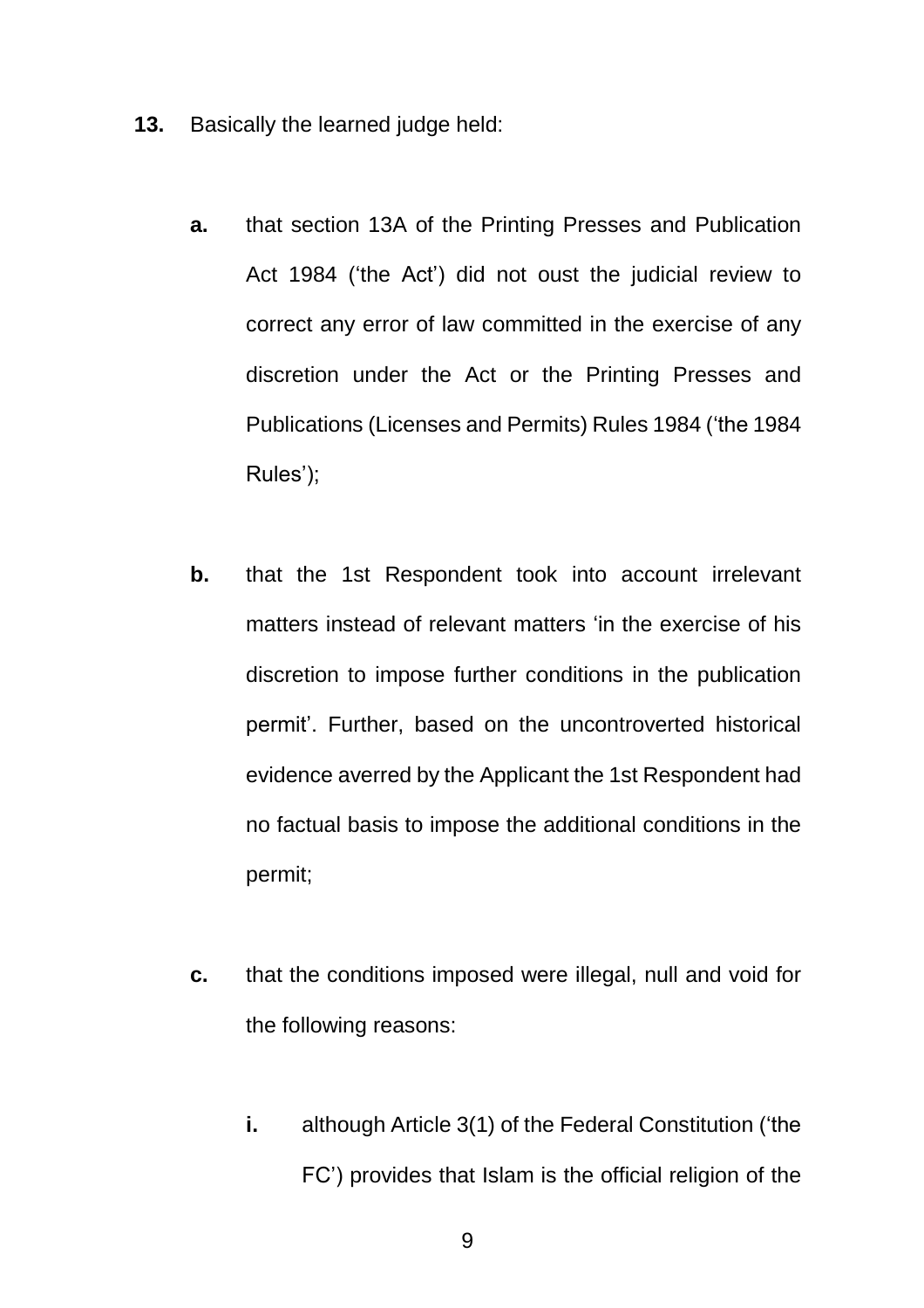**13.** Basically the learned judge held:

**a.** that section 13A of the Printing Presses and Publication Act 1984 ('the Act') did not oust the judicial review to correct any error of law committed in the exercise of any discretion under the Act or the Printing Presses and Publications (Licenses and Permits) Rules 1984 ('the 1984 Rules');

**b.** that the 1st Respondent took into account irrelevant matters instead of relevant matters 'in the exercise of his discretion to impose further conditions in the publication permit'. Further, based on the uncontroverted historical evidence averred by the Applicant the 1st Respondent had no factual basis to impose the additional conditions in the permit;

**c.** that the conditions imposed were illegal, null and void for the following reasons:

**i.** although Article 3(1) of the Federal Constitution ('the FC') provides that Islam is the official religion of the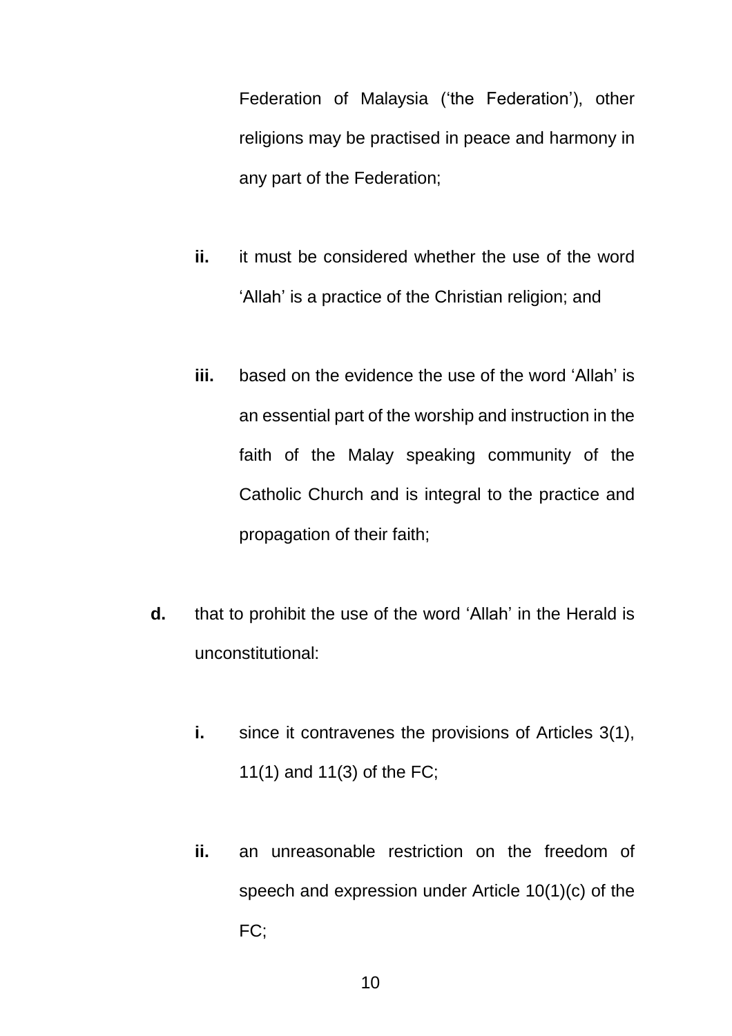Federation of Malaysia ('the Federation'), other religions may be practised in peace and harmony in any part of the Federation;

**ii.** it must be considered whether the use of the word 'Allah' is a practice of the Christian religion; and

**iii.** based on the evidence the use of the word 'Allah' is an essential part of the worship and instruction in the faith of the Malay speaking community of the Catholic Church and is integral to the practice and propagation of their faith;

**d.** that to prohibit the use of the word 'Allah' in the Herald is unconstitutional:

**i.** since it contravenes the provisions of Articles 3(1), 11(1) and 11(3) of the FC;

**ii.** an unreasonable restriction on the freedom of speech and expression under Article 10(1)(c) of the FC;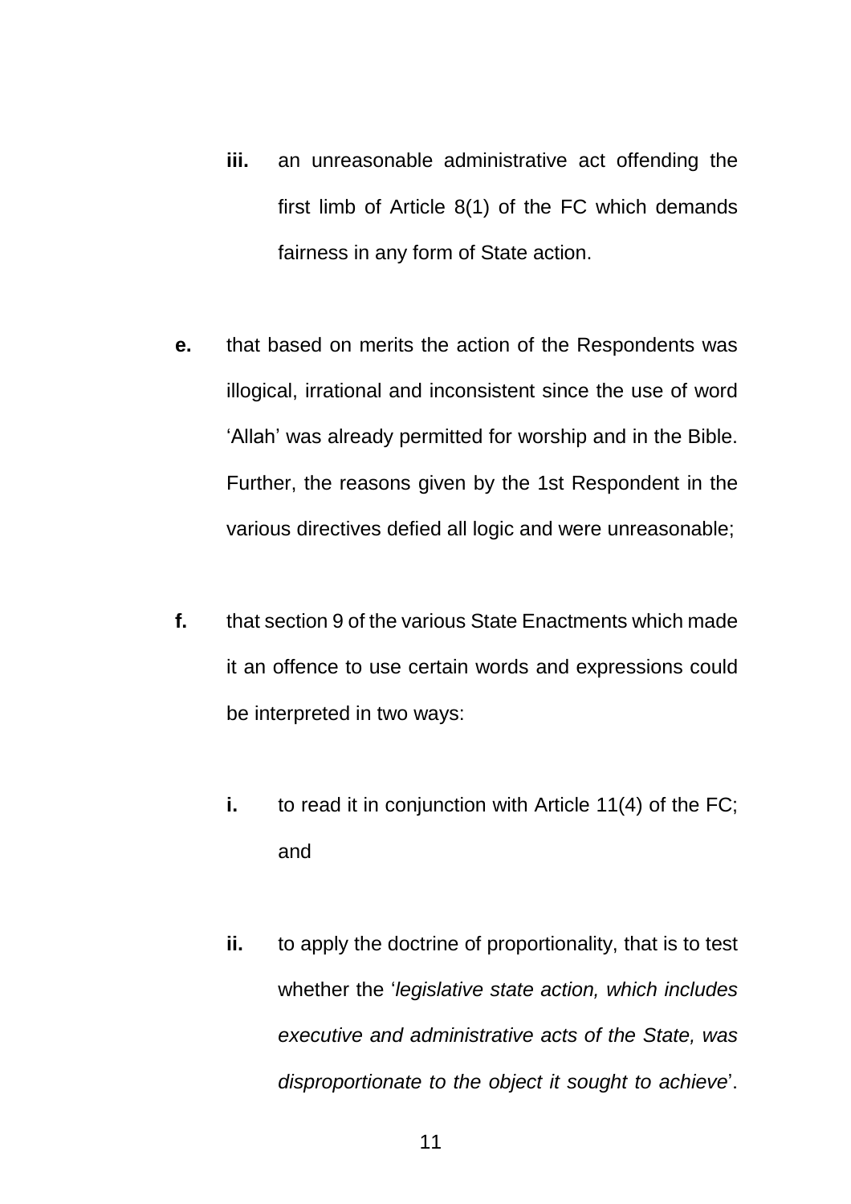**iii.** an unreasonable administrative act offending the first limb of Article 8(1) of the FC which demands fairness in any form of State action.

**e.** that based on merits the action of the Respondents was illogical, irrational and inconsistent since the use of word 'Allah' was already permitted for worship and in the Bible. Further, the reasons given by the 1st Respondent in the various directives defied all logic and were unreasonable;

**f.** that section 9 of the various State Enactments which made it an offence to use certain words and expressions could be interpreted in two ways:

**i.** to read it in conjunction with Article 11(4) of the FC; and

**ii.** to apply the doctrine of proportionality, that is to test whether the '*legislative state action, which includes executive and administrative acts of the State, was disproportionate to the object it sought to achieve*'.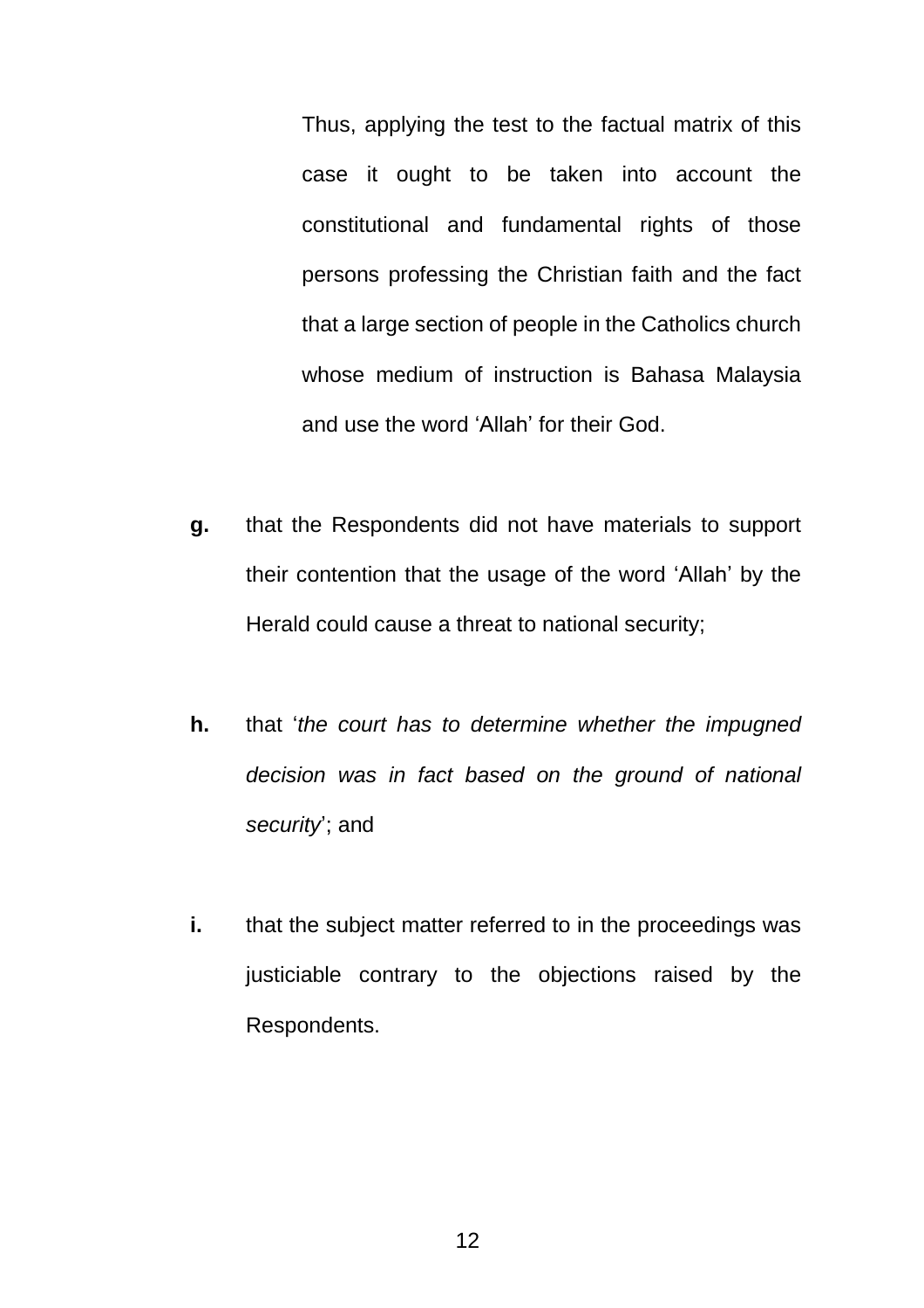Thus, applying the test to the factual matrix of this case it ought to be taken into account the constitutional and fundamental rights of those persons professing the Christian faith and the fact that a large section of people in the Catholics church whose medium of instruction is Bahasa Malaysia and use the word 'Allah' for their God.

**g.** that the Respondents did not have materials to support their contention that the usage of the word 'Allah' by the Herald could cause a threat to national security;

**h.** that '*the court has to determine whether the impugned decision was in fact based on the ground of national security*'; and

**i.** that the subject matter referred to in the proceedings was justiciable contrary to the objections raised by the Respondents.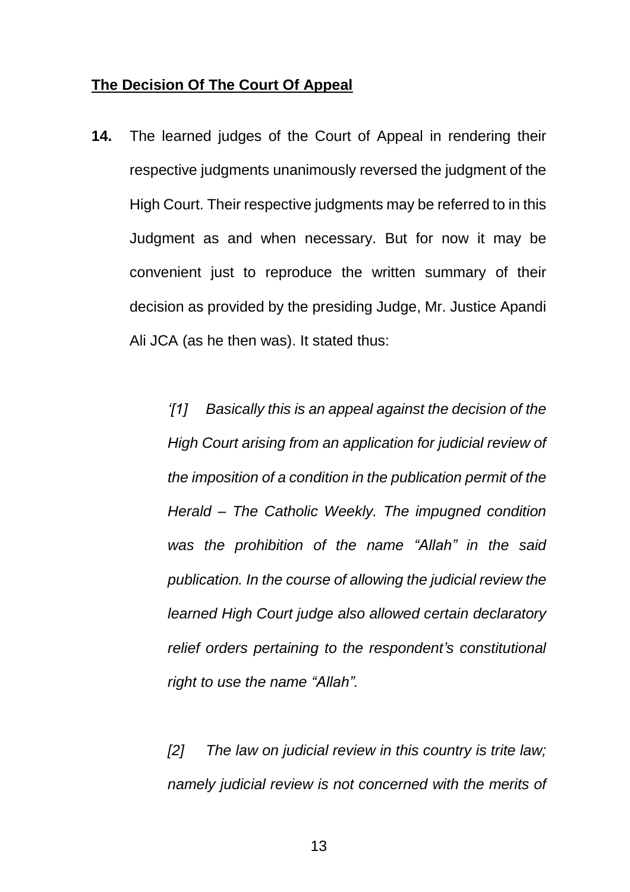**The Decision Of The Court Of Appeal**

**14.** The learned judges of the Court of Appeal in rendering their respective judgments unanimously reversed the judgment of the High Court. Their respective judgments may be referred to in this Judgment as and when necessary. But for now it may be convenient just to reproduce the written summary of their decision as provided by the presiding Judge, Mr. Justice Apandi Ali JCA (as he then was). It stated thus:

> *'[1] Basically this is an appeal against the decision of the High Court arising from an application for judicial review of the imposition of a condition in the publication permit of the Herald – The Catholic Weekly. The impugned condition was the prohibition of the name "Allah" in the said publication. In the course of allowing the judicial review the learned High Court judge also allowed certain declaratory relief orders pertaining to the respondent's constitutional right to use the name "Allah".*
>
> *[2] The law on judicial review in this country is trite law; namely judicial review is not concerned with the merits of*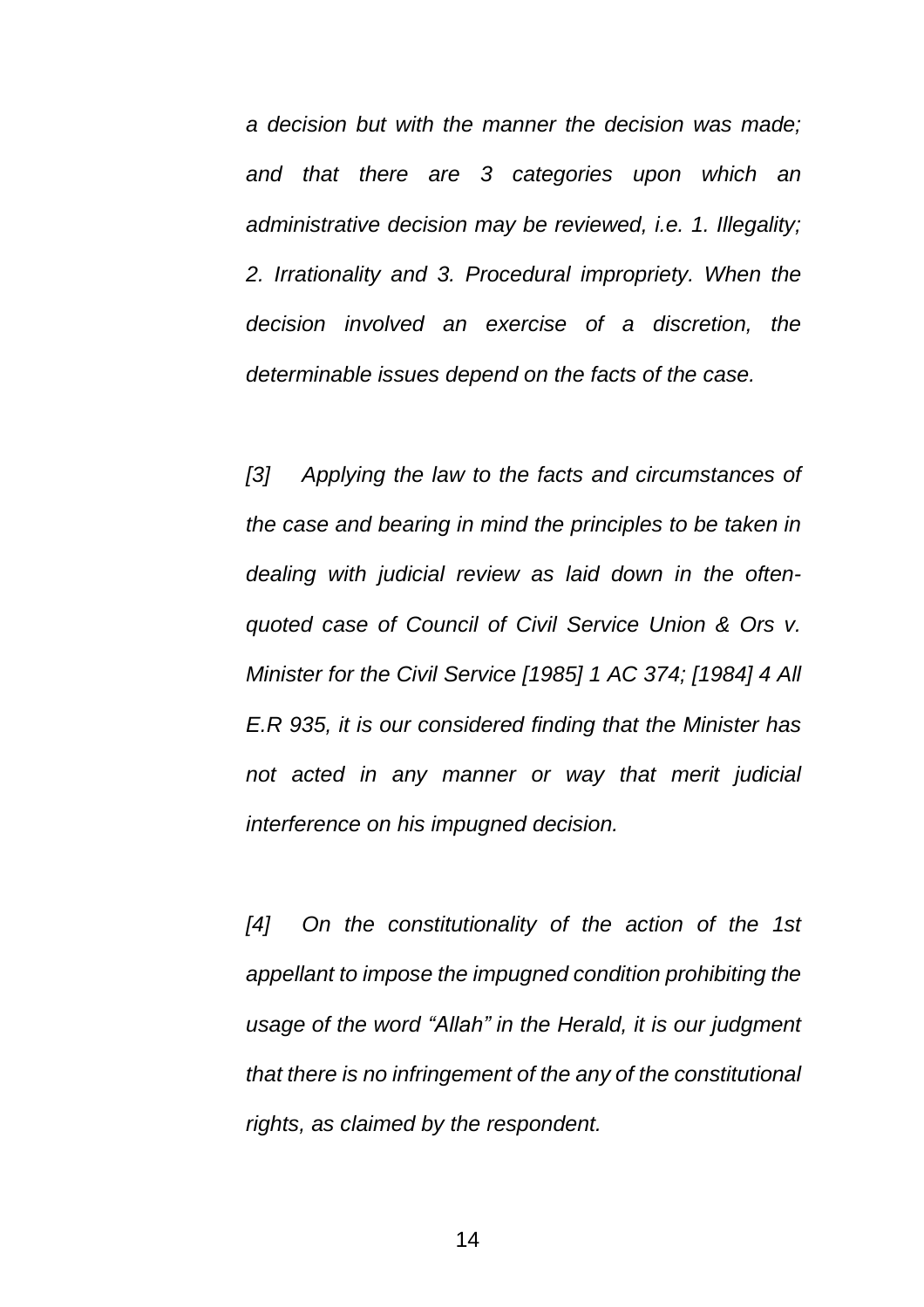*a decision but with the manner the decision was made; and that there are 3 categories upon which an administrative decision may be reviewed, i.e. 1. Illegality; 2. Irrationality and 3. Procedural impropriety. When the decision involved an exercise of a discretion, the determinable issues depend on the facts of the case.*

*[3] Applying the law to the facts and circumstances of the case and bearing in mind the principles to be taken in dealing with judicial review as laid down in the often-quoted case of Council of Civil Service Union & Ors v. Minister for the Civil Service [1985] 1 AC 374; [1984] 4 All E.R 935, it is our considered finding that the Minister has not acted in any manner or way that merit judicial interference on his impugned decision.*

*[4] On the constitutionality of the action of the 1st appellant to impose the impugned condition prohibiting the usage of the word "Allah" in the Herald, it is our judgment that there is no infringement of the any of the constitutional rights, as claimed by the respondent.*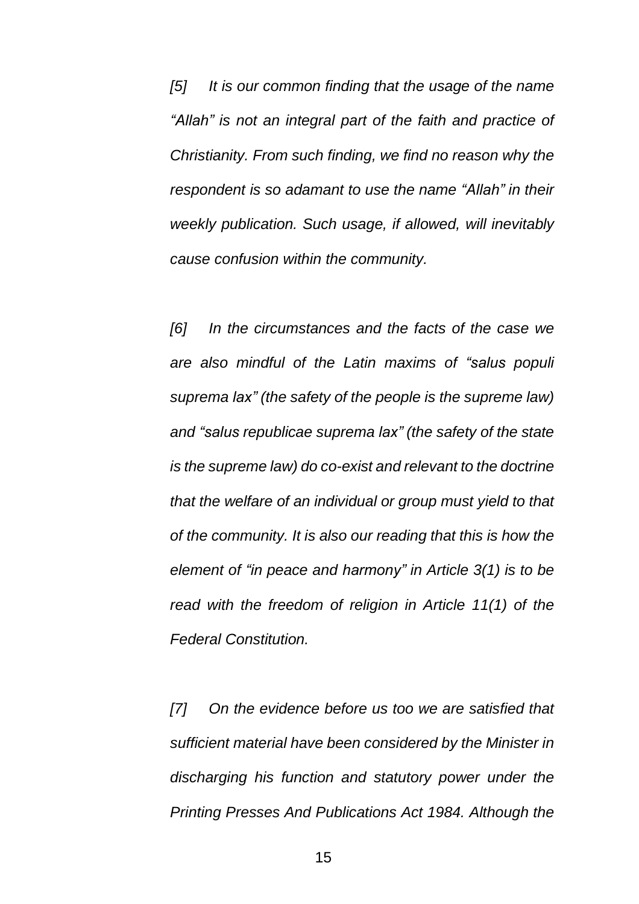*[5] It is our common finding that the usage of the name "Allah" is not an integral part of the faith and practice of Christianity. From such finding, we find no reason why the respondent is so adamant to use the name "Allah" in their weekly publication. Such usage, if allowed, will inevitably cause confusion within the community.*

*[6] In the circumstances and the facts of the case we are also mindful of the Latin maxims of "salus populi suprema lax" (the safety of the people is the supreme law) and "salus republicae suprema lax" (the safety of the state is the supreme law) do co-exist and relevant to the doctrine that the welfare of an individual or group must yield to that of the community. It is also our reading that this is how the element of "in peace and harmony" in Article 3(1) is to be read with the freedom of religion in Article 11(1) of the Federal Constitution.*

*[7] On the evidence before us too we are satisfied that sufficient material have been considered by the Minister in discharging his function and statutory power under the Printing Presses And Publications Act 1984. Although the*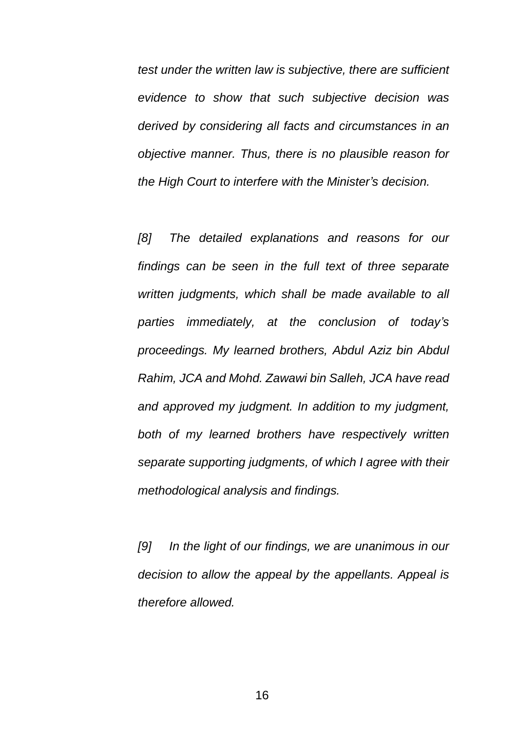*test under the written law is subjective, there are sufficient evidence to show that such subjective decision was derived by considering all facts and circumstances in an objective manner. Thus, there is no plausible reason for the High Court to interfere with the Minister's decision.*

*[8] The detailed explanations and reasons for our findings can be seen in the full text of three separate written judgments, which shall be made available to all parties immediately, at the conclusion of today's proceedings. My learned brothers, Abdul Aziz bin Abdul Rahim, JCA and Mohd. Zawawi bin Salleh, JCA have read and approved my judgment. In addition to my judgment, both of my learned brothers have respectively written separate supporting judgments, of which I agree with their methodological analysis and findings.*

*[9] In the light of our findings, we are unanimous in our decision to allow the appeal by the appellants. Appeal is therefore allowed.*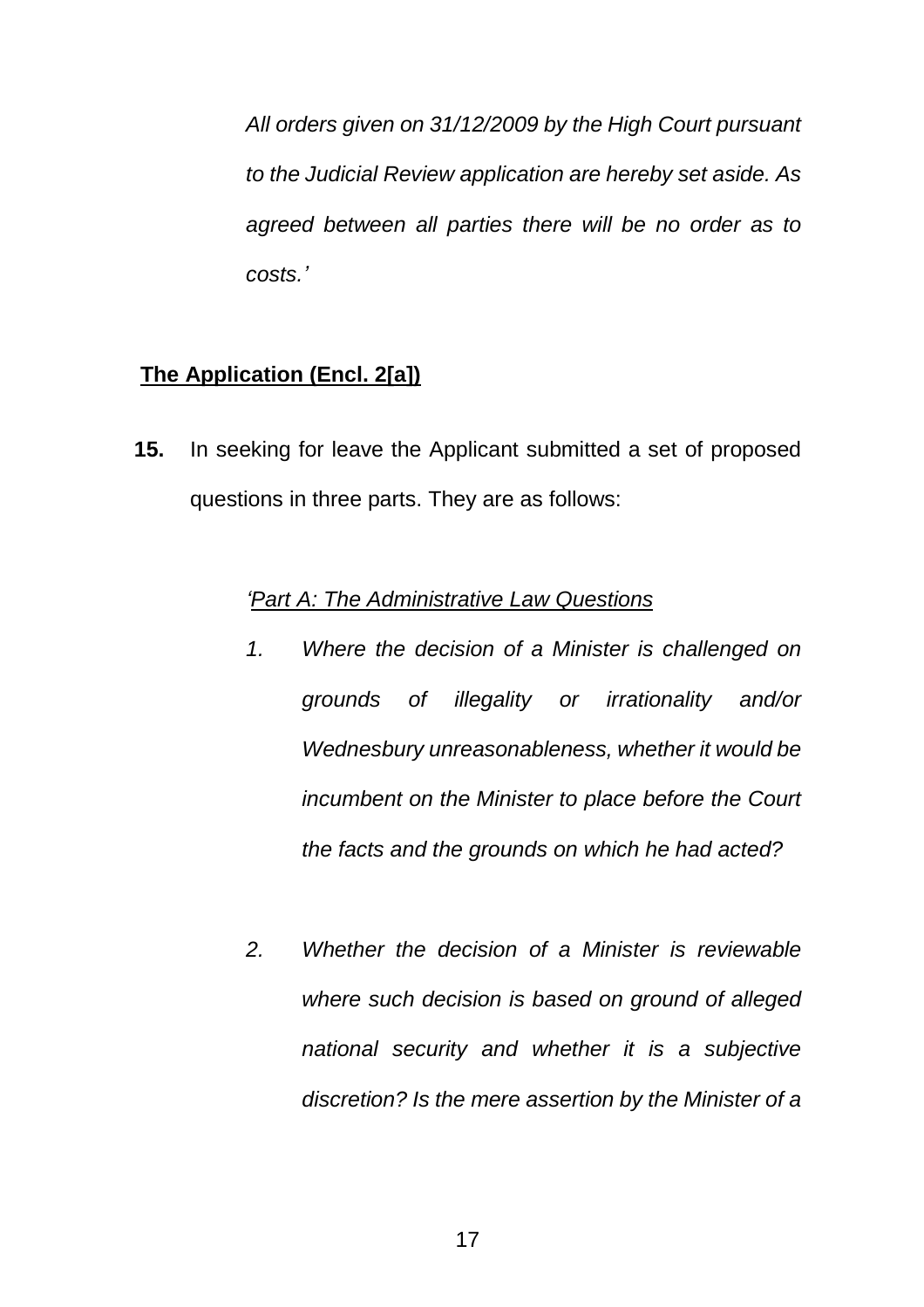*All orders given on 31/12/2009 by the High Court pursuant to the Judicial Review application are hereby set aside. As agreed between all parties there will be no order as to costs.'*

**The Application (Encl. 2[a])**

**15.** In seeking for leave the Applicant submitted a set of proposed questions in three parts. They are as follows:

*'Part A: The Administrative Law Questions*

1. *Where the decision of a Minister is challenged on grounds of illegality or irrationality and/or Wednesbury unreasonableness, whether it would be incumbent on the Minister to place before the Court the facts and the grounds on which he had acted?*

2. *Whether the decision of a Minister is reviewable where such decision is based on ground of alleged national security and whether it is a subjective discretion? Is the mere assertion by the Minister of a*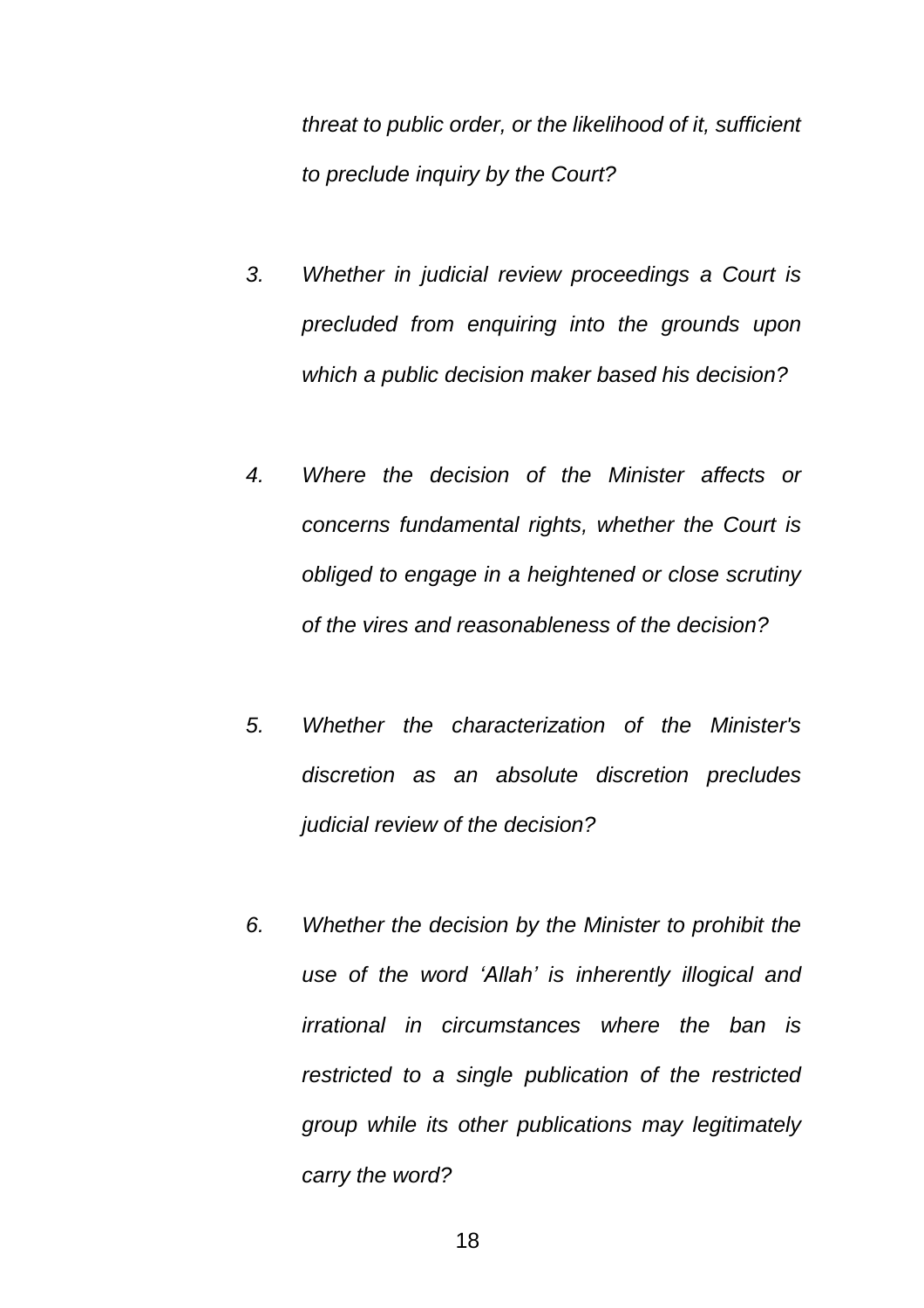*threat to public order, or the likelihood of it, sufficient to preclude inquiry by the Court?*

3. *Whether in judicial review proceedings a Court is precluded from enquiring into the grounds upon which a public decision maker based his decision?*

4. *Where the decision of the Minister affects or concerns fundamental rights, whether the Court is obliged to engage in a heightened or close scrutiny of the vires and reasonableness of the decision?*

5. *Whether the characterization of the Minister's discretion as an absolute discretion precludes judicial review of the decision?*

6. *Whether the decision by the Minister to prohibit the use of the word 'Allah' is inherently illogical and irrational in circumstances where the ban is restricted to a single publication of the restricted group while its other publications may legitimately carry the word?*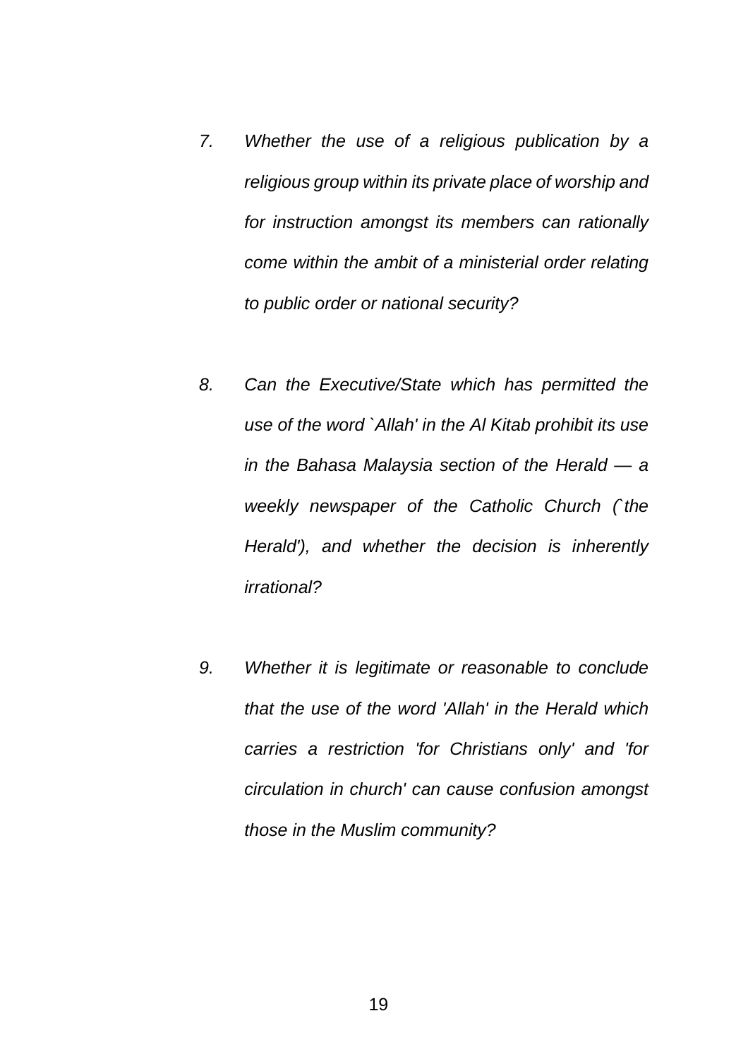7. *Whether the use of a religious publication by a religious group within its private place of worship and for instruction amongst its members can rationally come within the ambit of a ministerial order relating to public order or national security?*

8. *Can the Executive/State which has permitted the use of the word `Allah' in the Al Kitab prohibit its use in the Bahasa Malaysia section of the Herald — a weekly newspaper of the Catholic Church (`the Herald'), and whether the decision is inherently irrational?*

9. *Whether it is legitimate or reasonable to conclude that the use of the word 'Allah' in the Herald which carries a restriction 'for Christians only' and 'for circulation in church' can cause confusion amongst those in the Muslim community?*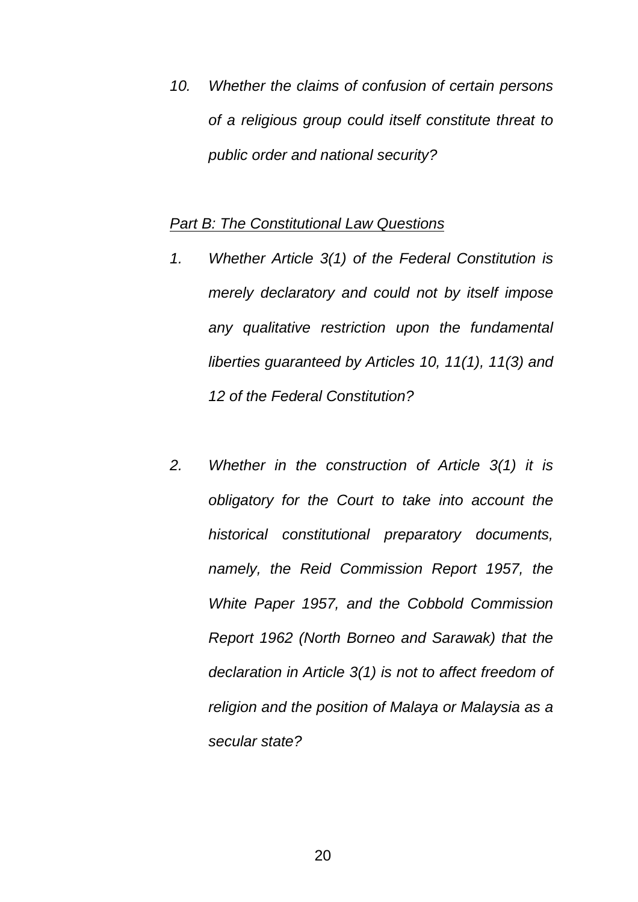10. *Whether the claims of confusion of certain persons of a religious group could itself constitute threat to public order and national security?*

*<u>Part B: The Constitutional Law Questions</u>*

1. *Whether Article 3(1) of the Federal Constitution is merely declaratory and could not by itself impose any qualitative restriction upon the fundamental liberties guaranteed by Articles 10, 11(1), 11(3) and 12 of the Federal Constitution?*

2. *Whether in the construction of Article 3(1) it is obligatory for the Court to take into account the historical constitutional preparatory documents, namely, the Reid Commission Report 1957, the White Paper 1957, and the Cobbold Commission Report 1962 (North Borneo and Sarawak) that the declaration in Article 3(1) is not to affect freedom of religion and the position of Malaya or Malaysia as a secular state?*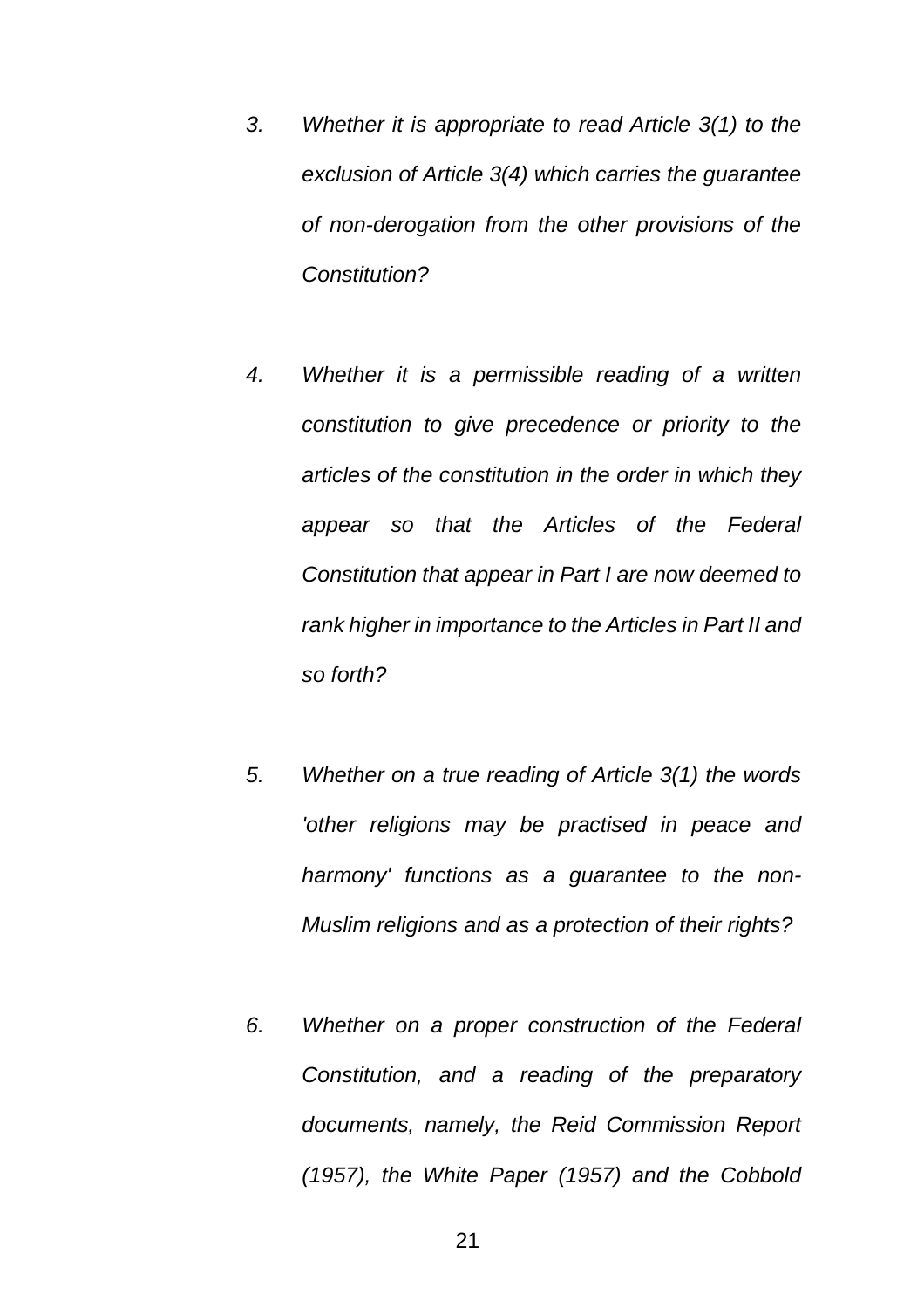*3. Whether it is appropriate to read Article 3(1) to the exclusion of Article 3(4) which carries the guarantee of non-derogation from the other provisions of the Constitution?*

*4. Whether it is a permissible reading of a written constitution to give precedence or priority to the articles of the constitution in the order in which they appear so that the Articles of the Federal Constitution that appear in Part I are now deemed to rank higher in importance to the Articles in Part II and so forth?*

*5. Whether on a true reading of Article 3(1) the words 'other religions may be practised in peace and harmony' functions as a guarantee to the non-Muslim religions and as a protection of their rights?*

*6. Whether on a proper construction of the Federal Constitution, and a reading of the preparatory documents, namely, the Reid Commission Report (1957), the White Paper (1957) and the Cobbold*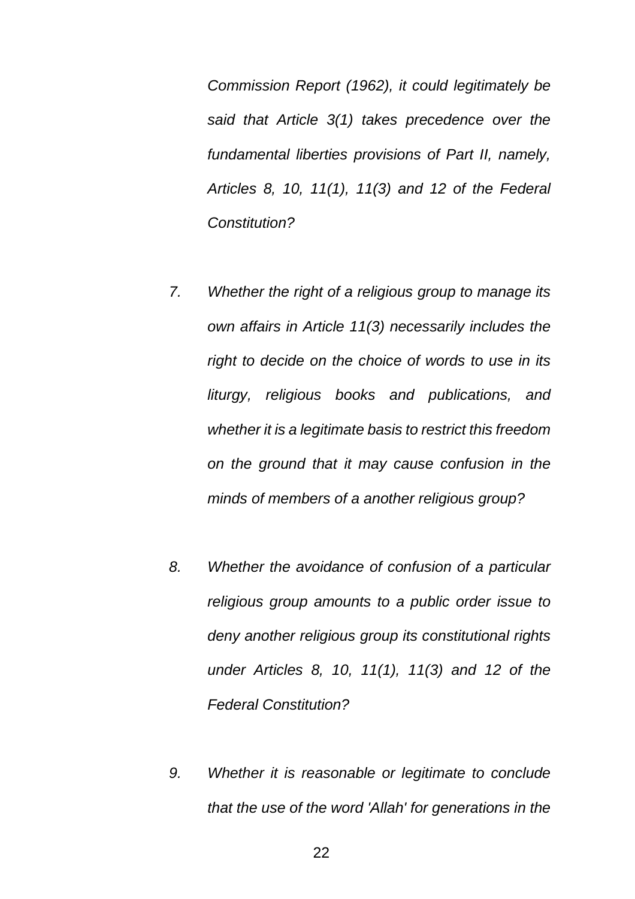*Commission Report (1962), it could legitimately be said that Article 3(1) takes precedence over the fundamental liberties provisions of Part II, namely, Articles 8, 10, 11(1), 11(3) and 12 of the Federal Constitution?*

7. *Whether the right of a religious group to manage its own affairs in Article 11(3) necessarily includes the right to decide on the choice of words to use in its liturgy, religious books and publications, and whether it is a legitimate basis to restrict this freedom on the ground that it may cause confusion in the minds of members of a another religious group?*

8. *Whether the avoidance of confusion of a particular religious group amounts to a public order issue to deny another religious group its constitutional rights under Articles 8, 10, 11(1), 11(3) and 12 of the Federal Constitution?*

9. *Whether it is reasonable or legitimate to conclude that the use of the word 'Allah' for generations in the*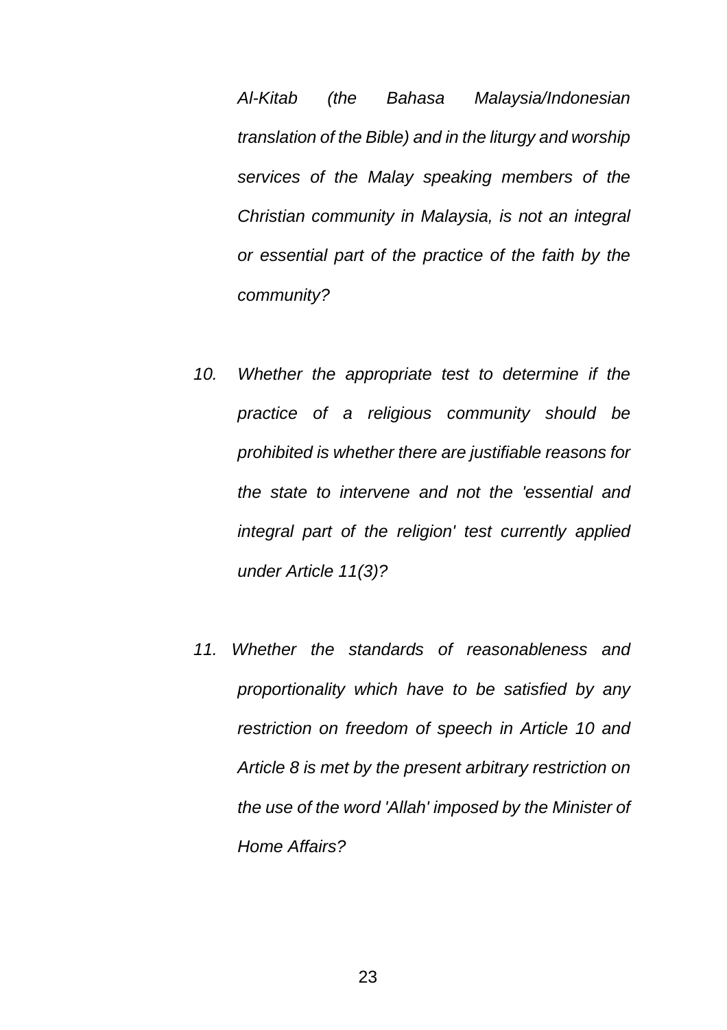*Al-Kitab (the Bahasa Malaysia/Indonesian translation of the Bible) and in the liturgy and worship services of the Malay speaking members of the Christian community in Malaysia, is not an integral or essential part of the practice of the faith by the community?*

10. *Whether the appropriate test to determine if the practice of a religious community should be prohibited is whether there are justifiable reasons for the state to intervene and not the 'essential and integral part of the religion' test currently applied under Article 11(3)?*

11. *Whether the standards of reasonableness and proportionality which have to be satisfied by any restriction on freedom of speech in Article 10 and Article 8 is met by the present arbitrary restriction on the use of the word 'Allah' imposed by the Minister of Home Affairs?*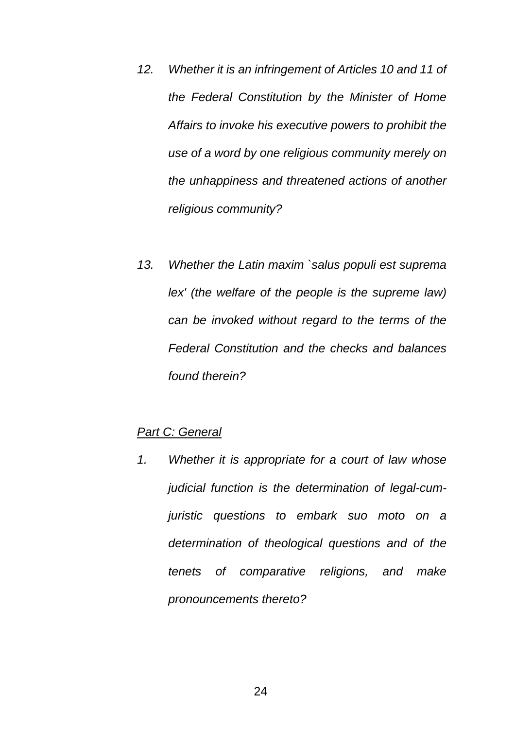12. *Whether it is an infringement of Articles 10 and 11 of the Federal Constitution by the Minister of Home Affairs to invoke his executive powers to prohibit the use of a word by one religious community merely on the unhappiness and threatened actions of another religious community?*

13. *Whether the Latin maxim `salus populi est suprema lex' (the welfare of the people is the supreme law) can be invoked without regard to the terms of the Federal Constitution and the checks and balances found therein?*

*Part C: General*

1. *Whether it is appropriate for a court of law whose judicial function is the determination of legal-cum-juristic questions to embark suo moto on a determination of theological questions and of the tenets of comparative religions, and make pronouncements thereto?*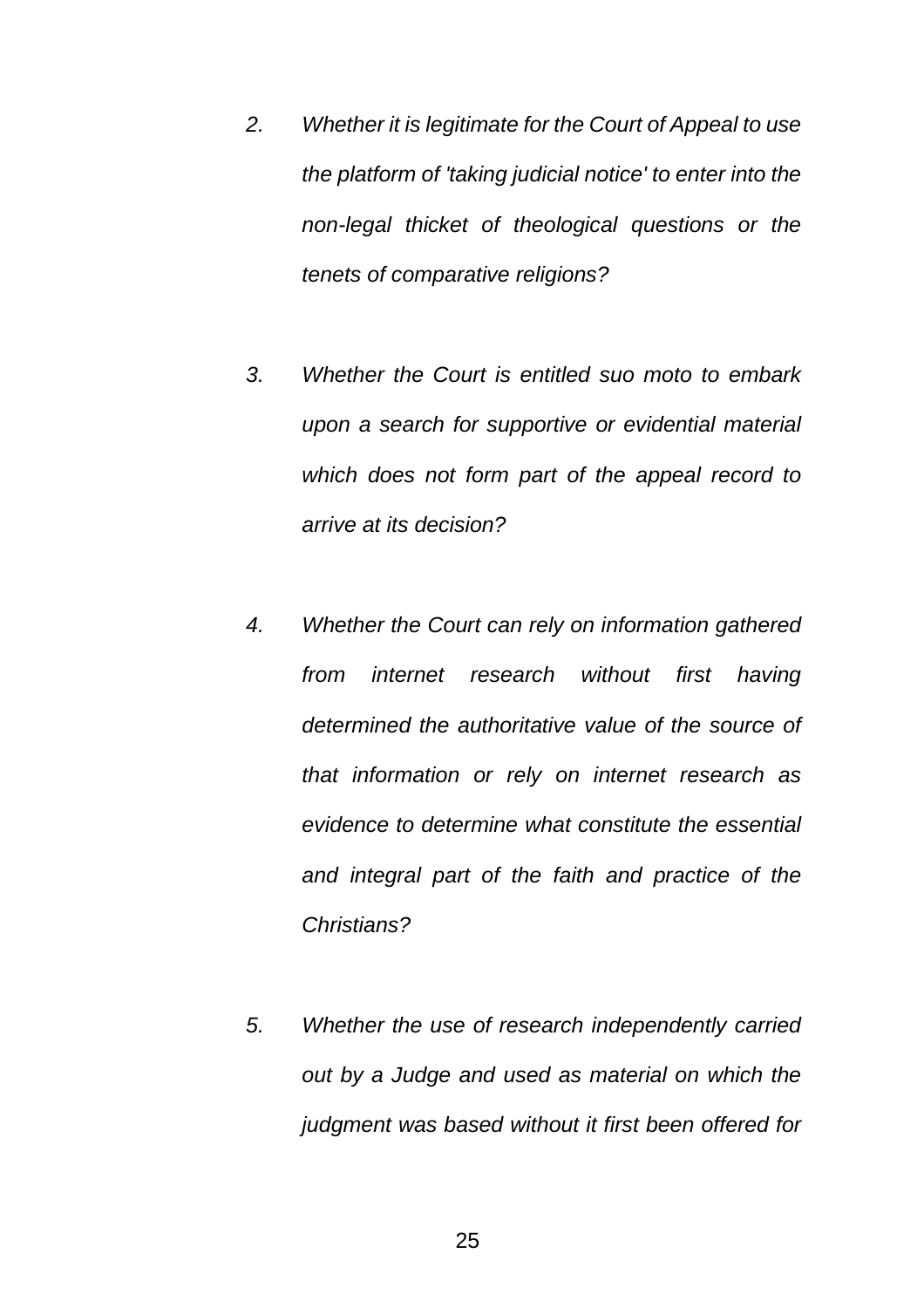2. *Whether it is legitimate for the Court of Appeal to use the platform of 'taking judicial notice' to enter into the non-legal thicket of theological questions or the tenets of comparative religions?*

3. *Whether the Court is entitled suo moto to embark upon a search for supportive or evidential material which does not form part of the appeal record to arrive at its decision?*

4. *Whether the Court can rely on information gathered from internet research without first having determined the authoritative value of the source of that information or rely on internet research as evidence to determine what constitute the essential and integral part of the faith and practice of the Christians?*

5. *Whether the use of research independently carried out by a Judge and used as material on which the judgment was based without it first been offered for*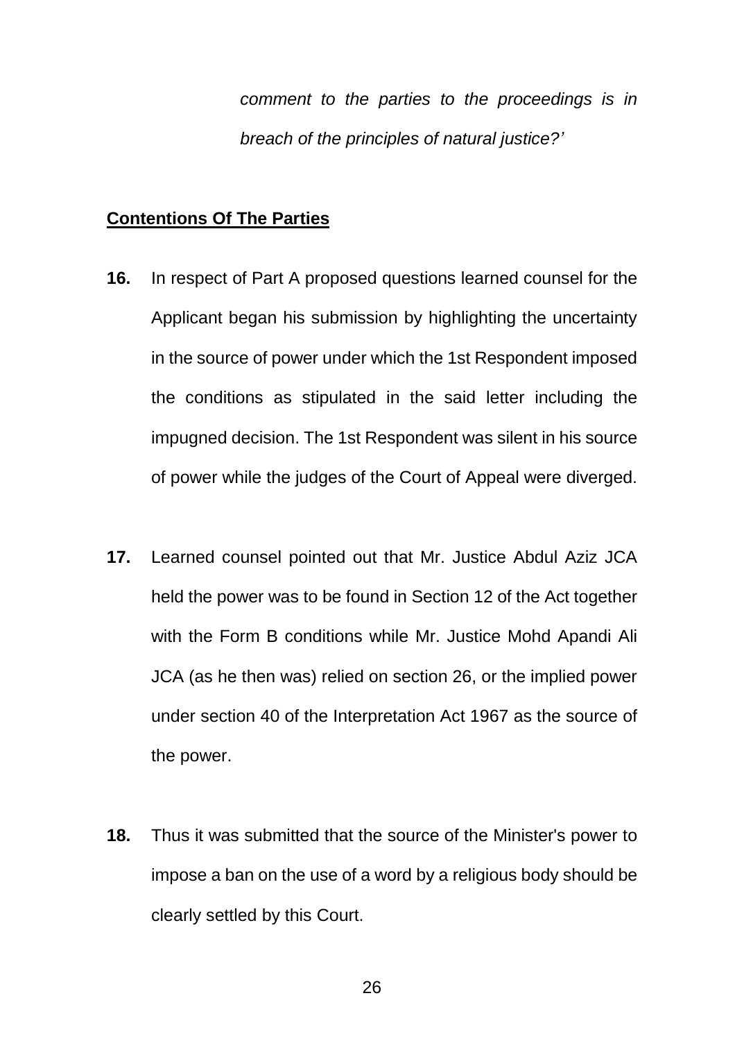*comment to the parties to the proceedings is in breach of the principles of natural justice?'*

**Contentions Of The Parties**

**16.** In respect of Part A proposed questions learned counsel for the Applicant began his submission by highlighting the uncertainty in the source of power under which the 1st Respondent imposed the conditions as stipulated in the said letter including the impugned decision. The 1st Respondent was silent in his source of power while the judges of the Court of Appeal were diverged.

**17.** Learned counsel pointed out that Mr. Justice Abdul Aziz JCA held the power was to be found in Section 12 of the Act together with the Form B conditions while Mr. Justice Mohd Apandi Ali JCA (as he then was) relied on section 26, or the implied power under section 40 of the Interpretation Act 1967 as the source of the power.

**18.** Thus it was submitted that the source of the Minister's power to impose a ban on the use of a word by a religious body should be clearly settled by this Court.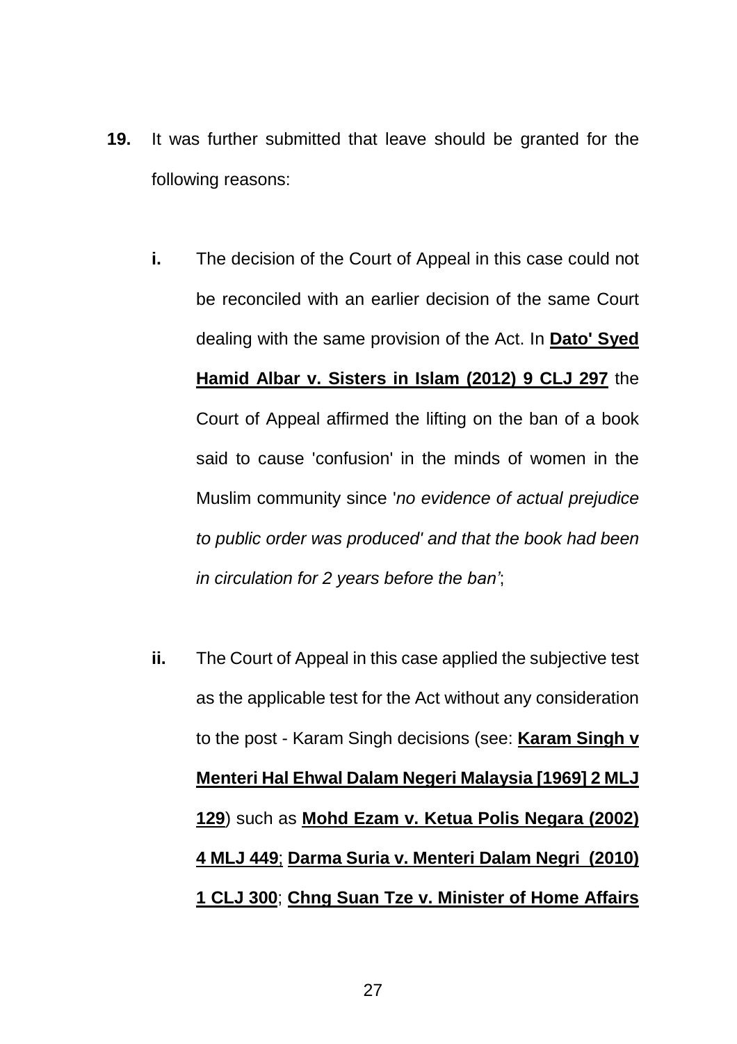**19.** It was further submitted that leave should be granted for the following reasons:

**i.** The decision of the Court of Appeal in this case could not be reconciled with an earlier decision of the same Court dealing with the same provision of the Act. In **<u>Dato' Syed Hamid Albar v. Sisters in Islam (2012) 9 CLJ 297</u>** the Court of Appeal affirmed the lifting on the ban of a book said to cause 'confusion' in the minds of women in the Muslim community since '*no evidence of actual prejudice to public order was produced' and that the book had been in circulation for 2 years before the ban'*;

**ii.** The Court of Appeal in this case applied the subjective test as the applicable test for the Act without any consideration to the post - Karam Singh decisions (see: **<u>Karam Singh v Menteri Hal Ehwal Dalam Negeri Malaysia [1969] 2 MLJ 129</u>**) such as **<u>Mohd Ezam v. Ketua Polis Negara (2002) 4 MLJ 449</u>**; **<u>Darma Suria v. Menteri Dalam Negri (2010) 1 CLJ 300</u>**; **<u>Chng Suan Tze v. Minister of Home Affairs</u>**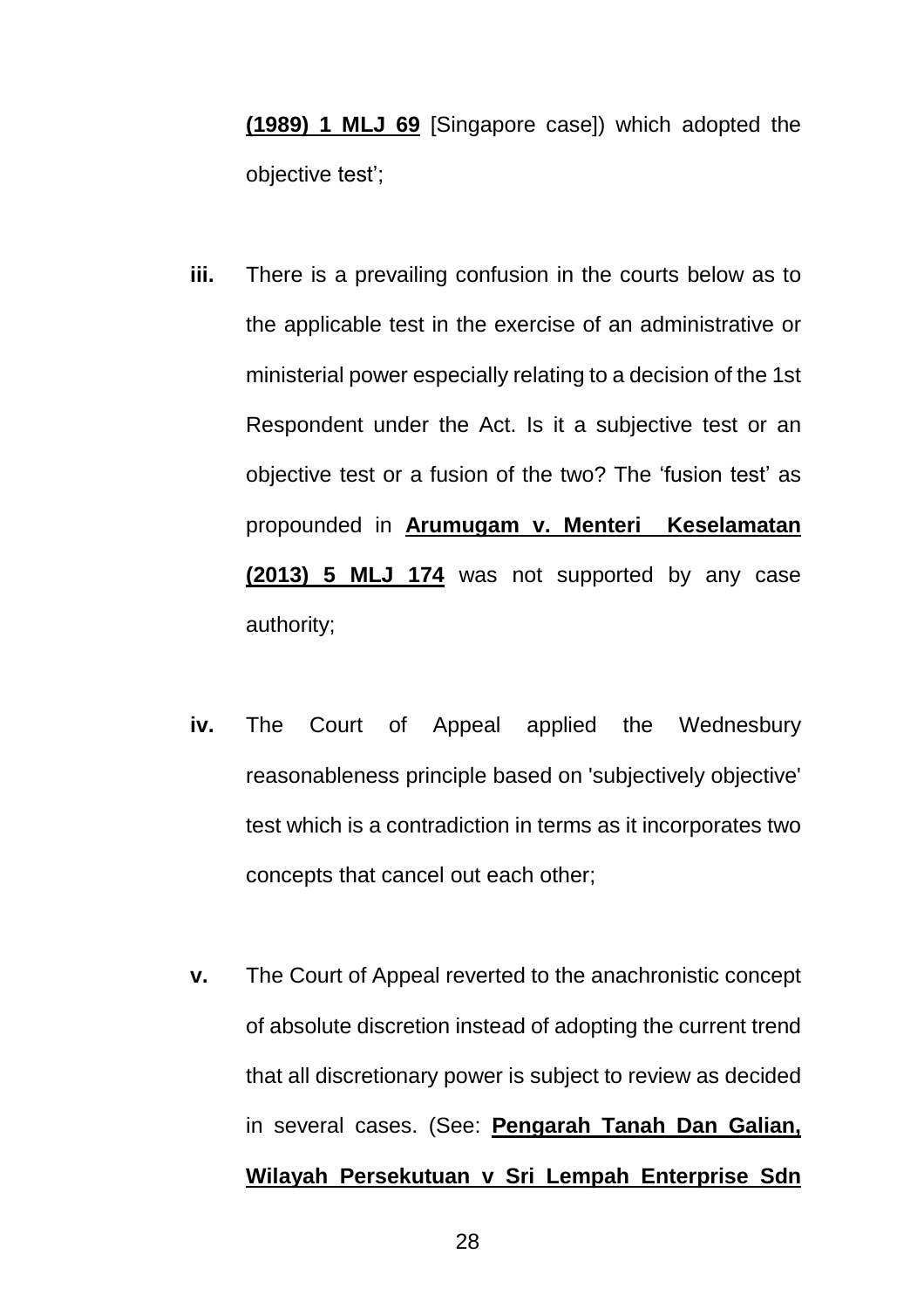**(1989) 1 MLJ 69** [Singapore case]) which adopted the objective test';

iii. There is a prevailing confusion in the courts below as to the applicable test in the exercise of an administrative or ministerial power especially relating to a decision of the 1st Respondent under the Act. Is it a subjective test or an objective test or a fusion of the two? The 'fusion test' as propounded in **Arumugam v. Menteri Keselamatan (2013) 5 MLJ 174** was not supported by any case authority;

iv. The Court of Appeal applied the Wednesbury reasonableness principle based on 'subjectively objective' test which is a contradiction in terms as it incorporates two concepts that cancel out each other;

v. The Court of Appeal reverted to the anachronistic concept of absolute discretion instead of adopting the current trend that all discretionary power is subject to review as decided in several cases. (See: **Pengarah Tanah Dan Galian, Wilayah Persekutuan v Sri Lempah Enterprise Sdn**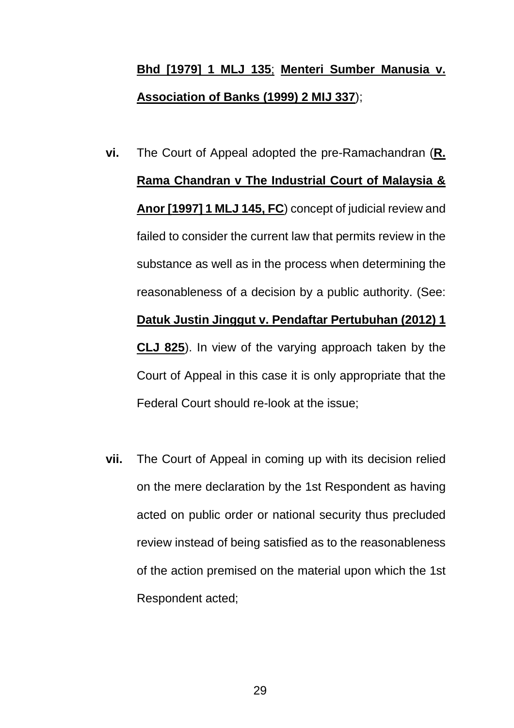**Bhd [1979] 1 MLJ 135**; **Menteri Sumber Manusia v. Association of Banks (1999) 2 MIJ 337**);

**vi.** The Court of Appeal adopted the pre-Ramachandran (**R. Rama Chandran v The Industrial Court of Malaysia & Anor [1997] 1 MLJ 145, FC**) concept of judicial review and failed to consider the current law that permits review in the substance as well as in the process when determining the reasonableness of a decision by a public authority. (See: **Datuk Justin Jinggut v. Pendaftar Pertubuhan (2012) 1 CLJ 825**). In view of the varying approach taken by the Court of Appeal in this case it is only appropriate that the Federal Court should re-look at the issue;

**vii.** The Court of Appeal in coming up with its decision relied on the mere declaration by the 1st Respondent as having acted on public order or national security thus precluded review instead of being satisfied as to the reasonableness of the action premised on the material upon which the 1st Respondent acted;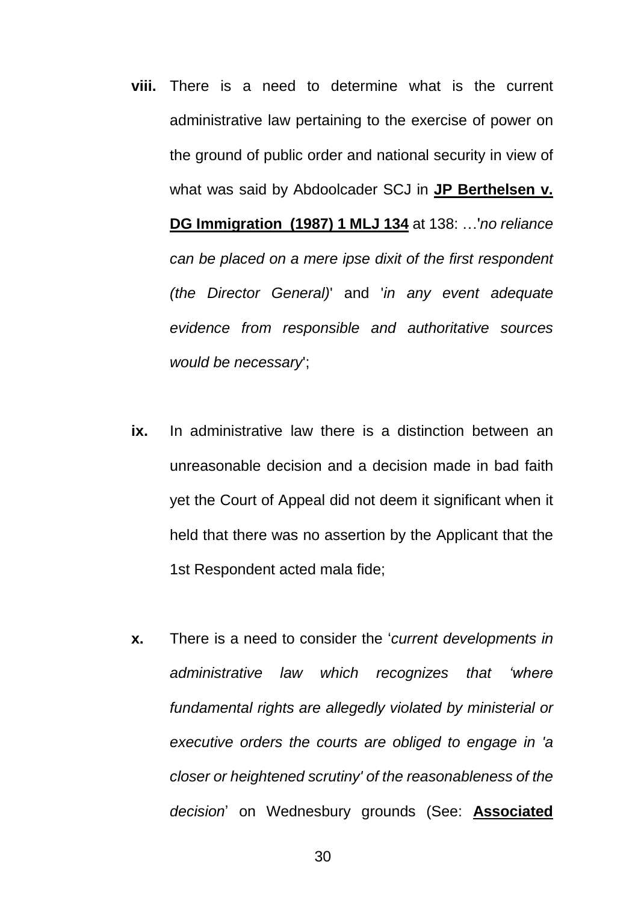**viii.** There is a need to determine what is the current administrative law pertaining to the exercise of power on the ground of public order and national security in view of what was said by Abdoolcader SCJ in **JP Berthelsen v. DG Immigration (1987) 1 MLJ 134** at 138: …'*no reliance can be placed on a mere ipse dixit of the first respondent (the Director General)*' and '*in any event adequate evidence from responsible and authoritative sources would be necessary*';

**ix.** In administrative law there is a distinction between an unreasonable decision and a decision made in bad faith yet the Court of Appeal did not deem it significant when it held that there was no assertion by the Applicant that the 1st Respondent acted mala fide;

**x.** There is a need to consider the '*current developments in administrative law which recognizes that 'where fundamental rights are allegedly violated by ministerial or executive orders the courts are obliged to engage in 'a closer or heightened scrutiny' of the reasonableness of the decision*' on Wednesbury grounds (See: **Associated**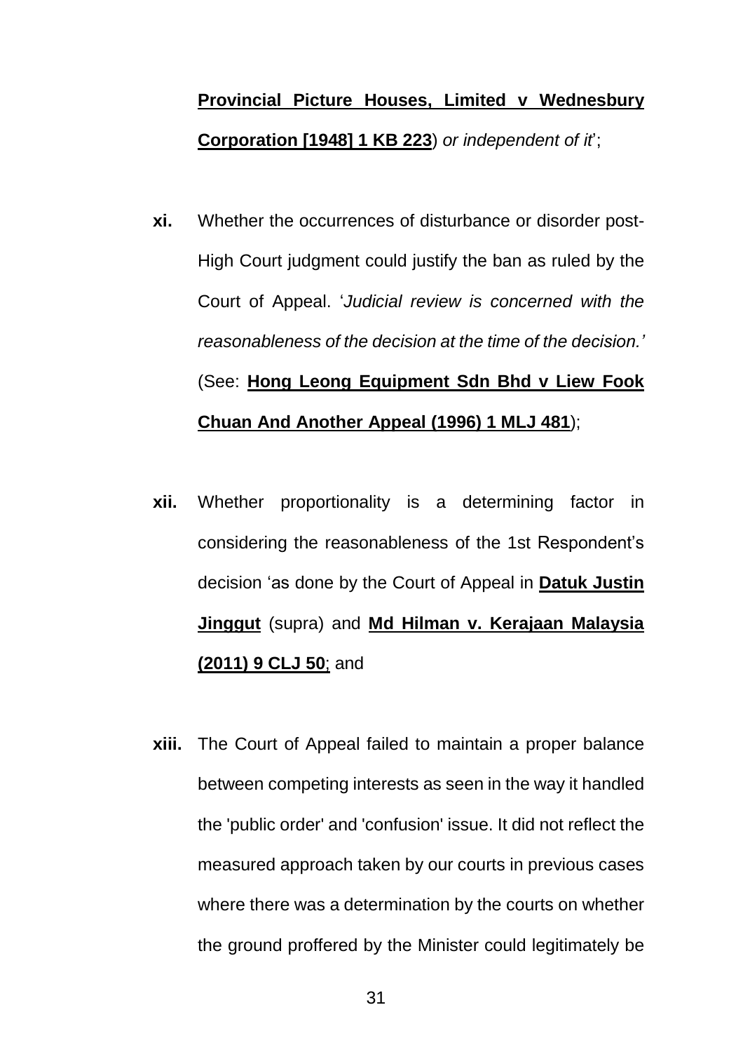**<u>Provincial Picture Houses, Limited v Wednesbury Corporation [1948] 1 KB 223</u>**) *or independent of it*';

**xi.** Whether the occurrences of disturbance or disorder post-High Court judgment could justify the ban as ruled by the Court of Appeal. '*Judicial review is concerned with the reasonableness of the decision at the time of the decision.'* (See: **<u>Hong Leong Equipment Sdn Bhd v Liew Fook Chuan And Another Appeal (1996) 1 MLJ 481</u>**);

**xii.** Whether proportionality is a determining factor in considering the reasonableness of the 1st Respondent's decision 'as done by the Court of Appeal in **<u>Datuk Justin Jinggut</u>** (supra) and **<u>Md Hilman v. Kerajaan Malaysia (2011) 9 CLJ 50</u>**; and

**xiii.** The Court of Appeal failed to maintain a proper balance between competing interests as seen in the way it handled the 'public order' and 'confusion' issue. It did not reflect the measured approach taken by our courts in previous cases where there was a determination by the courts on whether the ground proffered by the Minister could legitimately be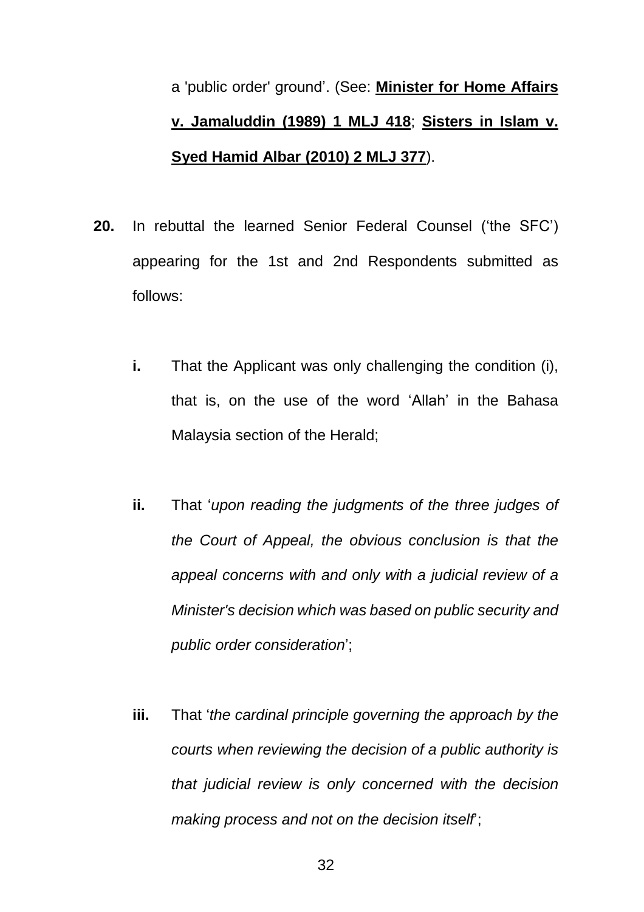a 'public order' ground'. (See: **Minister for Home Affairs v. Jamaluddin (1989) 1 MLJ 418**; **Sisters in Islam v. Syed Hamid Albar (2010) 2 MLJ 377**).

**20.** In rebuttal the learned Senior Federal Counsel ('the SFC') appearing for the 1st and 2nd Respondents submitted as follows:

**i.** That the Applicant was only challenging the condition (i), that is, on the use of the word 'Allah' in the Bahasa Malaysia section of the Herald;

**ii.** That '*upon reading the judgments of the three judges of the Court of Appeal, the obvious conclusion is that the appeal concerns with and only with a judicial review of a Minister's decision which was based on public security and public order consideration*';

**iii.** That '*the cardinal principle governing the approach by the courts when reviewing the decision of a public authority is that judicial review is only concerned with the decision making process and not on the decision itself*';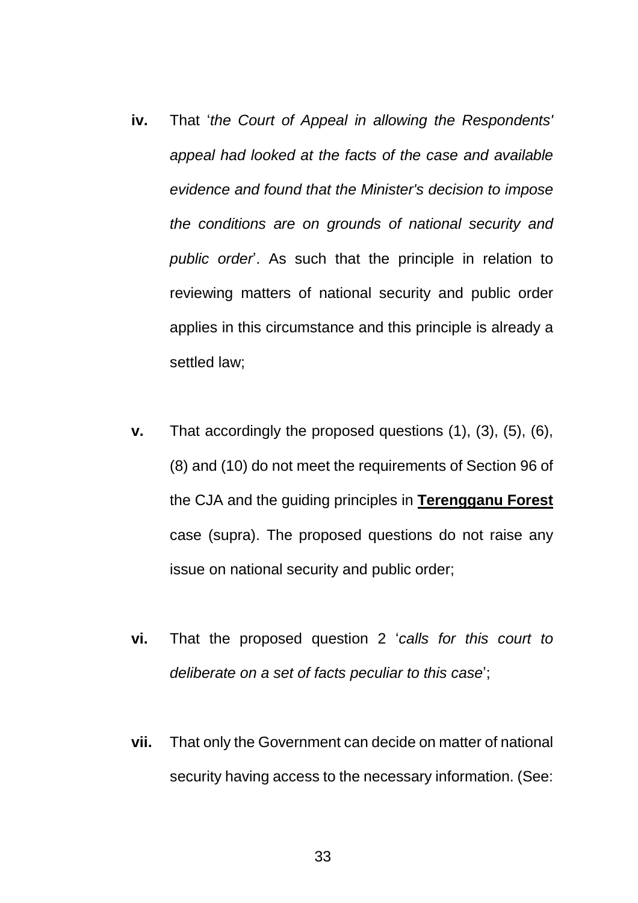**iv.** That '*the Court of Appeal in allowing the Respondents' appeal had looked at the facts of the case and available evidence and found that the Minister's decision to impose the conditions are on grounds of national security and public order*'. As such that the principle in relation to reviewing matters of national security and public order applies in this circumstance and this principle is already a settled law;

**v.** That accordingly the proposed questions (1), (3), (5), (6), (8) and (10) do not meet the requirements of Section 96 of the CJA and the guiding principles in **Terengganu Forest** case (supra). The proposed questions do not raise any issue on national security and public order;

**vi.** That the proposed question 2 '*calls for this court to deliberate on a set of facts peculiar to this case*';

**vii.** That only the Government can decide on matter of national security having access to the necessary information. (See: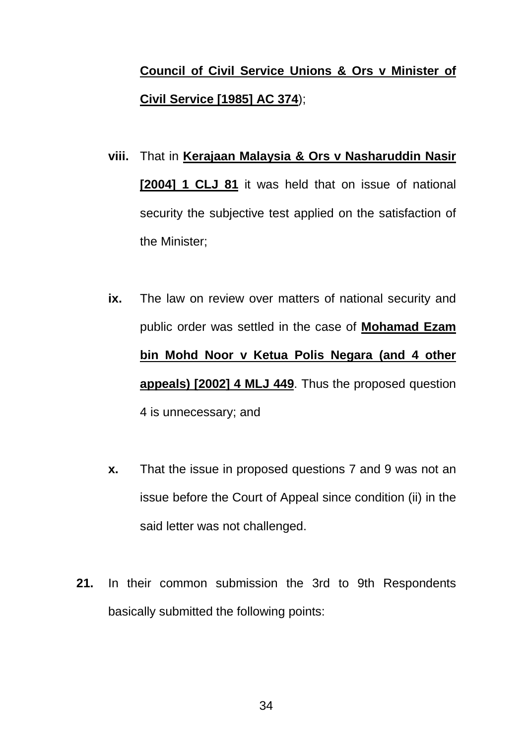**Council of Civil Service Unions & Ors v Minister of Civil Service [1985] AC 374**);

**viii.** That in **Kerajaan Malaysia & Ors v Nasharuddin Nasir [2004] 1 CLJ 81** it was held that on issue of national security the subjective test applied on the satisfaction of the Minister;

**ix.** The law on review over matters of national security and public order was settled in the case of **Mohamad Ezam bin Mohd Noor v Ketua Polis Negara (and 4 other appeals) [2002] 4 MLJ 449**. Thus the proposed question 4 is unnecessary; and

**x.** That the issue in proposed questions 7 and 9 was not an issue before the Court of Appeal since condition (ii) in the said letter was not challenged.

**21.** In their common submission the 3rd to 9th Respondents basically submitted the following points: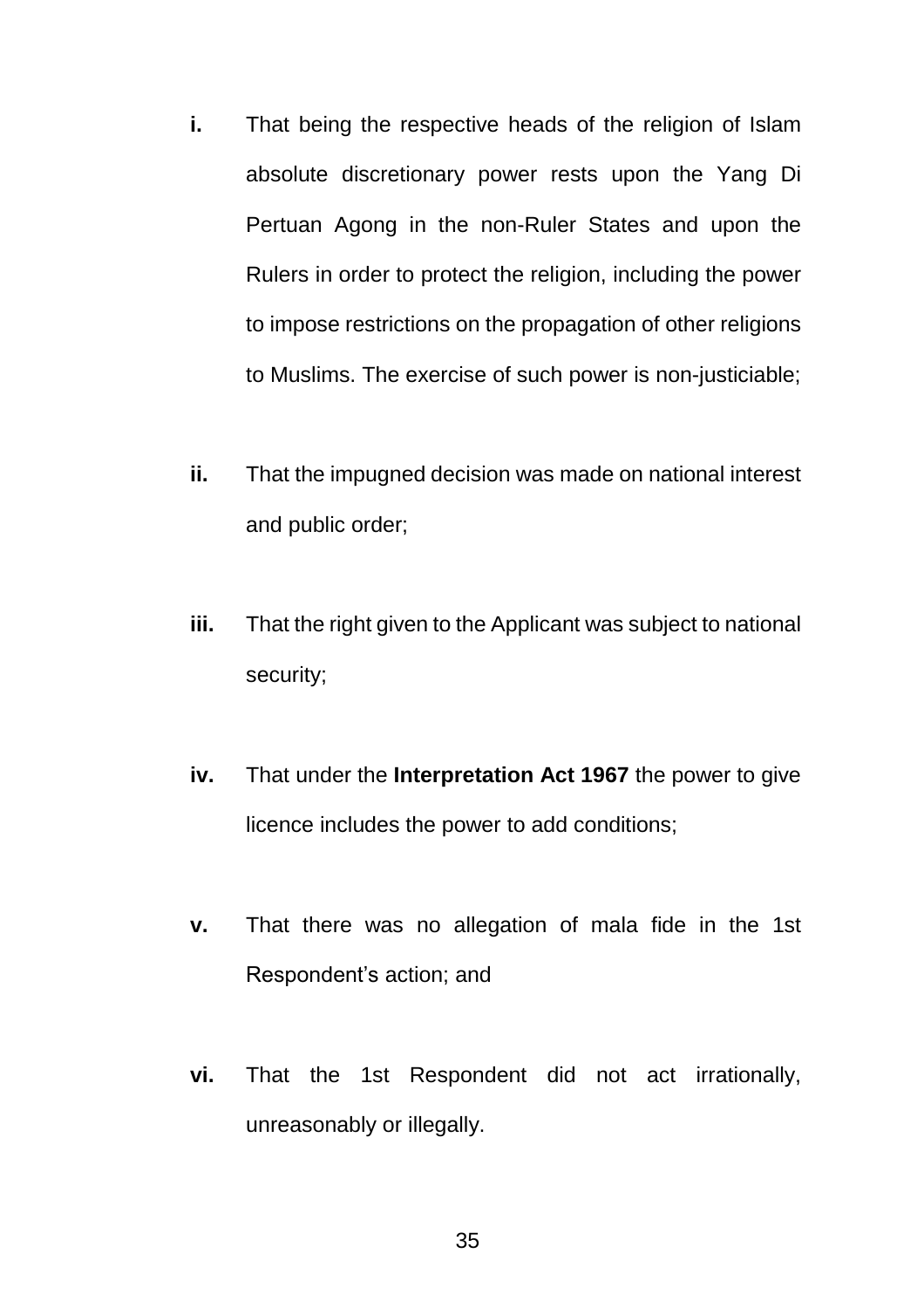**i.** That being the respective heads of the religion of Islam absolute discretionary power rests upon the Yang Di Pertuan Agong in the non-Ruler States and upon the Rulers in order to protect the religion, including the power to impose restrictions on the propagation of other religions to Muslims. The exercise of such power is non-justiciable;

**ii.** That the impugned decision was made on national interest and public order;

**iii.** That the right given to the Applicant was subject to national security;

**iv.** That under the **Interpretation Act 1967** the power to give licence includes the power to add conditions;

**v.** That there was no allegation of mala fide in the 1st Respondent's action; and

**vi.** That the 1st Respondent did not act irrationally, unreasonably or illegally.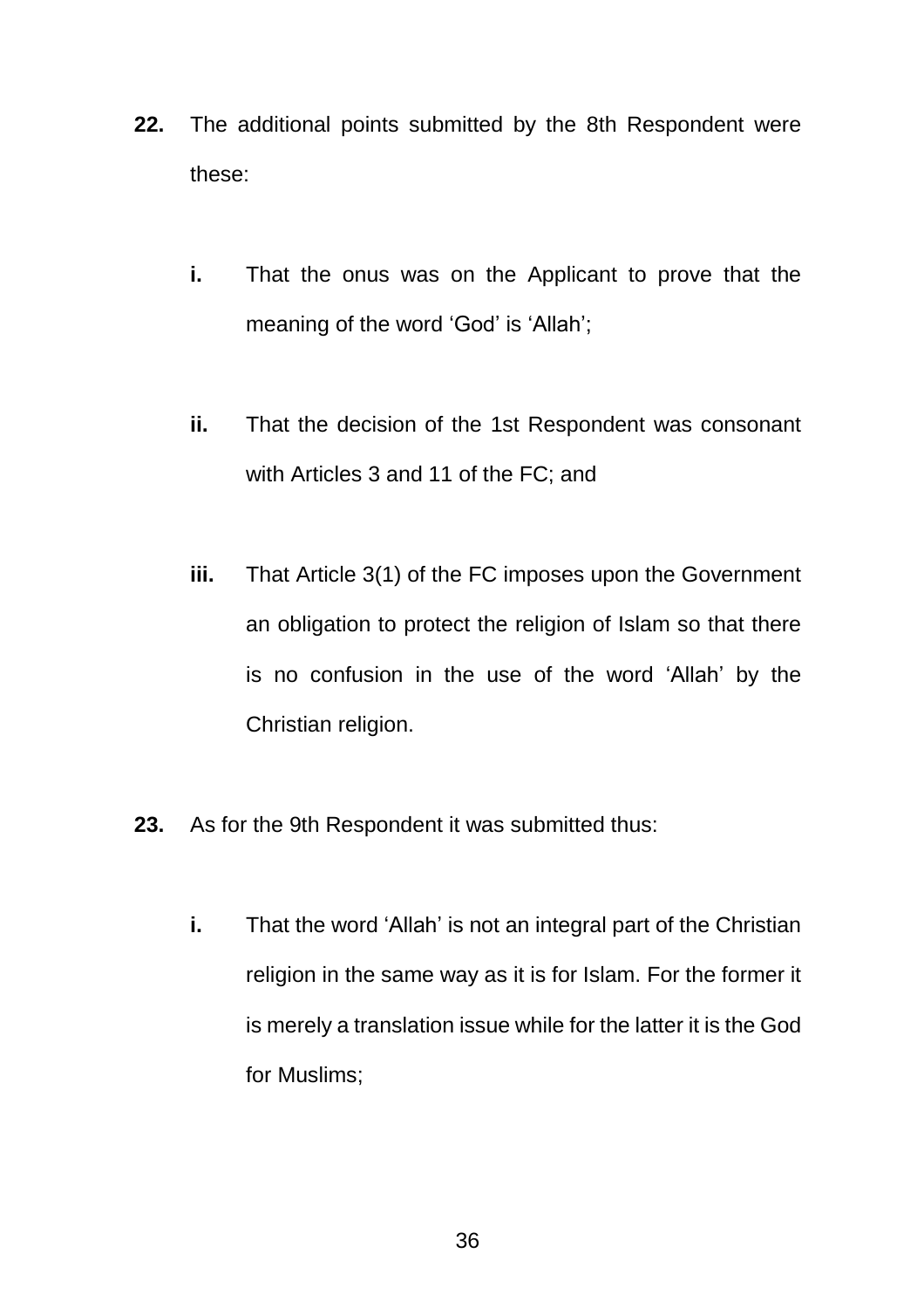**22.** The additional points submitted by the 8th Respondent were these:

- **i.** That the onus was on the Applicant to prove that the meaning of the word 'God' is 'Allah';

- **ii.** That the decision of the 1st Respondent was consonant with Articles 3 and 11 of the FC; and

- **iii.** That Article 3(1) of the FC imposes upon the Government an obligation to protect the religion of Islam so that there is no confusion in the use of the word 'Allah' by the Christian religion.

**23.** As for the 9th Respondent it was submitted thus:

- **i.** That the word 'Allah' is not an integral part of the Christian religion in the same way as it is for Islam. For the former it is merely a translation issue while for the latter it is the God for Muslims;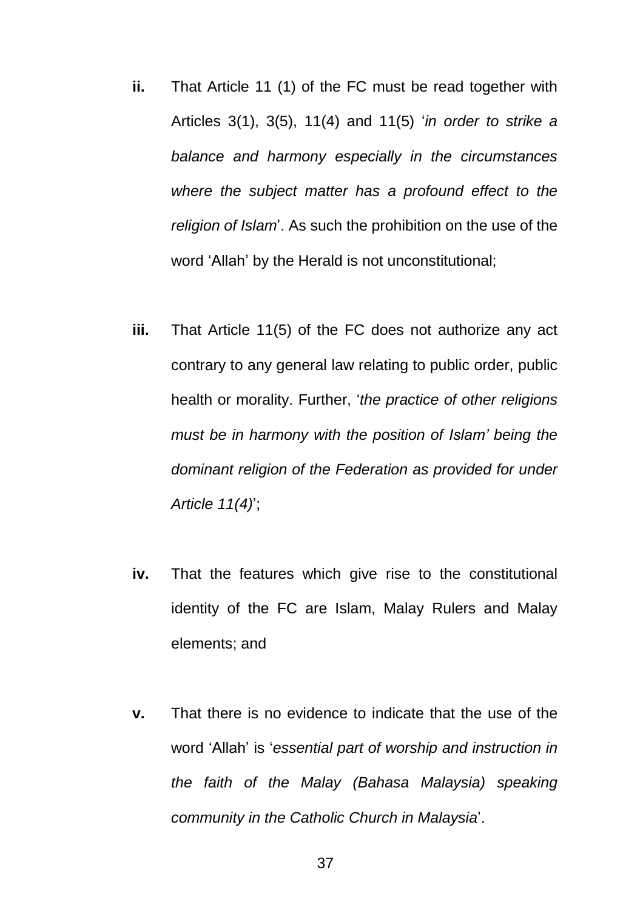**ii.** That Article 11 (1) of the FC must be read together with Articles 3(1), 3(5), 11(4) and 11(5) '*in order to strike a balance and harmony especially in the circumstances where the subject matter has a profound effect to the religion of Islam*'. As such the prohibition on the use of the word 'Allah' by the Herald is not unconstitutional;

**iii.** That Article 11(5) of the FC does not authorize any act contrary to any general law relating to public order, public health or morality. Further, '*the practice of other religions must be in harmony with the position of Islam' being the dominant religion of the Federation as provided for under Article 11(4)*';

**iv.** That the features which give rise to the constitutional identity of the FC are Islam, Malay Rulers and Malay elements; and

**v.** That there is no evidence to indicate that the use of the word 'Allah' is '*essential part of worship and instruction in the faith of the Malay (Bahasa Malaysia) speaking community in the Catholic Church in Malaysia*'.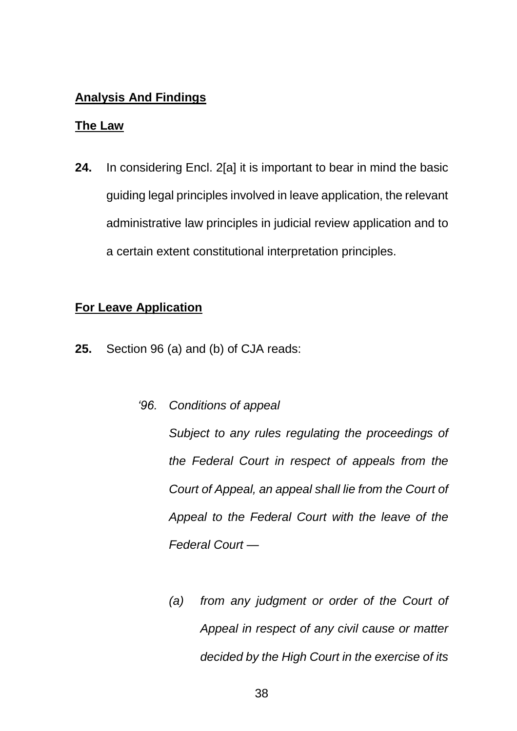**<u>Analysis And Findings</u>**

**<u>The Law</u>**

**24.** In considering Encl. 2[a] it is important to bear in mind the basic guiding legal principles involved in leave application, the relevant administrative law principles in judicial review application and to a certain extent constitutional interpretation principles.

**<u>For Leave Application</u>**

**25.** Section 96 (a) and (b) of CJA reads:

> *'96. Conditions of appeal*
>
> *Subject to any rules regulating the proceedings of the Federal Court in respect of appeals from the Court of Appeal, an appeal shall lie from the Court of Appeal to the Federal Court with the leave of the Federal Court —*
>
> *(a) from any judgment or order of the Court of Appeal in respect of any civil cause or matter decided by the High Court in the exercise of its*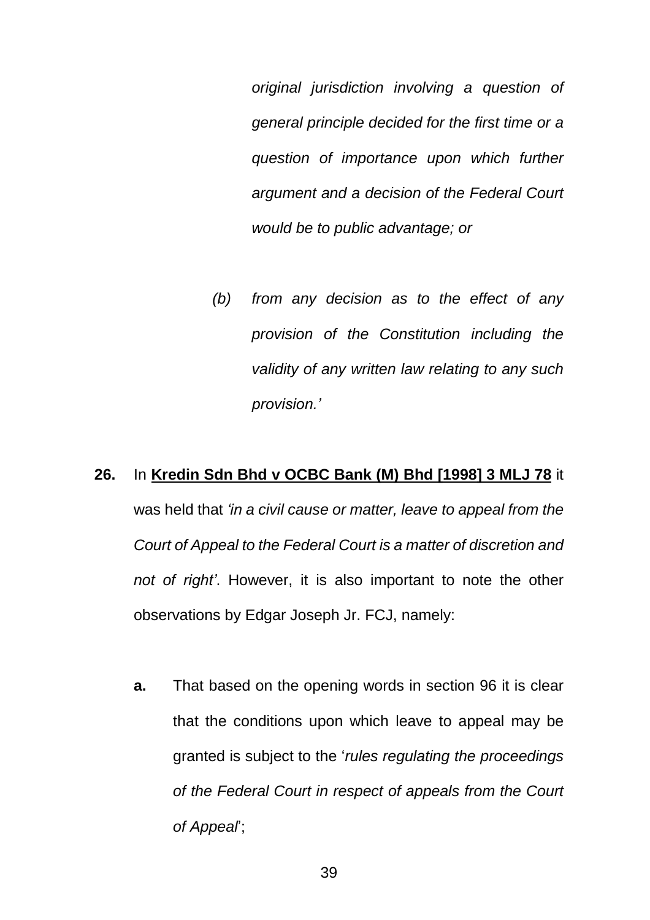*original jurisdiction involving a question of general principle decided for the first time or a question of importance upon which further argument and a decision of the Federal Court would be to public advantage; or*

*(b) from any decision as to the effect of any provision of the Constitution including the validity of any written law relating to any such provision.'*

**26.** In **Kredin Sdn Bhd v OCBC Bank (M) Bhd [1998] 3 MLJ 78** it was held that *'in a civil cause or matter, leave to appeal from the Court of Appeal to the Federal Court is a matter of discretion and not of right'*. However, it is also important to note the other observations by Edgar Joseph Jr. FCJ, namely:

**a.** That based on the opening words in section 96 it is clear that the conditions upon which leave to appeal may be granted is subject to the '*rules regulating the proceedings of the Federal Court in respect of appeals from the Court of Appeal*';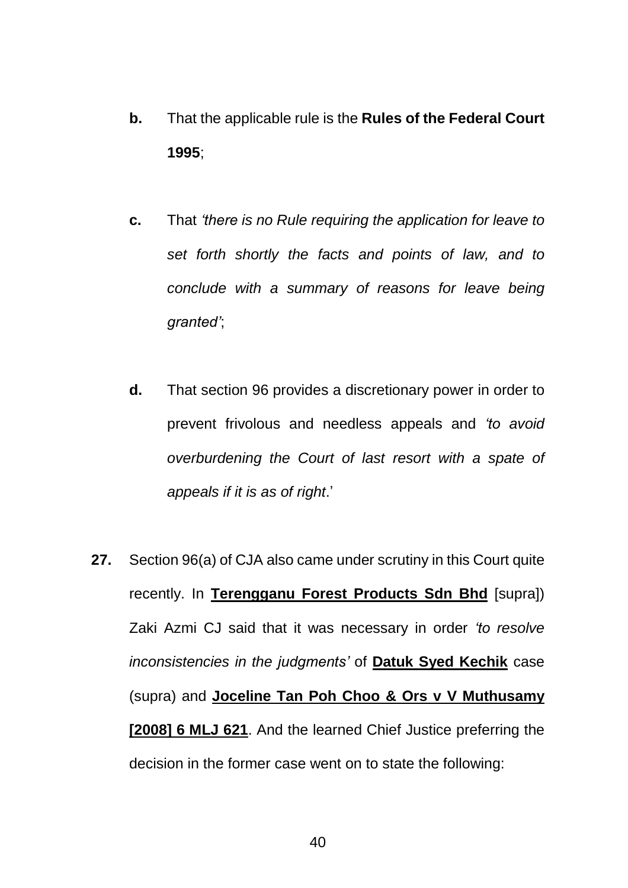**b.** That the applicable rule is the **Rules of the Federal Court 1995**;

**c.** That *'there is no Rule requiring the application for leave to set forth shortly the facts and points of law, and to conclude with a summary of reasons for leave being granted'*;

**d.** That section 96 provides a discretionary power in order to prevent frivolous and needless appeals and *'to avoid overburdening the Court of last resort with a spate of appeals if it is as of right*.'

**27.** Section 96(a) of CJA also came under scrutiny in this Court quite recently. In **Terengganu Forest Products Sdn Bhd** [supra]) Zaki Azmi CJ said that it was necessary in order *'to resolve inconsistencies in the judgments'* of **Datuk Syed Kechik** case (supra) and **Joceline Tan Poh Choo & Ors v V Muthusamy [2008] 6 MLJ 621**. And the learned Chief Justice preferring the decision in the former case went on to state the following: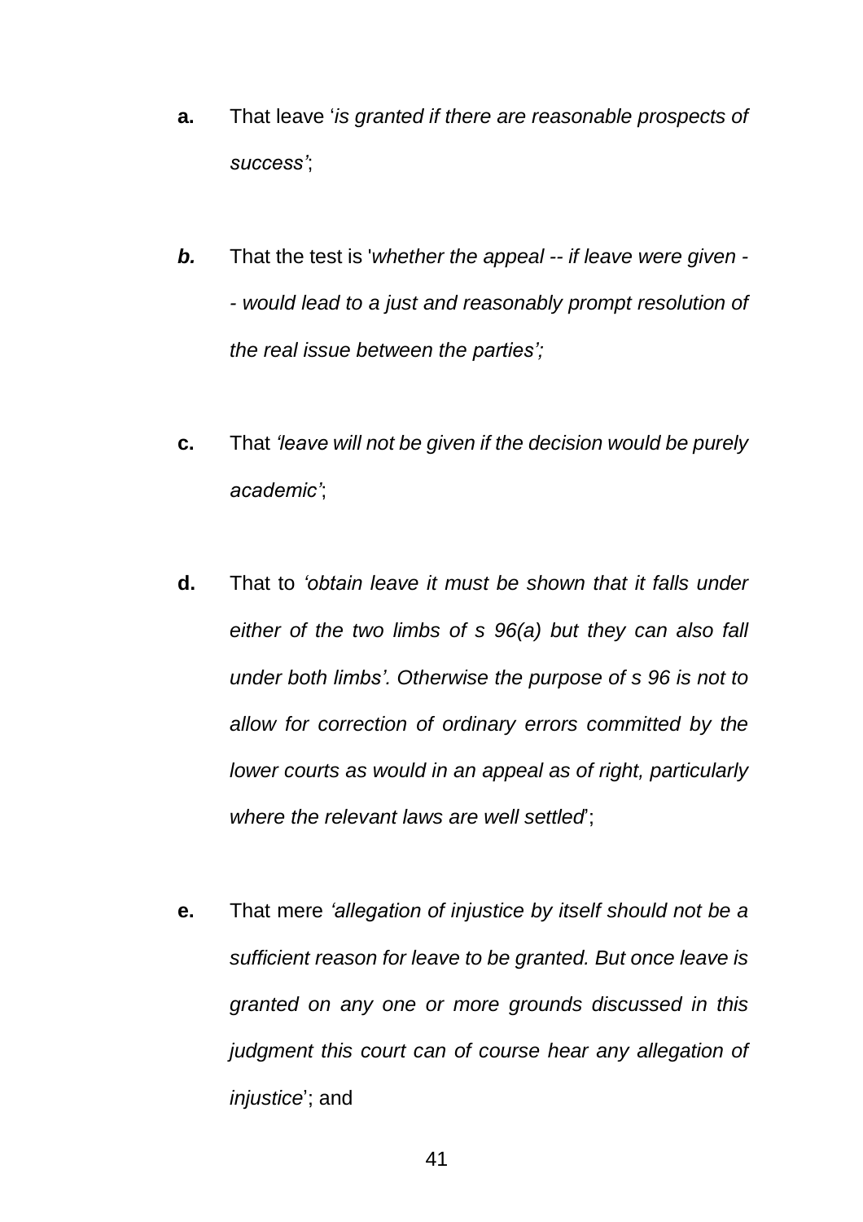**a.** That leave '*is granted if there are reasonable prospects of success'*;

***b.*** That the test is '*whether the appeal -- if leave were given -- would lead to a just and reasonably prompt resolution of the real issue between the parties';*

**c.** That *'leave will not be given if the decision would be purely academic'*;

**d.** That to *'obtain leave it must be shown that it falls under either of the two limbs of s 96(a) but they can also fall under both limbs'. Otherwise the purpose of s 96 is not to allow for correction of ordinary errors committed by the lower courts as would in an appeal as of right, particularly where the relevant laws are well settled*';

**e.** That mere *'allegation of injustice by itself should not be a sufficient reason for leave to be granted. But once leave is granted on any one or more grounds discussed in this judgment this court can of course hear any allegation of injustice*'; and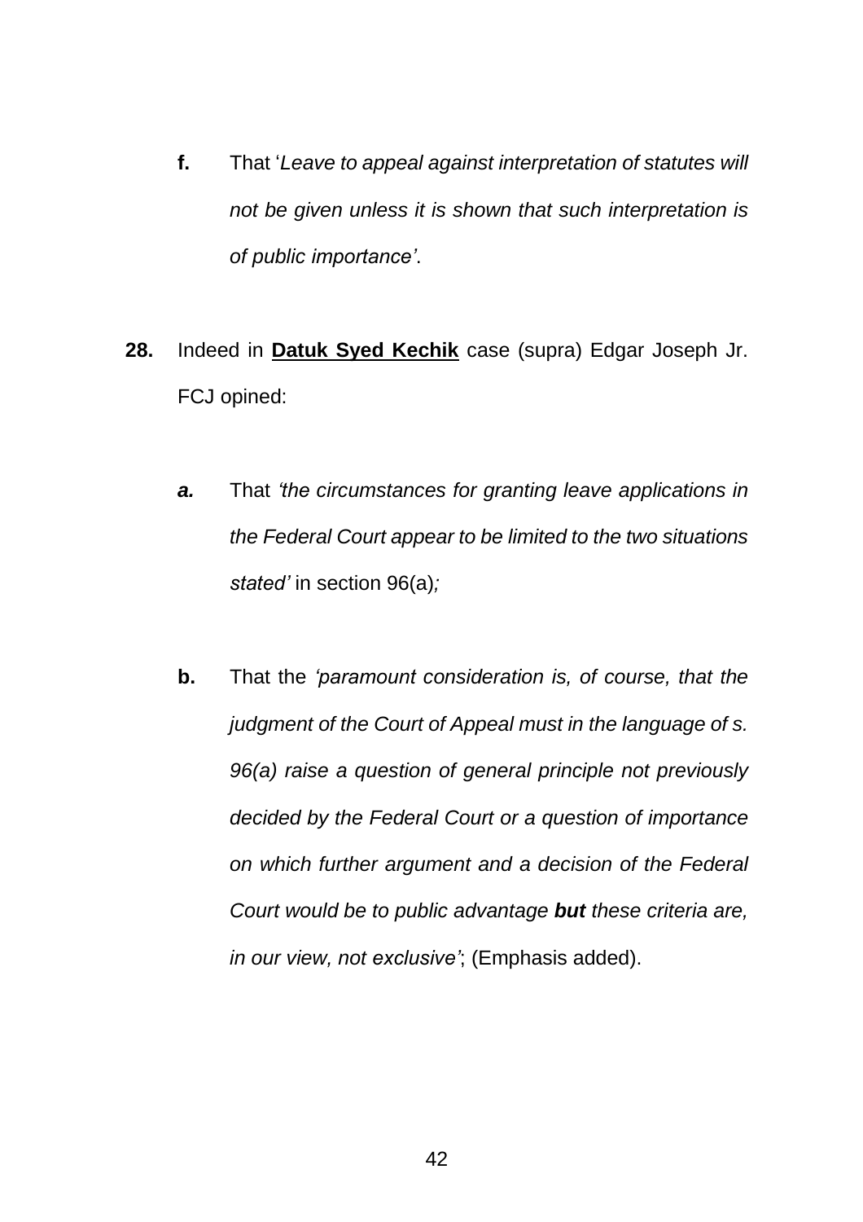**f.** That '*Leave to appeal against interpretation of statutes will not be given unless it is shown that such interpretation is of public importance'*.

**28.** Indeed in **<u>Datuk Syed Kechik</u>** case (supra) Edgar Joseph Jr. FCJ opined:

***a.*** That *'the circumstances for granting leave applications in the Federal Court appear to be limited to the two situations stated'* in section 96(a)*;*

**b.** That the *'paramount consideration is, of course, that the judgment of the Court of Appeal must in the language of s. 96(a) raise a question of general principle not previously decided by the Federal Court or a question of importance on which further argument and a decision of the Federal Court would be to public advantage **but** these criteria are, in our view, not exclusive'*; (Emphasis added).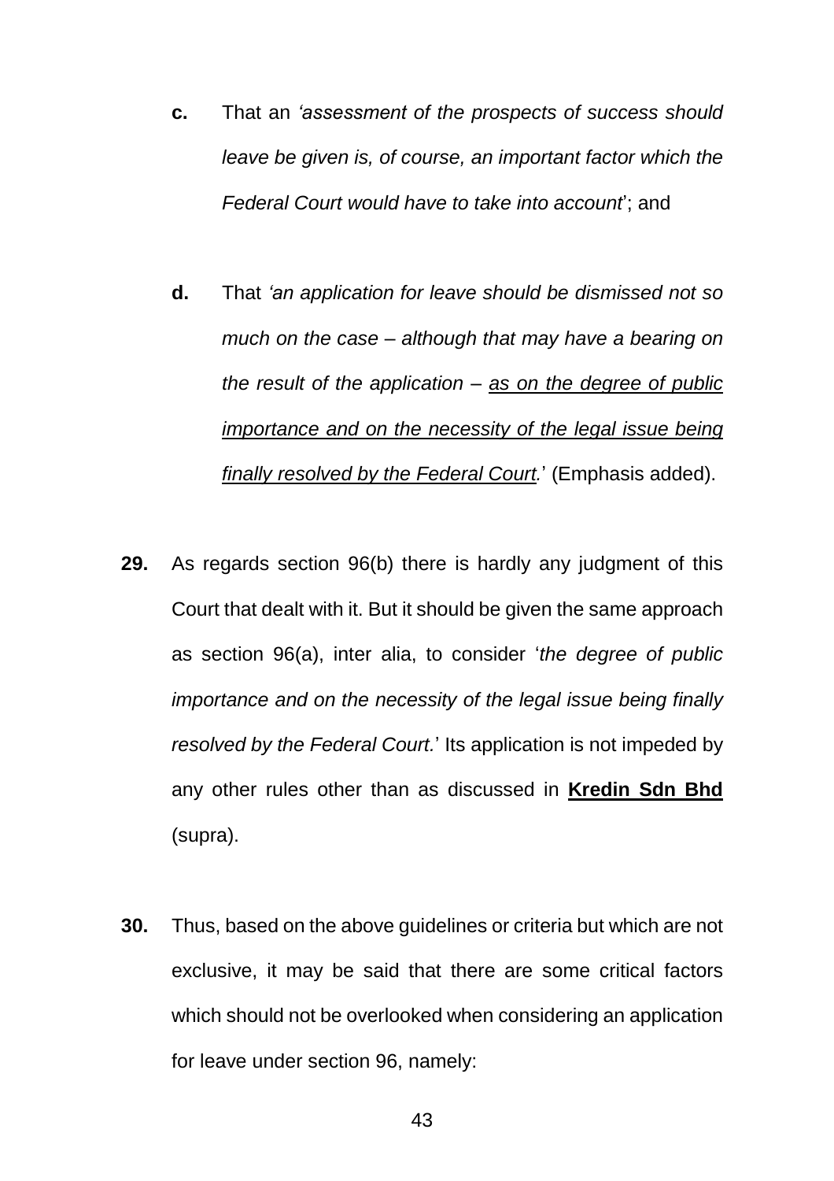**c.** That an *'assessment of the prospects of success should leave be given is, of course, an important factor which the Federal Court would have to take into account*'; and

**d.** That *'an application for leave should be dismissed not so much on the case – although that may have a bearing on the result of the application – <u>as on the degree of public importance and on the necessity of the legal issue being finally resolved by the Federal Court</u>.*' (Emphasis added).

**29.** As regards section 96(b) there is hardly any judgment of this Court that dealt with it. But it should be given the same approach as section 96(a), inter alia, to consider '*the degree of public importance and on the necessity of the legal issue being finally resolved by the Federal Court.*' Its application is not impeded by any other rules other than as discussed in **<u>Kredin Sdn Bhd</u>** (supra).

**30.** Thus, based on the above guidelines or criteria but which are not exclusive, it may be said that there are some critical factors which should not be overlooked when considering an application for leave under section 96, namely: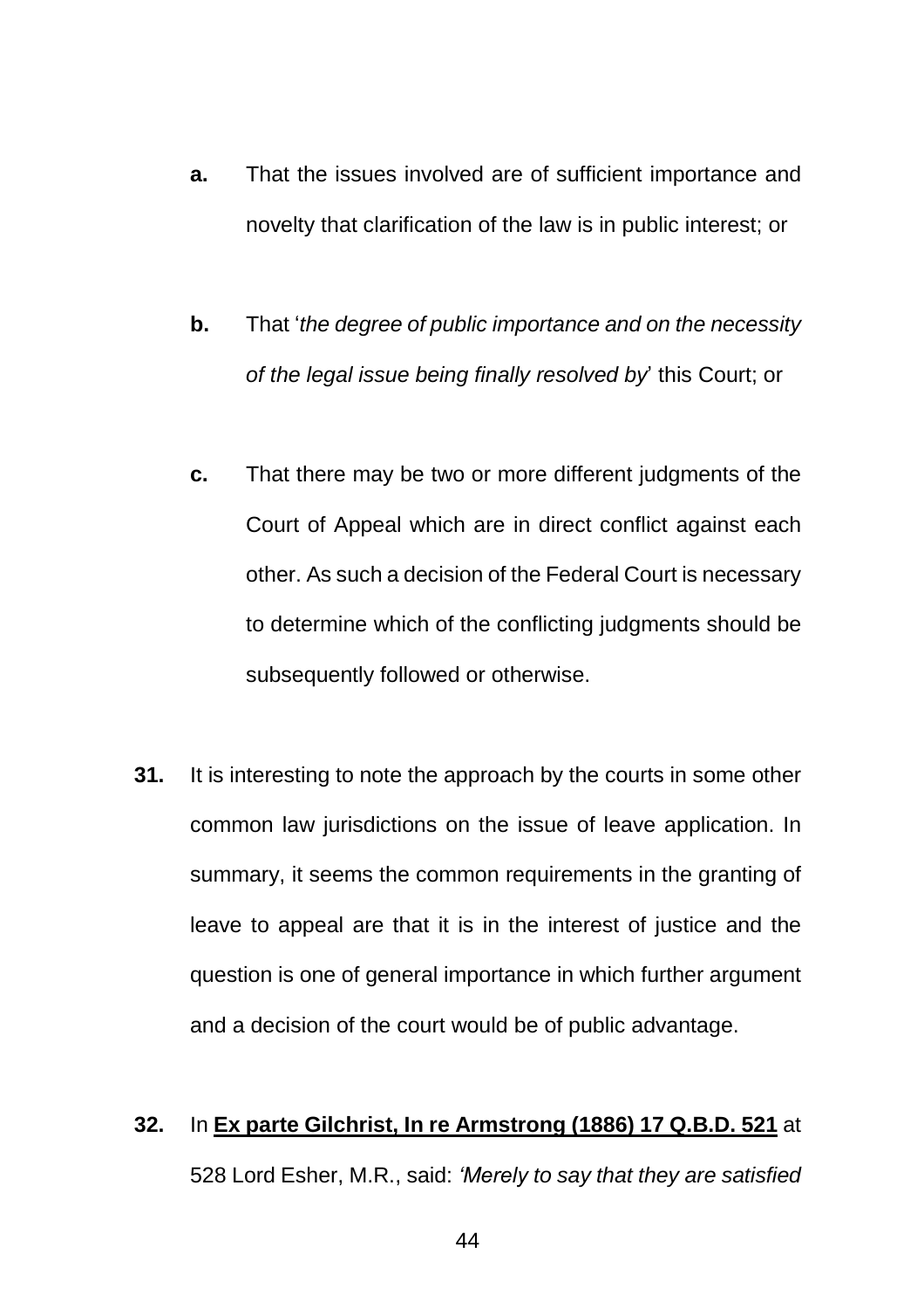**a.** That the issues involved are of sufficient importance and novelty that clarification of the law is in public interest; or

**b.** That '*the degree of public importance and on the necessity of the legal issue being finally resolved by*' this Court; or

**c.** That there may be two or more different judgments of the Court of Appeal which are in direct conflict against each other. As such a decision of the Federal Court is necessary to determine which of the conflicting judgments should be subsequently followed or otherwise.

**31.** It is interesting to note the approach by the courts in some other common law jurisdictions on the issue of leave application. In summary, it seems the common requirements in the granting of leave to appeal are that it is in the interest of justice and the question is one of general importance in which further argument and a decision of the court would be of public advantage.

**32.** In **Ex parte Gilchrist, In re Armstrong (1886) 17 Q.B.D. 521** at 528 Lord Esher, M.R., said: *'Merely to say that they are satisfied*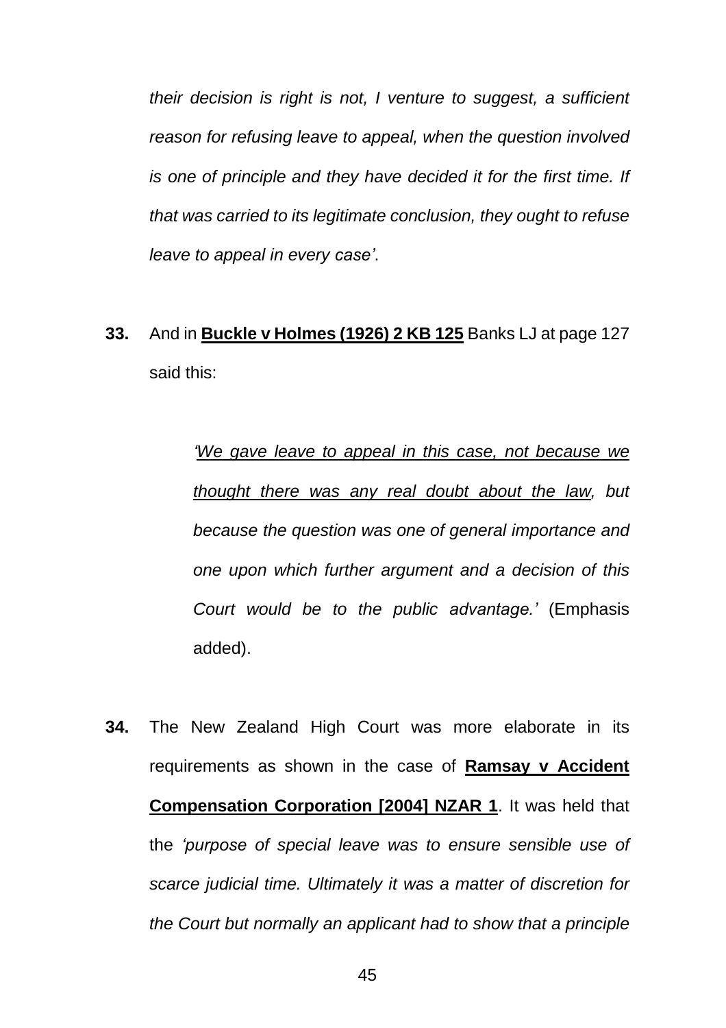*their decision is right is not, I venture to suggest, a sufficient reason for refusing leave to appeal, when the question involved is one of principle and they have decided it for the first time. If that was carried to its legitimate conclusion, they ought to refuse leave to appeal in every case'*.

**33.** And in **<u>Buckle v Holmes (1926) 2 KB 125</u>** Banks LJ at page 127 said this:

> *'<u>We gave leave to appeal in this case, not because we thought there was any real doubt about the law</u>, but because the question was one of general importance and one upon which further argument and a decision of this Court would be to the public advantage.'* (Emphasis added).

**34.** The New Zealand High Court was more elaborate in its requirements as shown in the case of **<u>Ramsay v Accident Compensation Corporation [2004] NZAR 1</u>**. It was held that the *'purpose of special leave was to ensure sensible use of scarce judicial time. Ultimately it was a matter of discretion for the Court but normally an applicant had to show that a principle*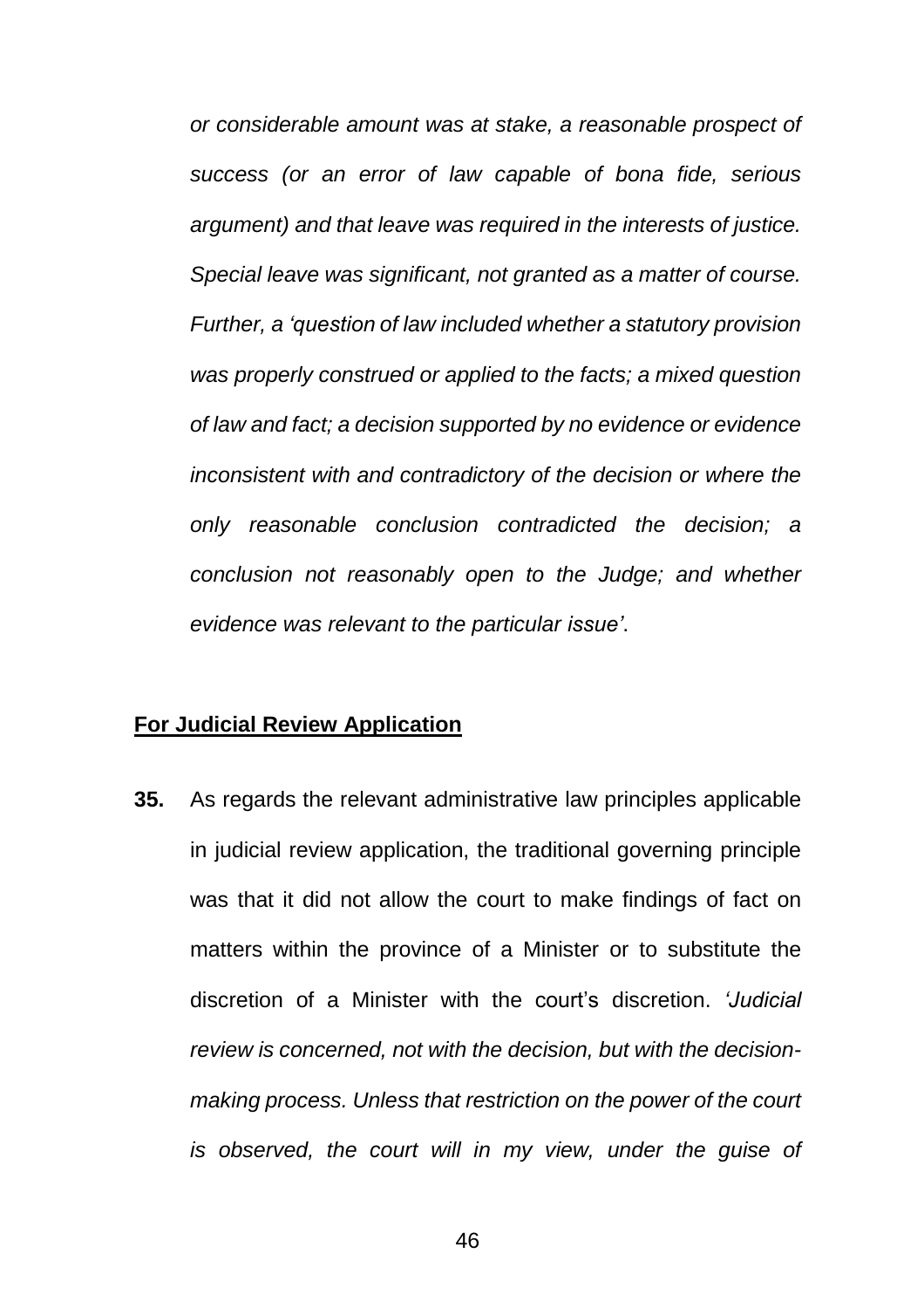*or considerable amount was at stake, a reasonable prospect of success (or an error of law capable of bona fide, serious argument) and that leave was required in the interests of justice. Special leave was significant, not granted as a matter of course. Further, a 'question of law included whether a statutory provision was properly construed or applied to the facts; a mixed question of law and fact; a decision supported by no evidence or evidence inconsistent with and contradictory of the decision or where the only reasonable conclusion contradicted the decision; a conclusion not reasonably open to the Judge; and whether evidence was relevant to the particular issue'*.

**For Judicial Review Application**

**35.** As regards the relevant administrative law principles applicable in judicial review application, the traditional governing principle was that it did not allow the court to make findings of fact on matters within the province of a Minister or to substitute the discretion of a Minister with the court's discretion. *'Judicial review is concerned, not with the decision, but with the decision-making process. Unless that restriction on the power of the court is observed, the court will in my view, under the guise of*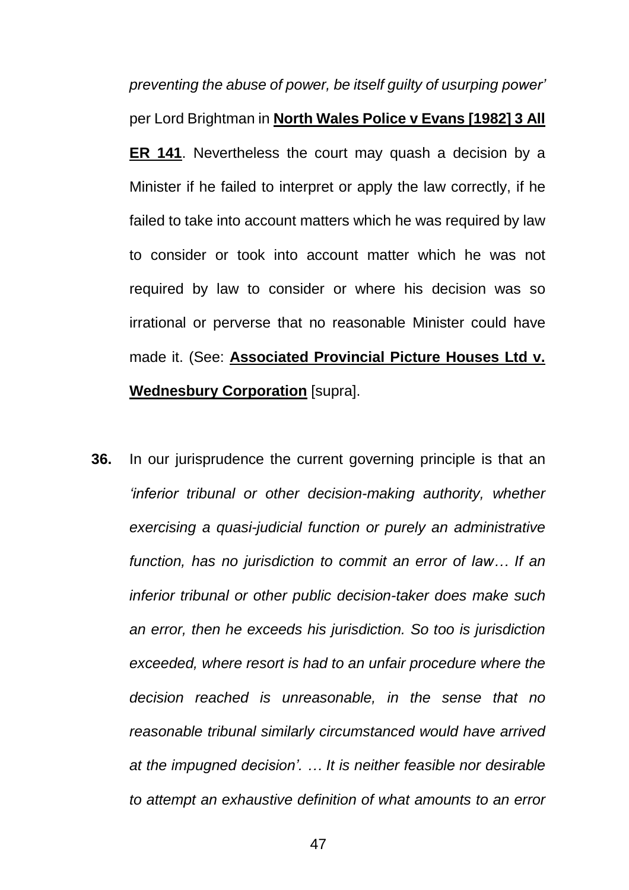*preventing the abuse of power, be itself guilty of usurping power'* per Lord Brightman in **North Wales Police v Evans [1982] 3 All ER 141**. Nevertheless the court may quash a decision by a Minister if he failed to interpret or apply the law correctly, if he failed to take into account matters which he was required by law to consider or took into account matter which he was not required by law to consider or where his decision was so irrational or perverse that no reasonable Minister could have made it. (See: **Associated Provincial Picture Houses Ltd v. Wednesbury Corporation** [supra].

**36.** In our jurisprudence the current governing principle is that an *'inferior tribunal or other decision-making authority, whether exercising a quasi-judicial function or purely an administrative function, has no jurisdiction to commit an error of law… If an inferior tribunal or other public decision-taker does make such an error, then he exceeds his jurisdiction. So too is jurisdiction exceeded, where resort is had to an unfair procedure where the decision reached is unreasonable, in the sense that no reasonable tribunal similarly circumstanced would have arrived at the impugned decision'. … It is neither feasible nor desirable to attempt an exhaustive definition of what amounts to an error*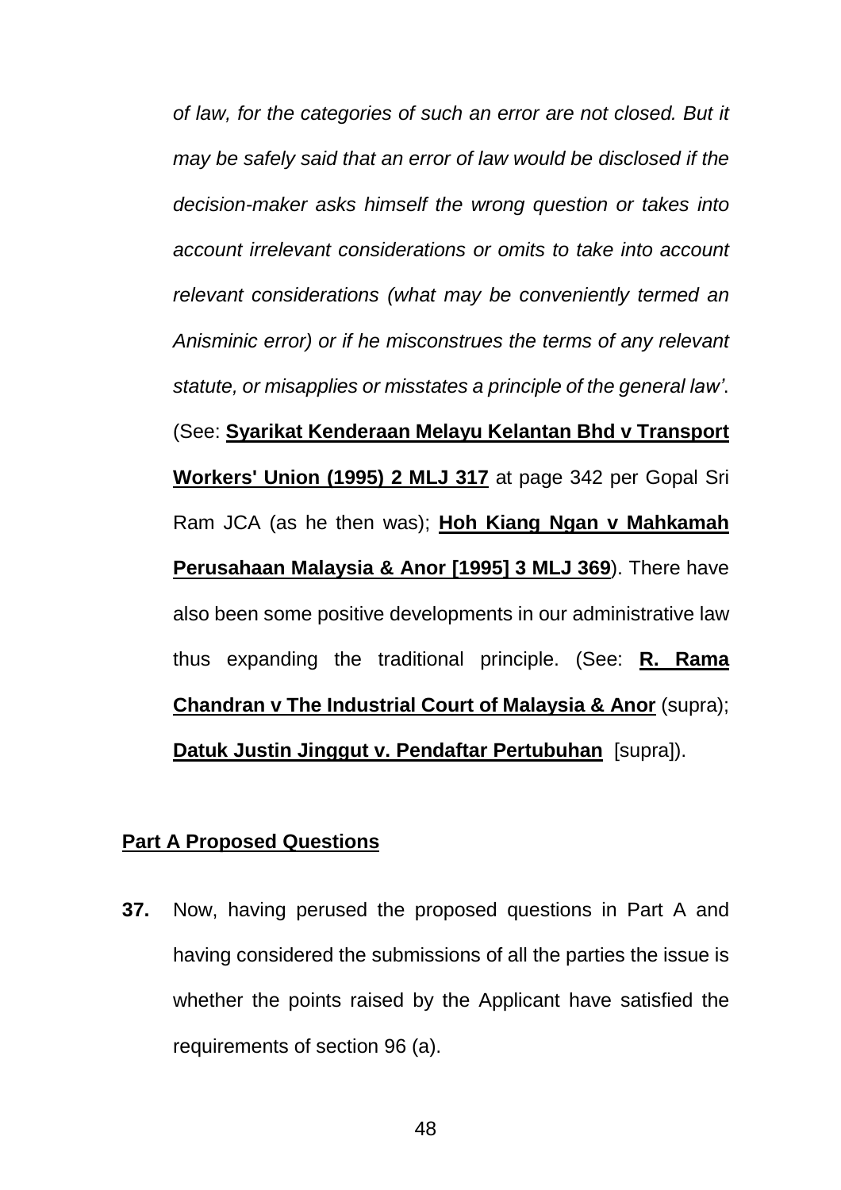*of law, for the categories of such an error are not closed. But it may be safely said that an error of law would be disclosed if the decision-maker asks himself the wrong question or takes into account irrelevant considerations or omits to take into account relevant considerations (what may be conveniently termed an Anisminic error) or if he misconstrues the terms of any relevant statute, or misapplies or misstates a principle of the general law'*. (See: **Syarikat Kenderaan Melayu Kelantan Bhd v Transport Workers' Union (1995) 2 MLJ 317** at page 342 per Gopal Sri Ram JCA (as he then was); **Hoh Kiang Ngan v Mahkamah Perusahaan Malaysia & Anor [1995] 3 MLJ 369**). There have also been some positive developments in our administrative law thus expanding the traditional principle. (See: **R. Rama Chandran v The Industrial Court of Malaysia & Anor** (supra); **Datuk Justin Jinggut v. Pendaftar Pertubuhan** [supra]).

**Part A Proposed Questions**

**37.** Now, having perused the proposed questions in Part A and having considered the submissions of all the parties the issue is whether the points raised by the Applicant have satisfied the requirements of section 96 (a).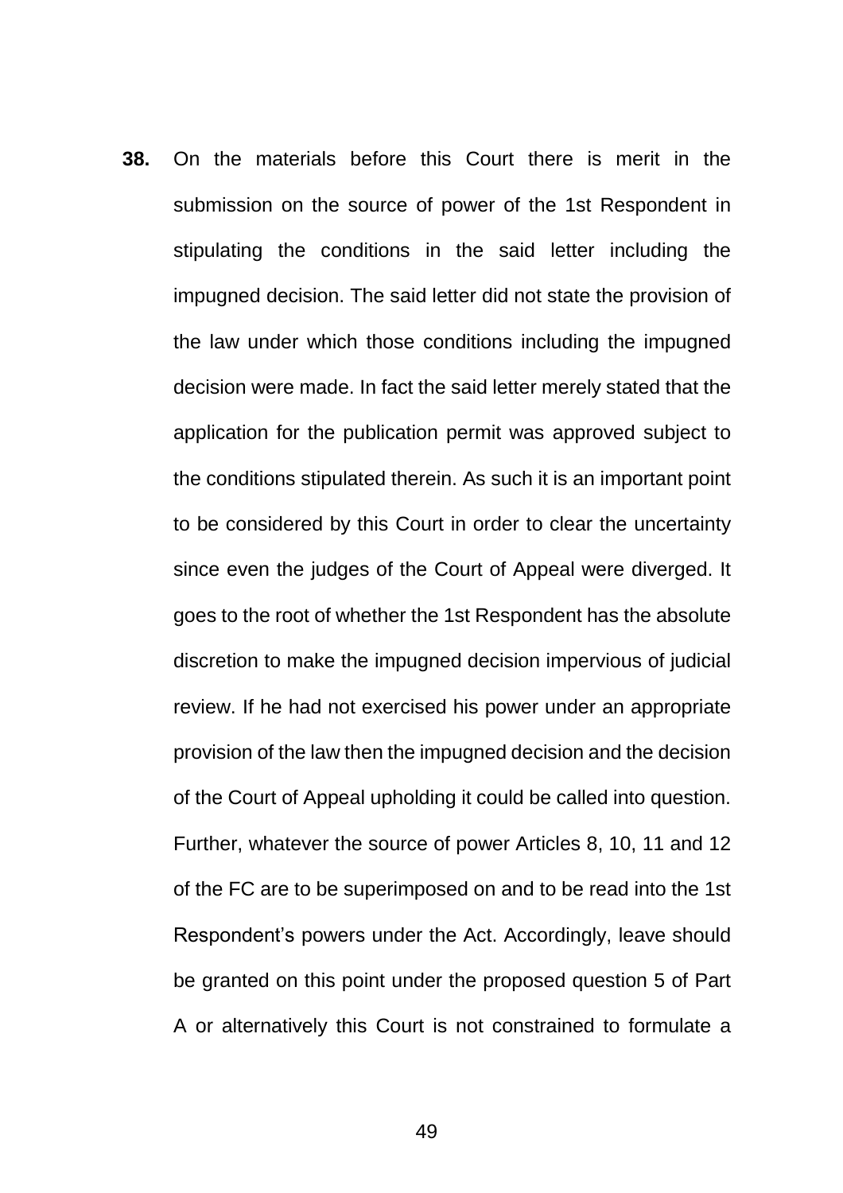**38.** On the materials before this Court there is merit in the submission on the source of power of the 1st Respondent in stipulating the conditions in the said letter including the impugned decision. The said letter did not state the provision of the law under which those conditions including the impugned decision were made. In fact the said letter merely stated that the application for the publication permit was approved subject to the conditions stipulated therein. As such it is an important point to be considered by this Court in order to clear the uncertainty since even the judges of the Court of Appeal were diverged. It goes to the root of whether the 1st Respondent has the absolute discretion to make the impugned decision impervious of judicial review. If he had not exercised his power under an appropriate provision of the law then the impugned decision and the decision of the Court of Appeal upholding it could be called into question. Further, whatever the source of power Articles 8, 10, 11 and 12 of the FC are to be superimposed on and to be read into the 1st Respondent's powers under the Act. Accordingly, leave should be granted on this point under the proposed question 5 of Part A or alternatively this Court is not constrained to formulate a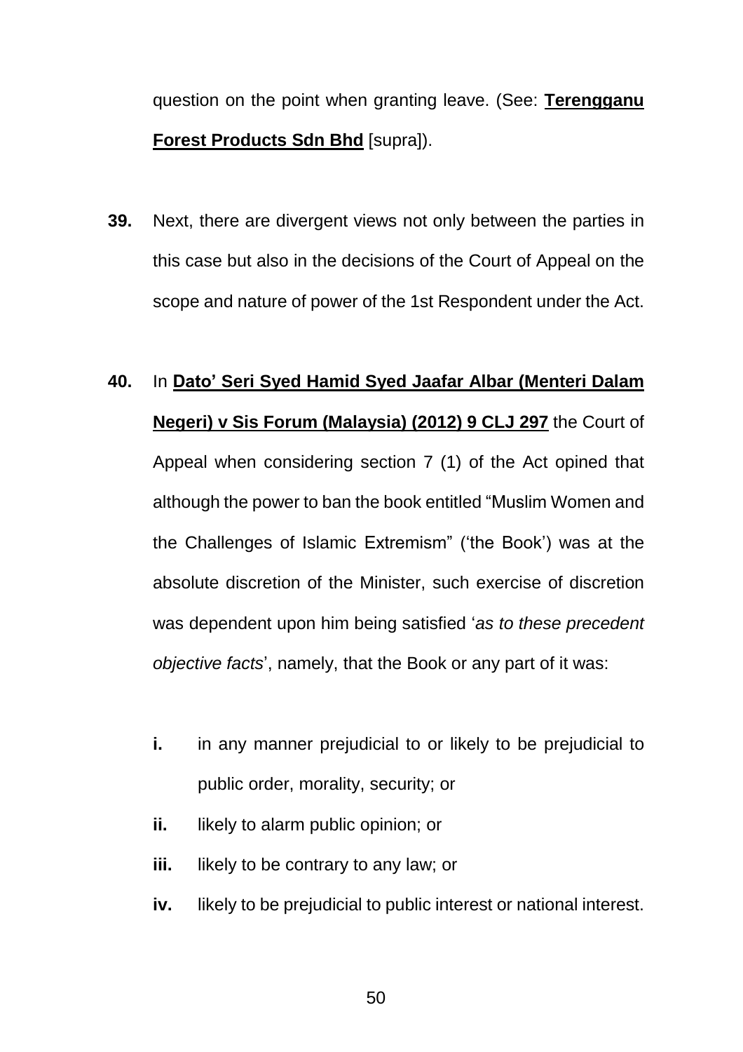question on the point when granting leave. (See: **Terengganu Forest Products Sdn Bhd** [supra]).

**39.** Next, there are divergent views not only between the parties in this case but also in the decisions of the Court of Appeal on the scope and nature of power of the 1st Respondent under the Act.

**40.** In **Dato' Seri Syed Hamid Syed Jaafar Albar (Menteri Dalam Negeri) v Sis Forum (Malaysia) (2012) 9 CLJ 297** the Court of Appeal when considering section 7 (1) of the Act opined that although the power to ban the book entitled "Muslim Women and the Challenges of Islamic Extremism" ('the Book') was at the absolute discretion of the Minister, such exercise of discretion was dependent upon him being satisfied '*as to these precedent objective facts*', namely, that the Book or any part of it was:

- **i.** in any manner prejudicial to or likely to be prejudicial to public order, morality, security; or
- **ii.** likely to alarm public opinion; or
- **iii.** likely to be contrary to any law; or
- **iv.** likely to be prejudicial to public interest or national interest.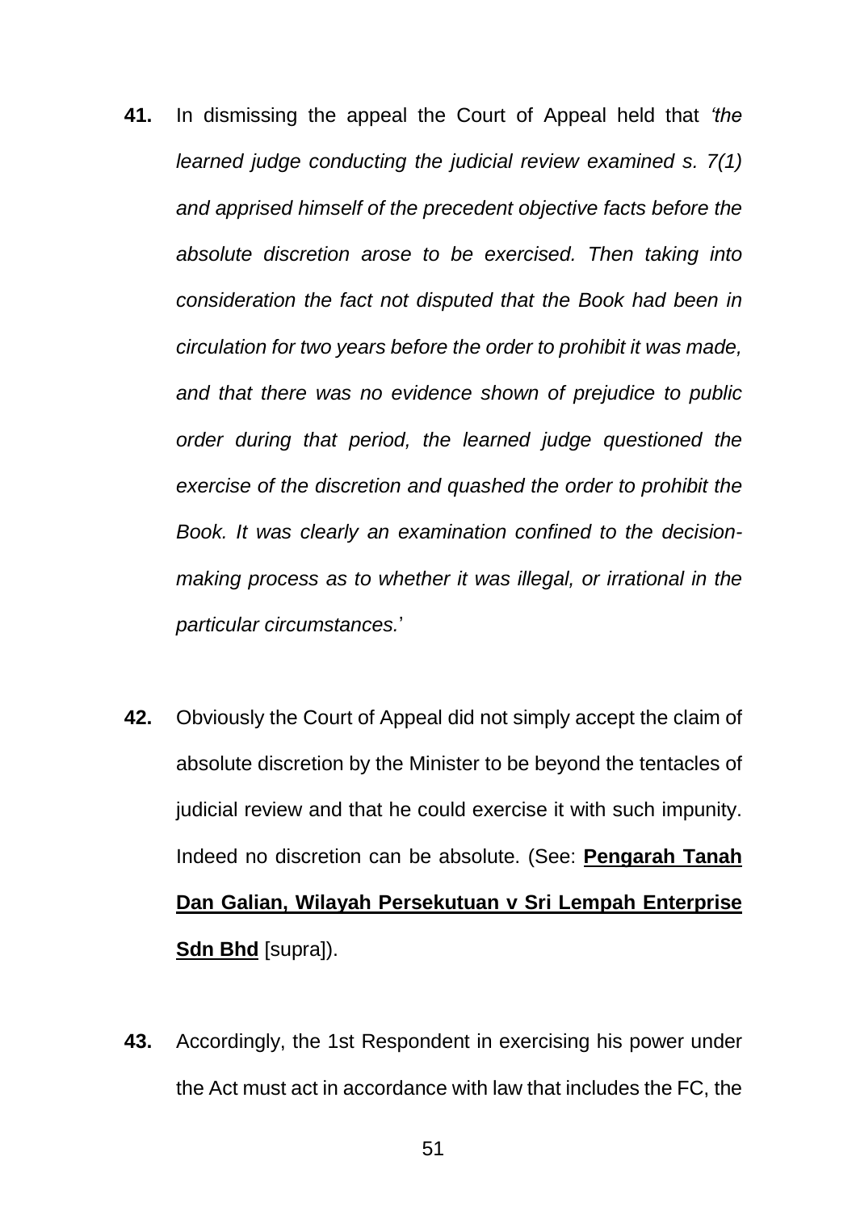**41.** In dismissing the appeal the Court of Appeal held that *'the learned judge conducting the judicial review examined s. 7(1) and apprised himself of the precedent objective facts before the absolute discretion arose to be exercised. Then taking into consideration the fact not disputed that the Book had been in circulation for two years before the order to prohibit it was made, and that there was no evidence shown of prejudice to public order during that period, the learned judge questioned the exercise of the discretion and quashed the order to prohibit the Book. It was clearly an examination confined to the decision-making process as to whether it was illegal, or irrational in the particular circumstances.*'

**42.** Obviously the Court of Appeal did not simply accept the claim of absolute discretion by the Minister to be beyond the tentacles of judicial review and that he could exercise it with such impunity. Indeed no discretion can be absolute. (See: **<u>Pengarah Tanah Dan Galian, Wilayah Persekutuan v Sri Lempah Enterprise Sdn Bhd</u>** [supra]).

**43.** Accordingly, the 1st Respondent in exercising his power under the Act must act in accordance with law that includes the FC, the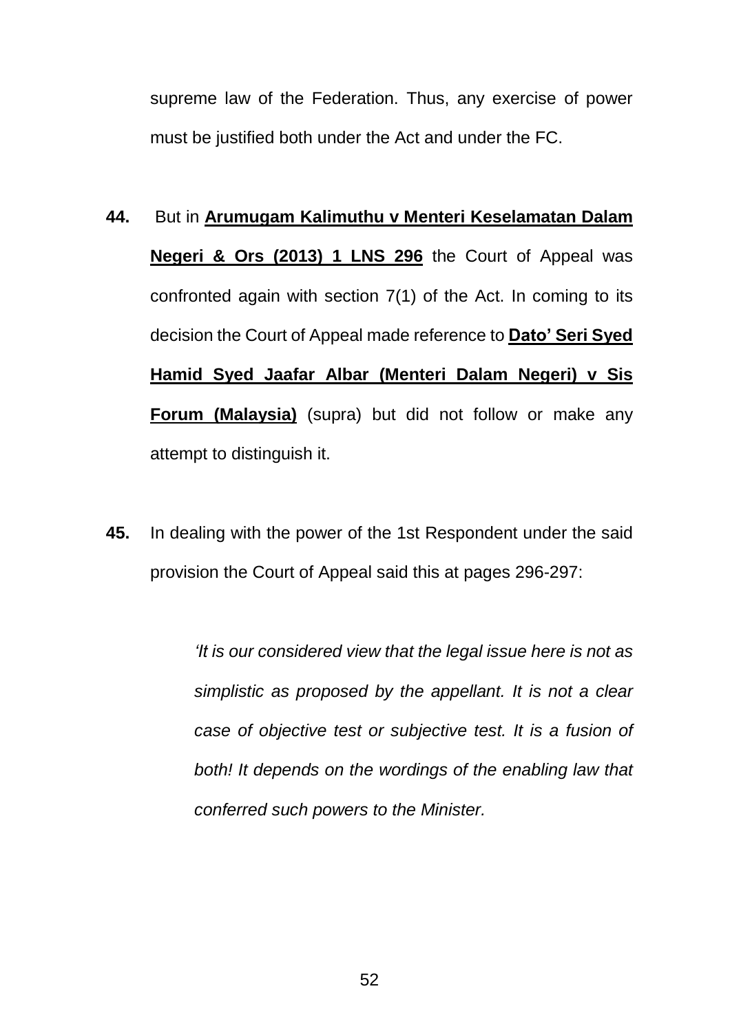supreme law of the Federation. Thus, any exercise of power must be justified both under the Act and under the FC.

**44.** But in **<u>Arumugam Kalimuthu v Menteri Keselamatan Dalam Negeri & Ors (2013) 1 LNS 296</u>** the Court of Appeal was confronted again with section 7(1) of the Act. In coming to its decision the Court of Appeal made reference to **<u>Dato' Seri Syed Hamid Syed Jaafar Albar (Menteri Dalam Negeri) v Sis Forum (Malaysia)</u>** (supra) but did not follow or make any attempt to distinguish it.

**45.** In dealing with the power of the 1st Respondent under the said provision the Court of Appeal said this at pages 296-297:

> *'It is our considered view that the legal issue here is not as simplistic as proposed by the appellant. It is not a clear case of objective test or subjective test. It is a fusion of both! It depends on the wordings of the enabling law that conferred such powers to the Minister.*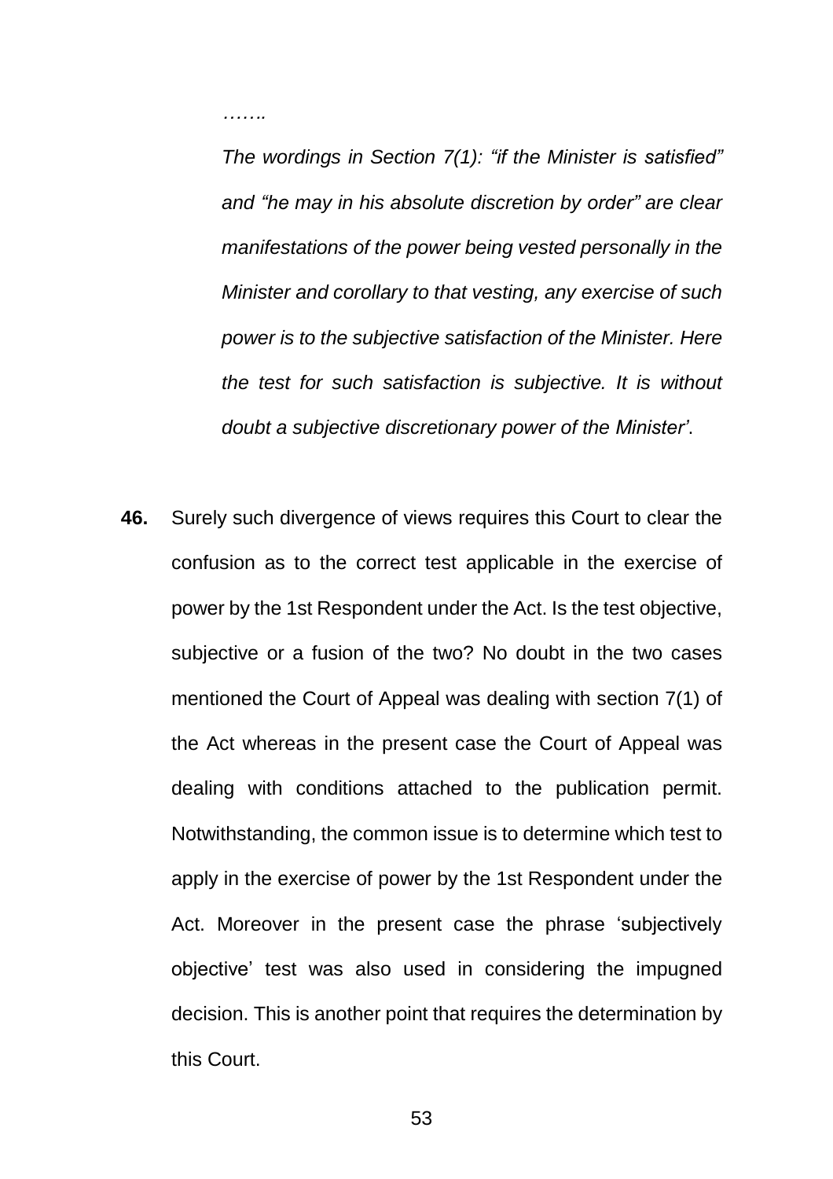*…….*

*The wordings in Section 7(1): “if the Minister is satisfied” and “he may in his absolute discretion by order” are clear manifestations of the power being vested personally in the Minister and corollary to that vesting, any exercise of such power is to the subjective satisfaction of the Minister. Here the test for such satisfaction is subjective. It is without doubt a subjective discretionary power of the Minister’*.

**46.** Surely such divergence of views requires this Court to clear the confusion as to the correct test applicable in the exercise of power by the 1st Respondent under the Act. Is the test objective, subjective or a fusion of the two? No doubt in the two cases mentioned the Court of Appeal was dealing with section 7(1) of the Act whereas in the present case the Court of Appeal was dealing with conditions attached to the publication permit. Notwithstanding, the common issue is to determine which test to apply in the exercise of power by the 1st Respondent under the Act. Moreover in the present case the phrase ‘subjectively objective’ test was also used in considering the impugned decision. This is another point that requires the determination by this Court.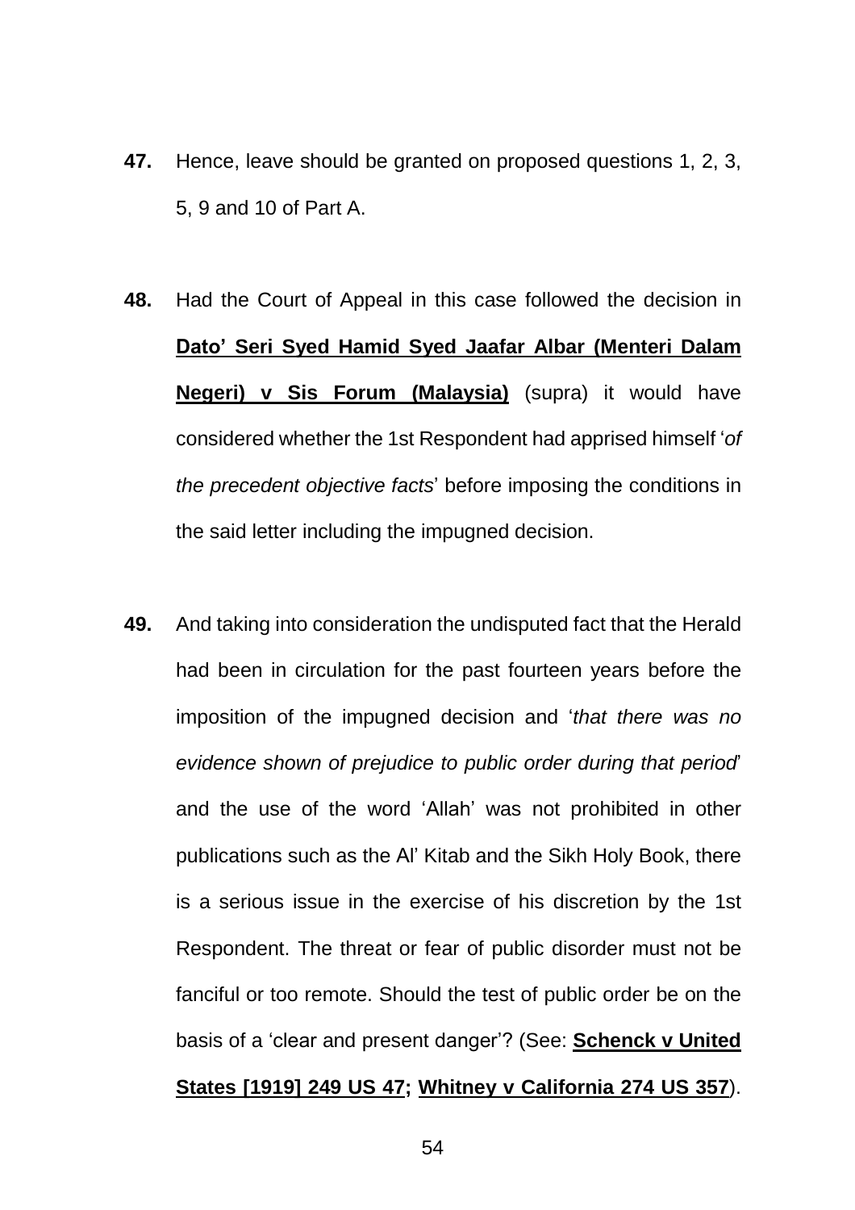**47.** Hence, leave should be granted on proposed questions 1, 2, 3, 5, 9 and 10 of Part A.

**48.** Had the Court of Appeal in this case followed the decision in **Dato' Seri Syed Hamid Syed Jaafar Albar (Menteri Dalam Negeri) v Sis Forum (Malaysia)** (supra) it would have considered whether the 1st Respondent had apprised himself '*of the precedent objective facts*' before imposing the conditions in the said letter including the impugned decision.

**49.** And taking into consideration the undisputed fact that the Herald had been in circulation for the past fourteen years before the imposition of the impugned decision and '*that there was no evidence shown of prejudice to public order during that period*' and the use of the word 'Allah' was not prohibited in other publications such as the Al' Kitab and the Sikh Holy Book, there is a serious issue in the exercise of his discretion by the 1st Respondent. The threat or fear of public disorder must not be fanciful or too remote. Should the test of public order be on the basis of a 'clear and present danger'? (See: **Schenck v United States [1919] 249 US 47; Whitney v California 274 US 357**).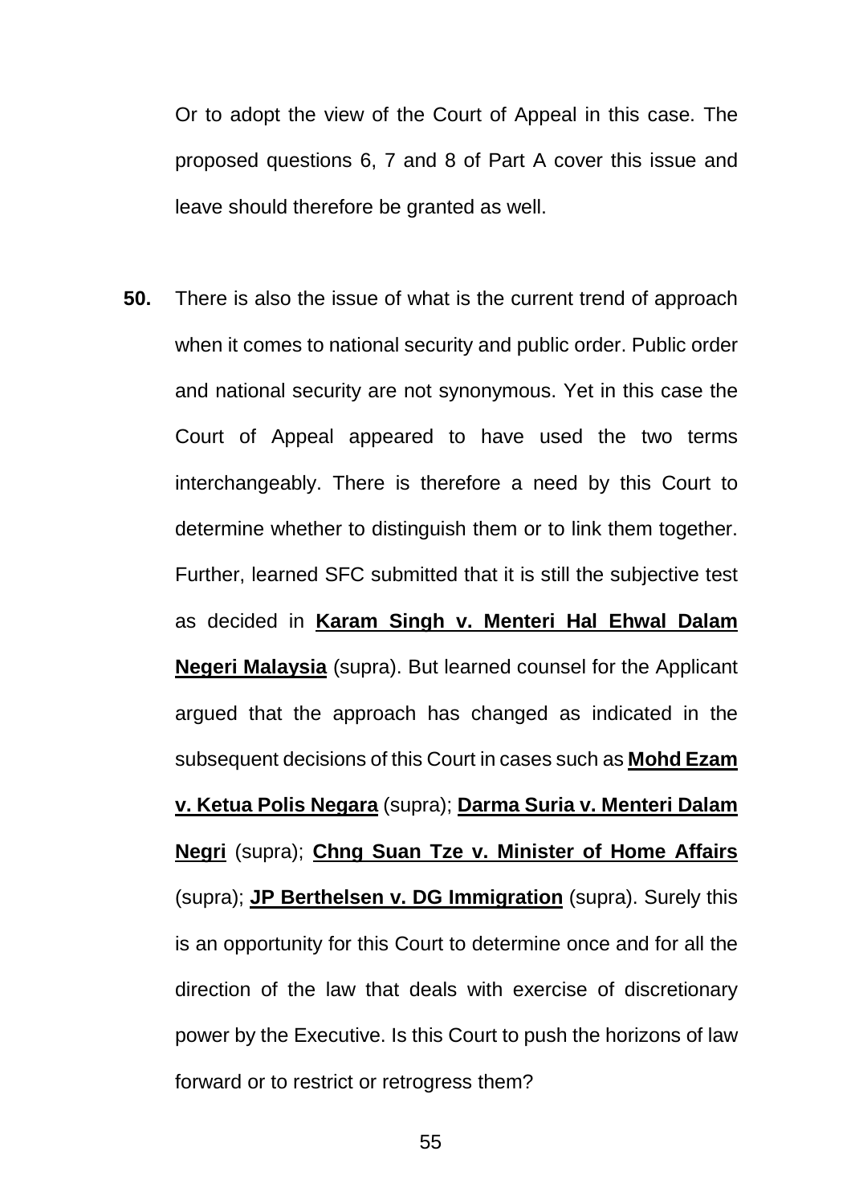Or to adopt the view of the Court of Appeal in this case. The proposed questions 6, 7 and 8 of Part A cover this issue and leave should therefore be granted as well.

**50.** There is also the issue of what is the current trend of approach when it comes to national security and public order. Public order and national security are not synonymous. Yet in this case the Court of Appeal appeared to have used the two terms interchangeably. There is therefore a need by this Court to determine whether to distinguish them or to link them together. Further, learned SFC submitted that it is still the subjective test as decided in **Karam Singh v. Menteri Hal Ehwal Dalam Negeri Malaysia** (supra). But learned counsel for the Applicant argued that the approach has changed as indicated in the subsequent decisions of this Court in cases such as **Mohd Ezam v. Ketua Polis Negara** (supra); **Darma Suria v. Menteri Dalam Negri** (supra); **Chng Suan Tze v. Minister of Home Affairs** (supra); **JP Berthelsen v. DG Immigration** (supra). Surely this is an opportunity for this Court to determine once and for all the direction of the law that deals with exercise of discretionary power by the Executive. Is this Court to push the horizons of law forward or to restrict or retrogress them?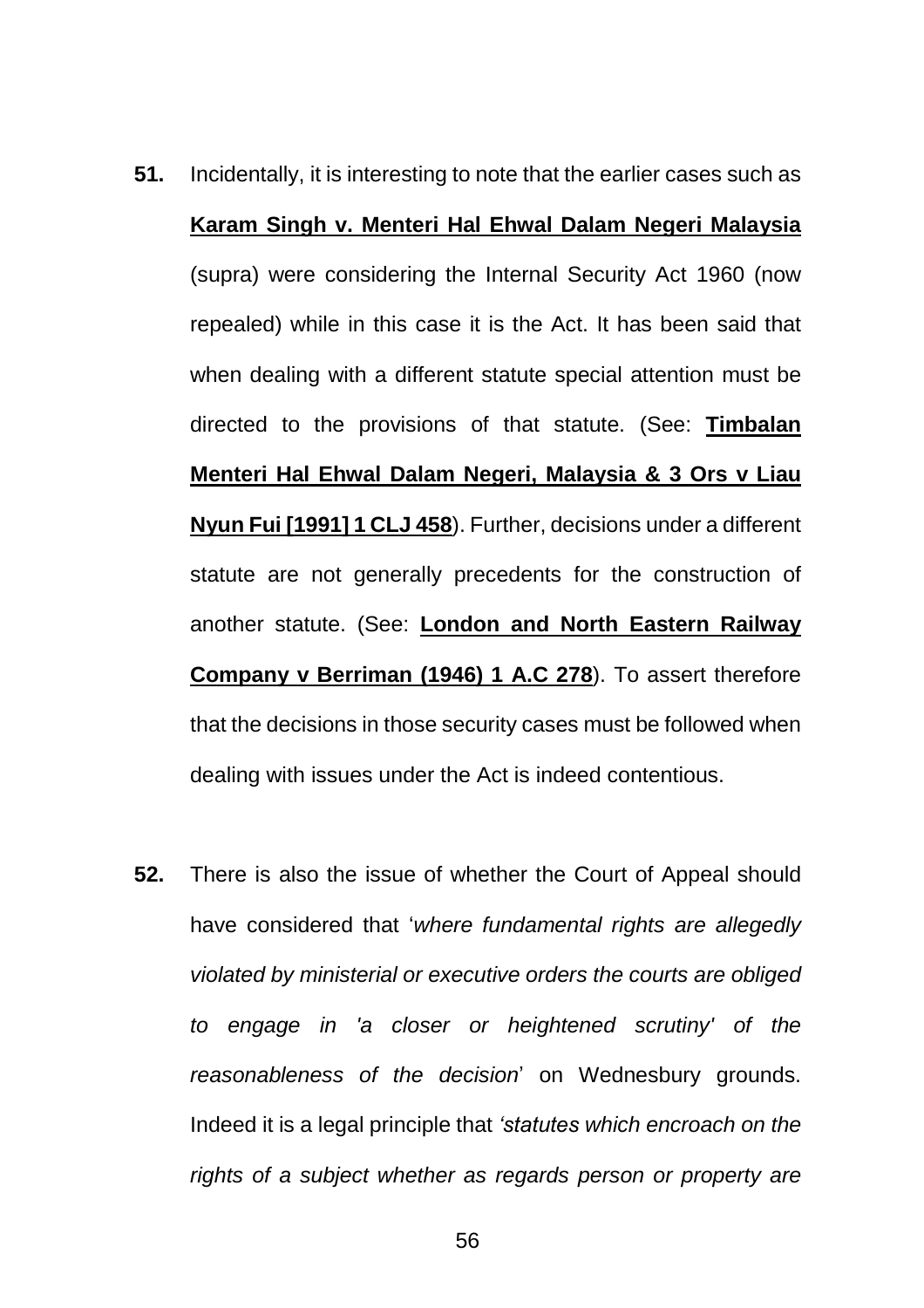**51.** Incidentally, it is interesting to note that the earlier cases such as **Karam Singh v. Menteri Hal Ehwal Dalam Negeri Malaysia** (supra) were considering the Internal Security Act 1960 (now repealed) while in this case it is the Act. It has been said that when dealing with a different statute special attention must be directed to the provisions of that statute. (See: **Timbalan Menteri Hal Ehwal Dalam Negeri, Malaysia & 3 Ors v Liau Nyun Fui [1991] 1 CLJ 458**). Further, decisions under a different statute are not generally precedents for the construction of another statute. (See: **London and North Eastern Railway Company v Berriman (1946) 1 A.C 278**). To assert therefore that the decisions in those security cases must be followed when dealing with issues under the Act is indeed contentious.

**52.** There is also the issue of whether the Court of Appeal should have considered that '*where fundamental rights are allegedly violated by ministerial or executive orders the courts are obliged to engage in 'a closer or heightened scrutiny' of the reasonableness of the decision*' on Wednesbury grounds. Indeed it is a legal principle that *'statutes which encroach on the rights of a subject whether as regards person or property are*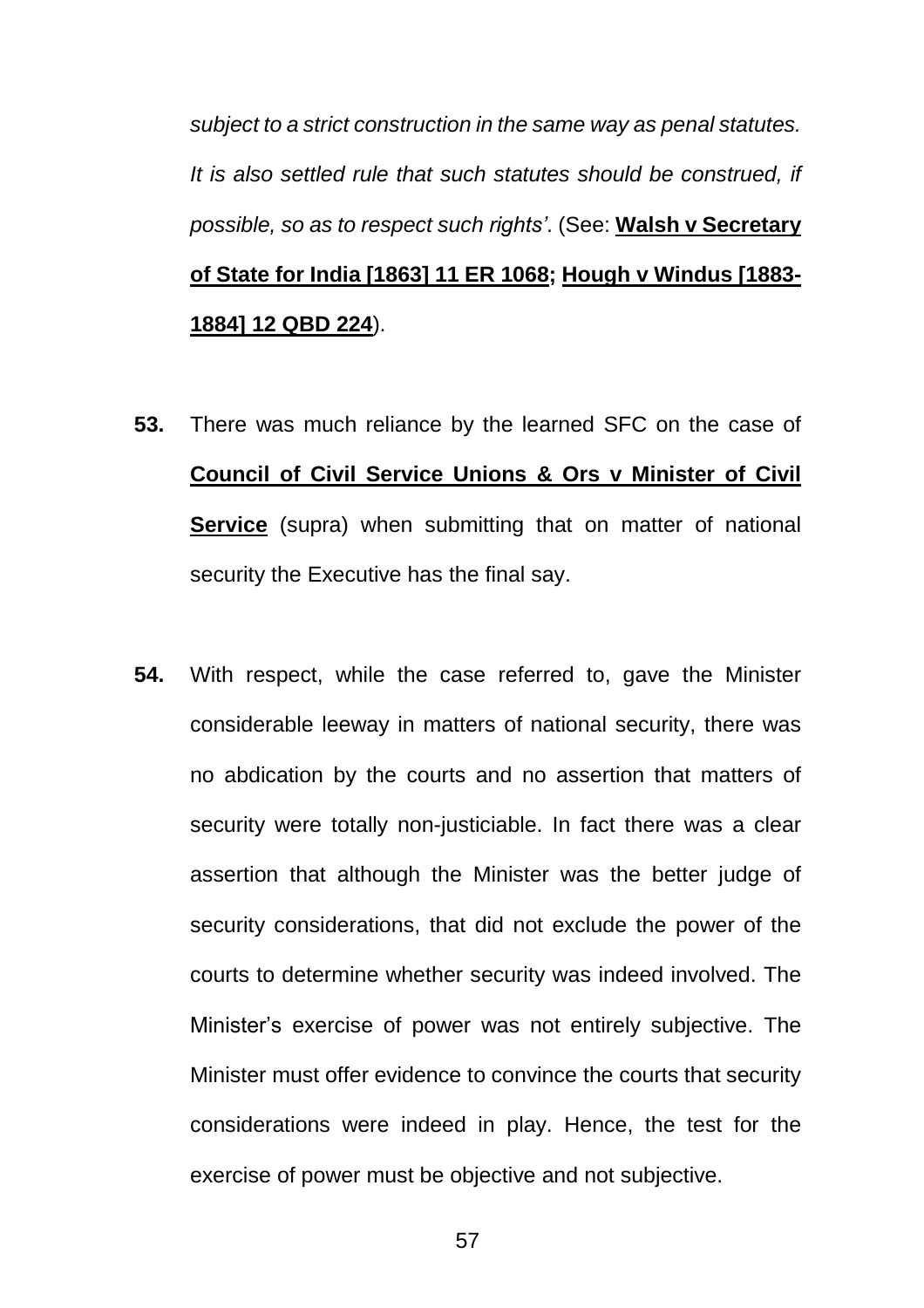*subject to a strict construction in the same way as penal statutes. It is also settled rule that such statutes should be construed, if possible, so as to respect such rights'*. (See: **Walsh v Secretary of State for India [1863] 11 ER 1068; Hough v Windus [1883-1884] 12 QBD 224**).

**53.** There was much reliance by the learned SFC on the case of **Council of Civil Service Unions & Ors v Minister of Civil Service** (supra) when submitting that on matter of national security the Executive has the final say.

**54.** With respect, while the case referred to, gave the Minister considerable leeway in matters of national security, there was no abdication by the courts and no assertion that matters of security were totally non-justiciable. In fact there was a clear assertion that although the Minister was the better judge of security considerations, that did not exclude the power of the courts to determine whether security was indeed involved. The Minister's exercise of power was not entirely subjective. The Minister must offer evidence to convince the courts that security considerations were indeed in play. Hence, the test for the exercise of power must be objective and not subjective.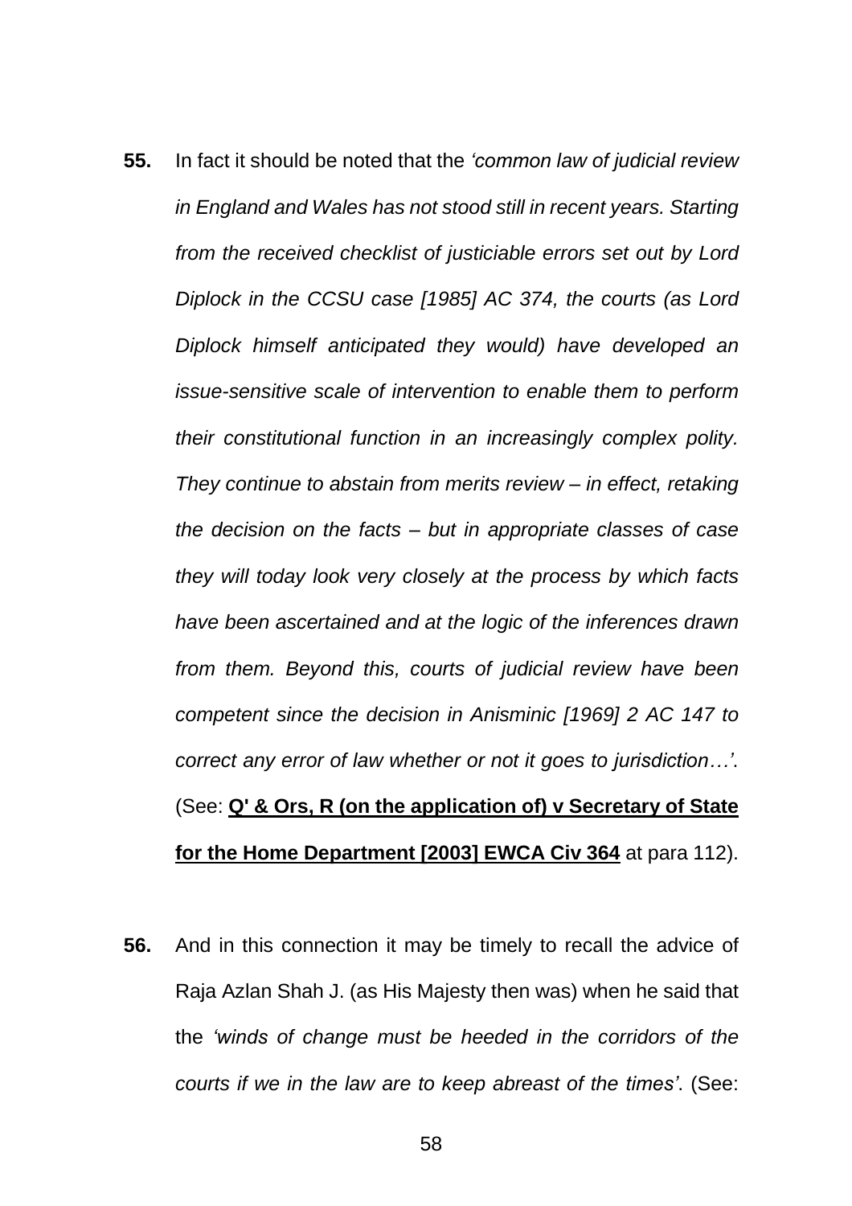**55.** In fact it should be noted that the *'common law of judicial review in England and Wales has not stood still in recent years. Starting from the received checklist of justiciable errors set out by Lord Diplock in the CCSU case [1985] AC 374, the courts (as Lord Diplock himself anticipated they would) have developed an issue-sensitive scale of intervention to enable them to perform their constitutional function in an increasingly complex polity. They continue to abstain from merits review – in effect, retaking the decision on the facts – but in appropriate classes of case they will today look very closely at the process by which facts have been ascertained and at the logic of the inferences drawn from them. Beyond this, courts of judicial review have been competent since the decision in Anisminic [1969] 2 AC 147 to correct any error of law whether or not it goes to jurisdiction…'*. (See: **Q' & Ors, R (on the application of) v Secretary of State for the Home Department [2003] EWCA Civ 364** at para 112).

**56.** And in this connection it may be timely to recall the advice of Raja Azlan Shah J. (as His Majesty then was) when he said that the *'winds of change must be heeded in the corridors of the courts if we in the law are to keep abreast of the times'*. (See: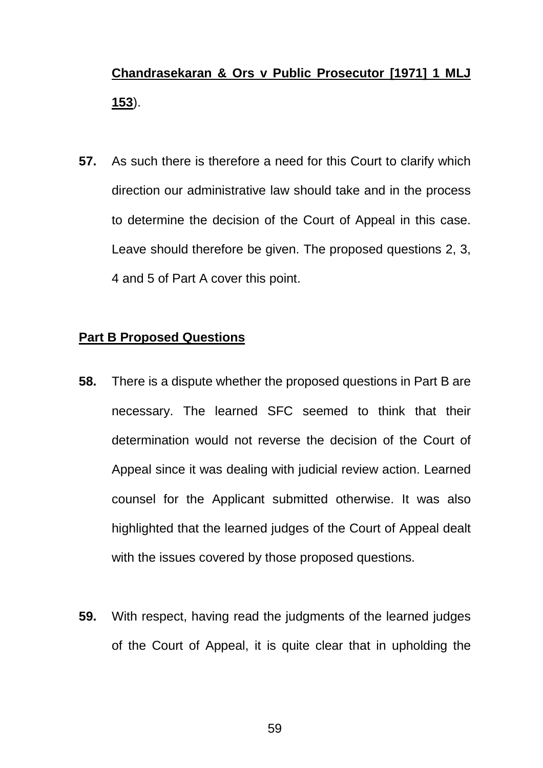**Chandrasekaran & Ors v Public Prosecutor [1971] 1 MLJ 153**).

**57.** As such there is therefore a need for this Court to clarify which direction our administrative law should take and in the process to determine the decision of the Court of Appeal in this case. Leave should therefore be given. The proposed questions 2, 3, 4 and 5 of Part A cover this point.

**Part B Proposed Questions**

**58.** There is a dispute whether the proposed questions in Part B are necessary. The learned SFC seemed to think that their determination would not reverse the decision of the Court of Appeal since it was dealing with judicial review action. Learned counsel for the Applicant submitted otherwise. It was also highlighted that the learned judges of the Court of Appeal dealt with the issues covered by those proposed questions.

**59.** With respect, having read the judgments of the learned judges of the Court of Appeal, it is quite clear that in upholding the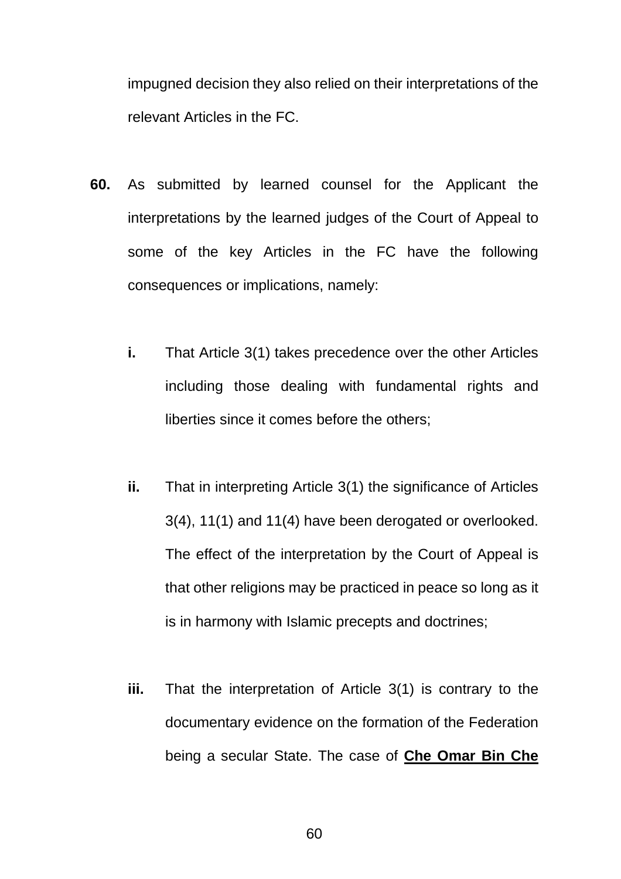impugned decision they also relied on their interpretations of the relevant Articles in the FC.

**60.** As submitted by learned counsel for the Applicant the interpretations by the learned judges of the Court of Appeal to some of the key Articles in the FC have the following consequences or implications, namely:

**i.** That Article 3(1) takes precedence over the other Articles including those dealing with fundamental rights and liberties since it comes before the others;

**ii.** That in interpreting Article 3(1) the significance of Articles 3(4), 11(1) and 11(4) have been derogated or overlooked. The effect of the interpretation by the Court of Appeal is that other religions may be practiced in peace so long as it is in harmony with Islamic precepts and doctrines;

**iii.** That the interpretation of Article 3(1) is contrary to the documentary evidence on the formation of the Federation being a secular State. The case of **<u>Che Omar Bin Che</u>**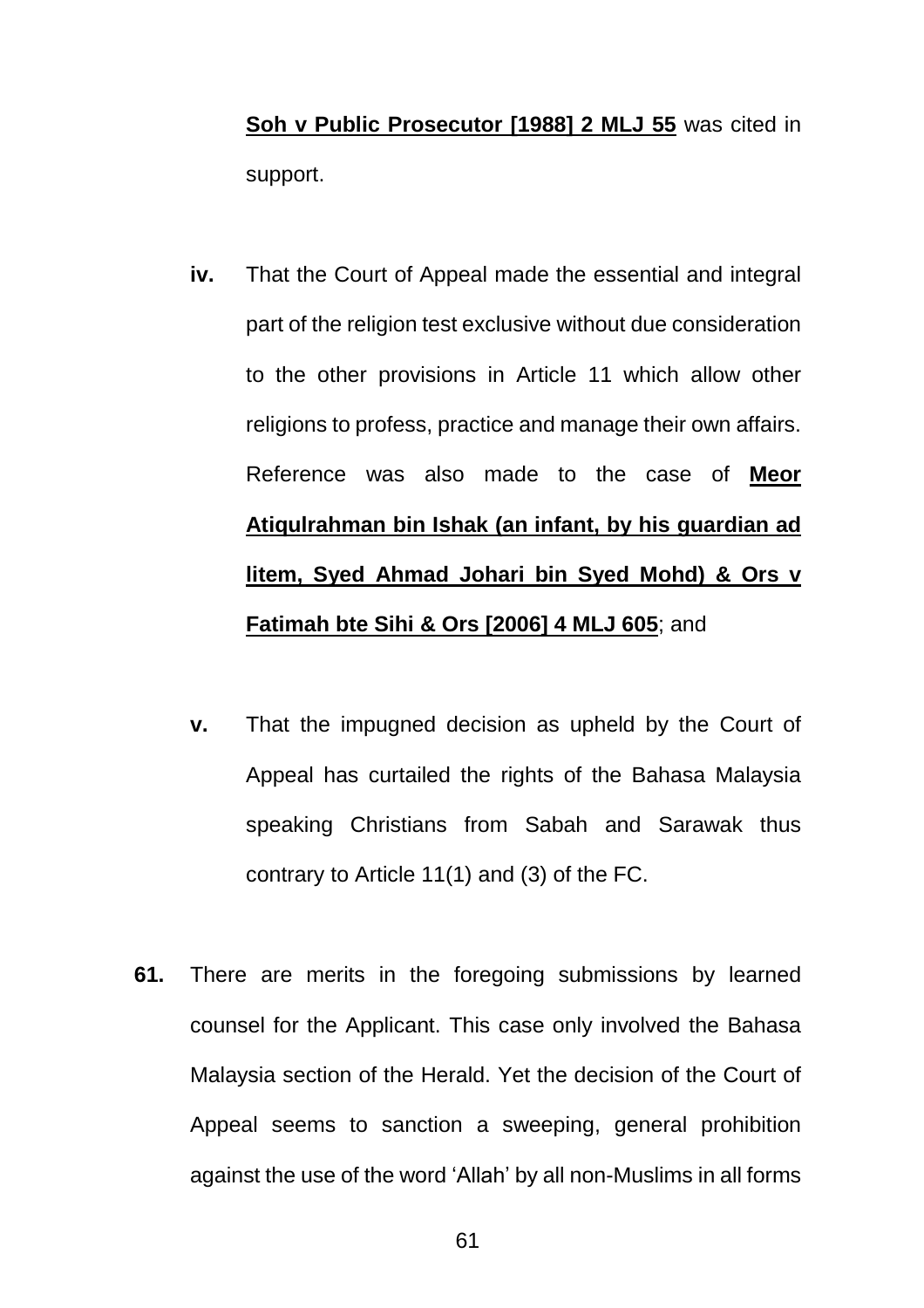**Soh v Public Prosecutor [1988] 2 MLJ 55** was cited in support.

**iv.** That the Court of Appeal made the essential and integral part of the religion test exclusive without due consideration to the other provisions in Article 11 which allow other religions to profess, practice and manage their own affairs. Reference was also made to the case of **Meor Atiqulrahman bin Ishak (an infant, by his guardian ad litem, Syed Ahmad Johari bin Syed Mohd) & Ors v Fatimah bte Sihi & Ors [2006] 4 MLJ 605**; and

**v.** That the impugned decision as upheld by the Court of Appeal has curtailed the rights of the Bahasa Malaysia speaking Christians from Sabah and Sarawak thus contrary to Article 11(1) and (3) of the FC.

**61.** There are merits in the foregoing submissions by learned counsel for the Applicant. This case only involved the Bahasa Malaysia section of the Herald. Yet the decision of the Court of Appeal seems to sanction a sweeping, general prohibition against the use of the word 'Allah' by all non-Muslims in all forms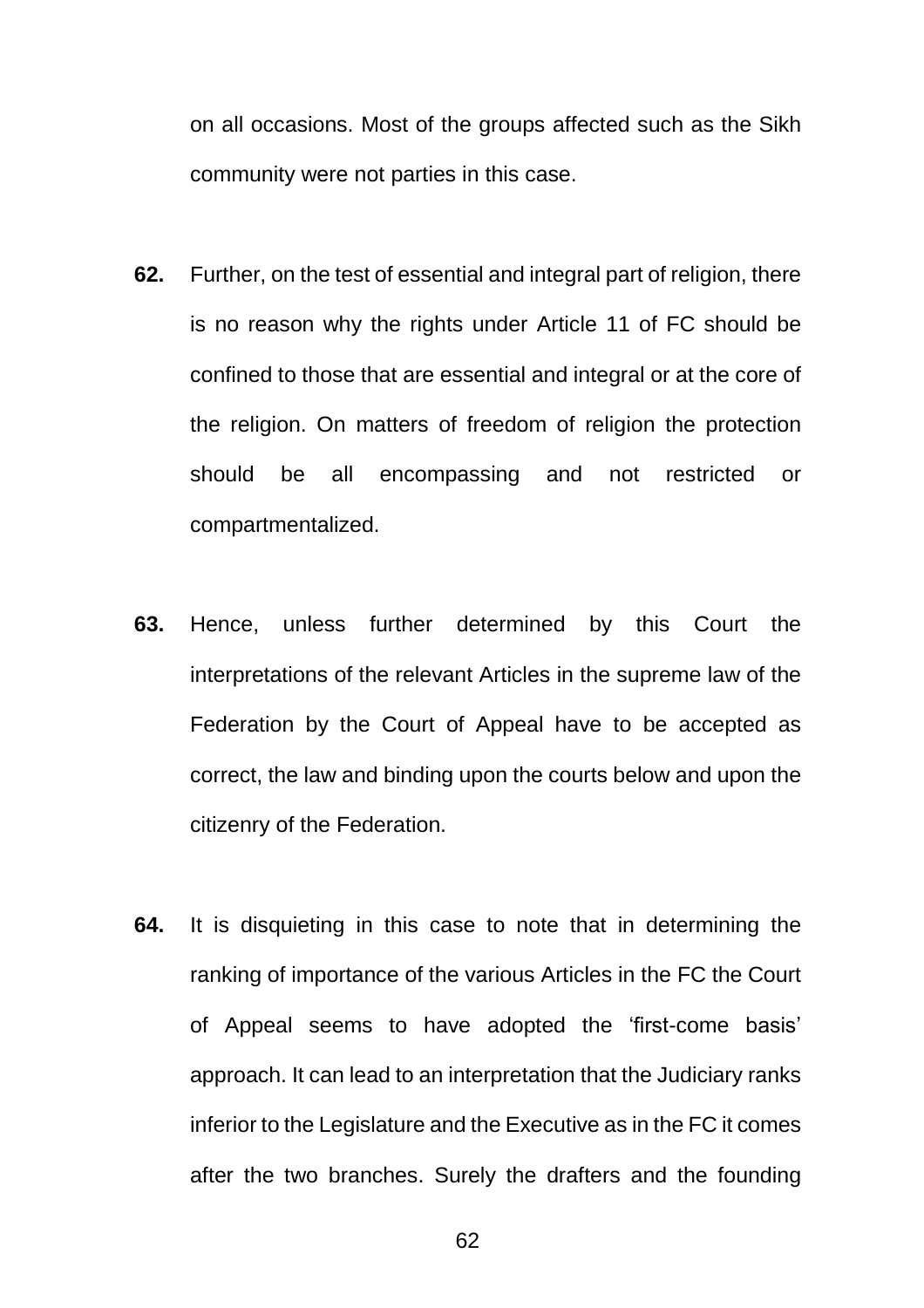on all occasions. Most of the groups affected such as the Sikh community were not parties in this case.

**62.** Further, on the test of essential and integral part of religion, there is no reason why the rights under Article 11 of FC should be confined to those that are essential and integral or at the core of the religion. On matters of freedom of religion the protection should be all encompassing and not restricted or compartmentalized.

**63.** Hence, unless further determined by this Court the interpretations of the relevant Articles in the supreme law of the Federation by the Court of Appeal have to be accepted as correct, the law and binding upon the courts below and upon the citizenry of the Federation.

**64.** It is disquieting in this case to note that in determining the ranking of importance of the various Articles in the FC the Court of Appeal seems to have adopted the 'first-come basis' approach. It can lead to an interpretation that the Judiciary ranks inferior to the Legislature and the Executive as in the FC it comes after the two branches. Surely the drafters and the founding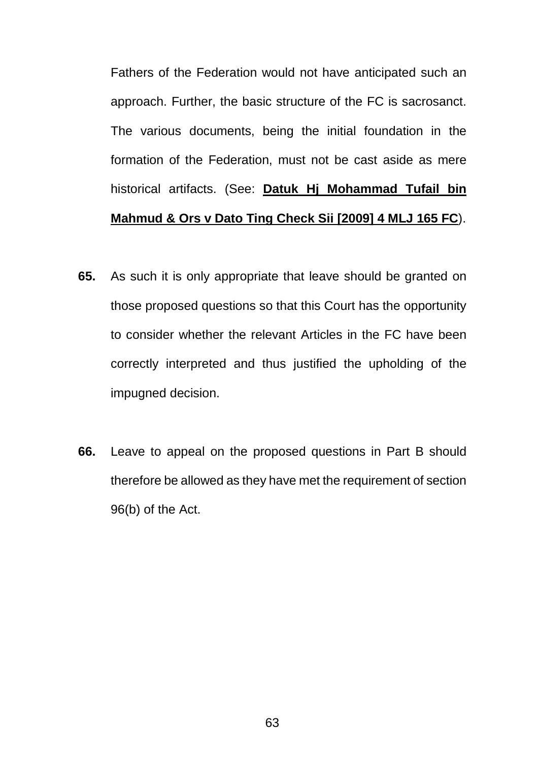Fathers of the Federation would not have anticipated such an approach. Further, the basic structure of the FC is sacrosanct. The various documents, being the initial foundation in the formation of the Federation, must not be cast aside as mere historical artifacts. (See: **Datuk Hj Mohammad Tufail bin Mahmud & Ors v Dato Ting Check Sii [2009] 4 MLJ 165 FC**).

**65.** As such it is only appropriate that leave should be granted on those proposed questions so that this Court has the opportunity to consider whether the relevant Articles in the FC have been correctly interpreted and thus justified the upholding of the impugned decision.

**66.** Leave to appeal on the proposed questions in Part B should therefore be allowed as they have met the requirement of section 96(b) of the Act.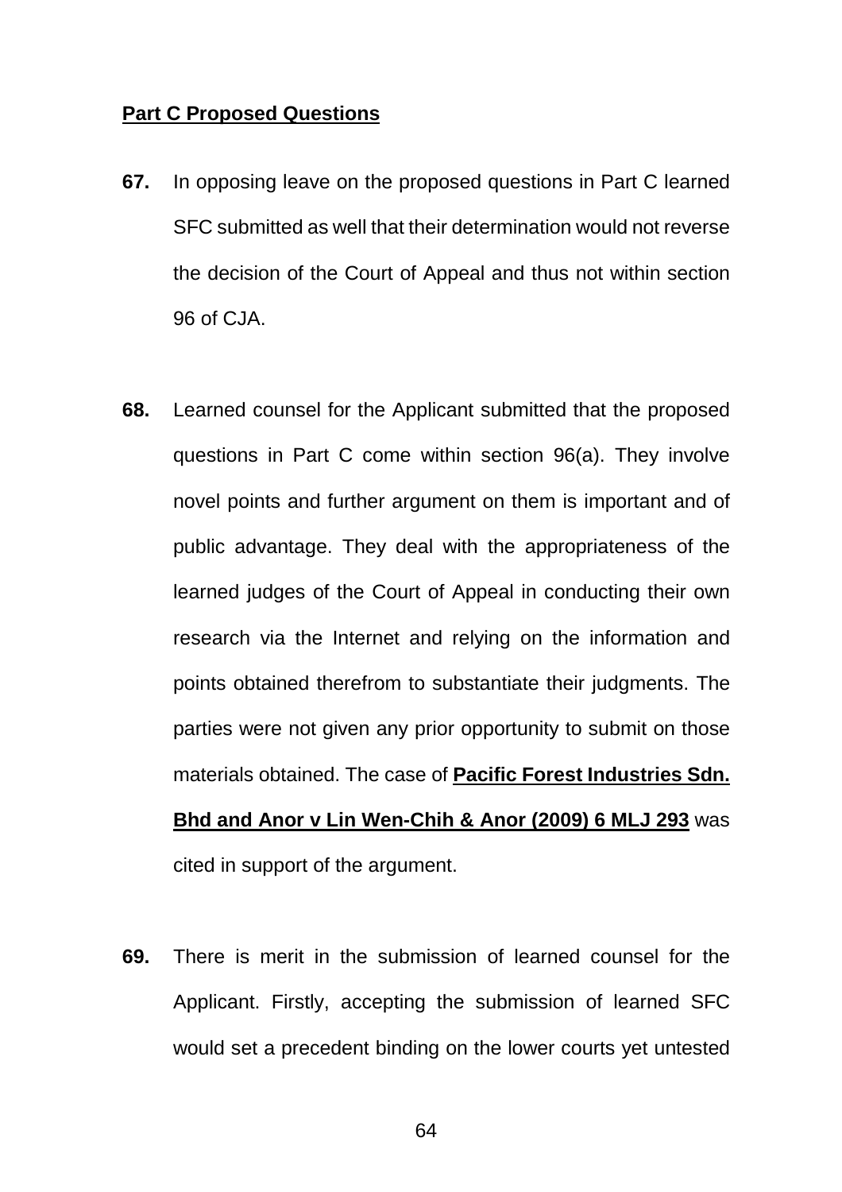**<u>Part C Proposed Questions</u>**

**67.** In opposing leave on the proposed questions in Part C learned SFC submitted as well that their determination would not reverse the decision of the Court of Appeal and thus not within section 96 of CJA.

**68.** Learned counsel for the Applicant submitted that the proposed questions in Part C come within section 96(a). They involve novel points and further argument on them is important and of public advantage. They deal with the appropriateness of the learned judges of the Court of Appeal in conducting their own research via the Internet and relying on the information and points obtained therefrom to substantiate their judgments. The parties were not given any prior opportunity to submit on those materials obtained. The case of **<u>Pacific Forest Industries Sdn. Bhd and Anor v Lin Wen-Chih & Anor (2009) 6 MLJ 293</u>** was cited in support of the argument.

**69.** There is merit in the submission of learned counsel for the Applicant. Firstly, accepting the submission of learned SFC would set a precedent binding on the lower courts yet untested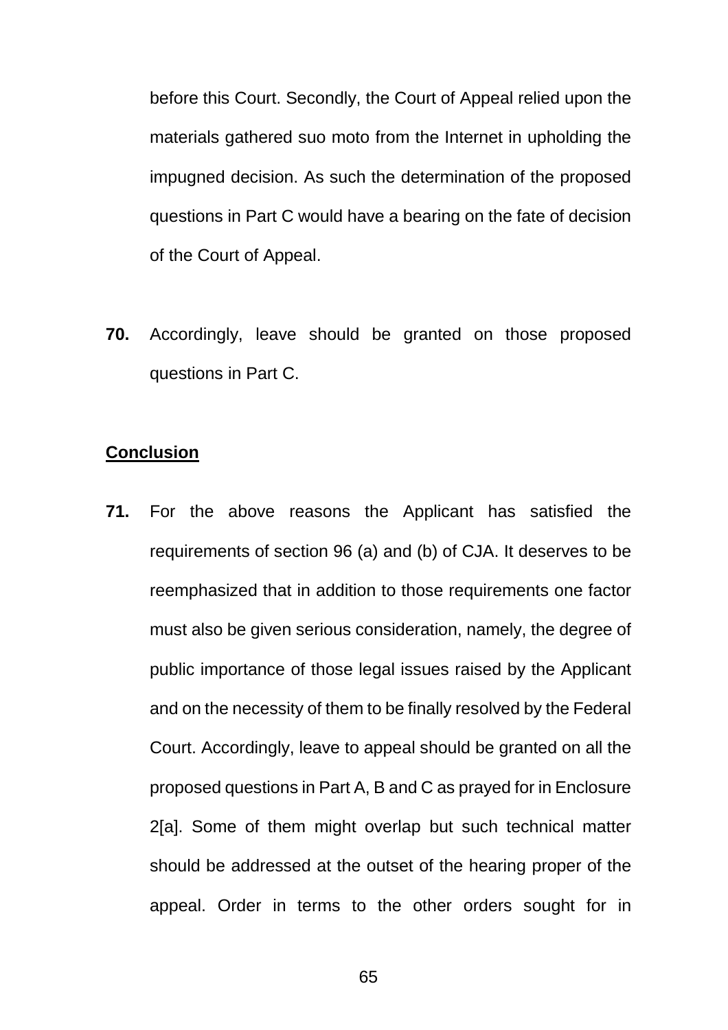before this Court. Secondly, the Court of Appeal relied upon the materials gathered suo moto from the Internet in upholding the impugned decision. As such the determination of the proposed questions in Part C would have a bearing on the fate of decision of the Court of Appeal.

**70.** Accordingly, leave should be granted on those proposed questions in Part C.

**<u>Conclusion</u>**

**71.** For the above reasons the Applicant has satisfied the requirements of section 96 (a) and (b) of CJA. It deserves to be reemphasized that in addition to those requirements one factor must also be given serious consideration, namely, the degree of public importance of those legal issues raised by the Applicant and on the necessity of them to be finally resolved by the Federal Court. Accordingly, leave to appeal should be granted on all the proposed questions in Part A, B and C as prayed for in Enclosure 2[a]. Some of them might overlap but such technical matter should be addressed at the outset of the hearing proper of the appeal. Order in terms to the other orders sought for in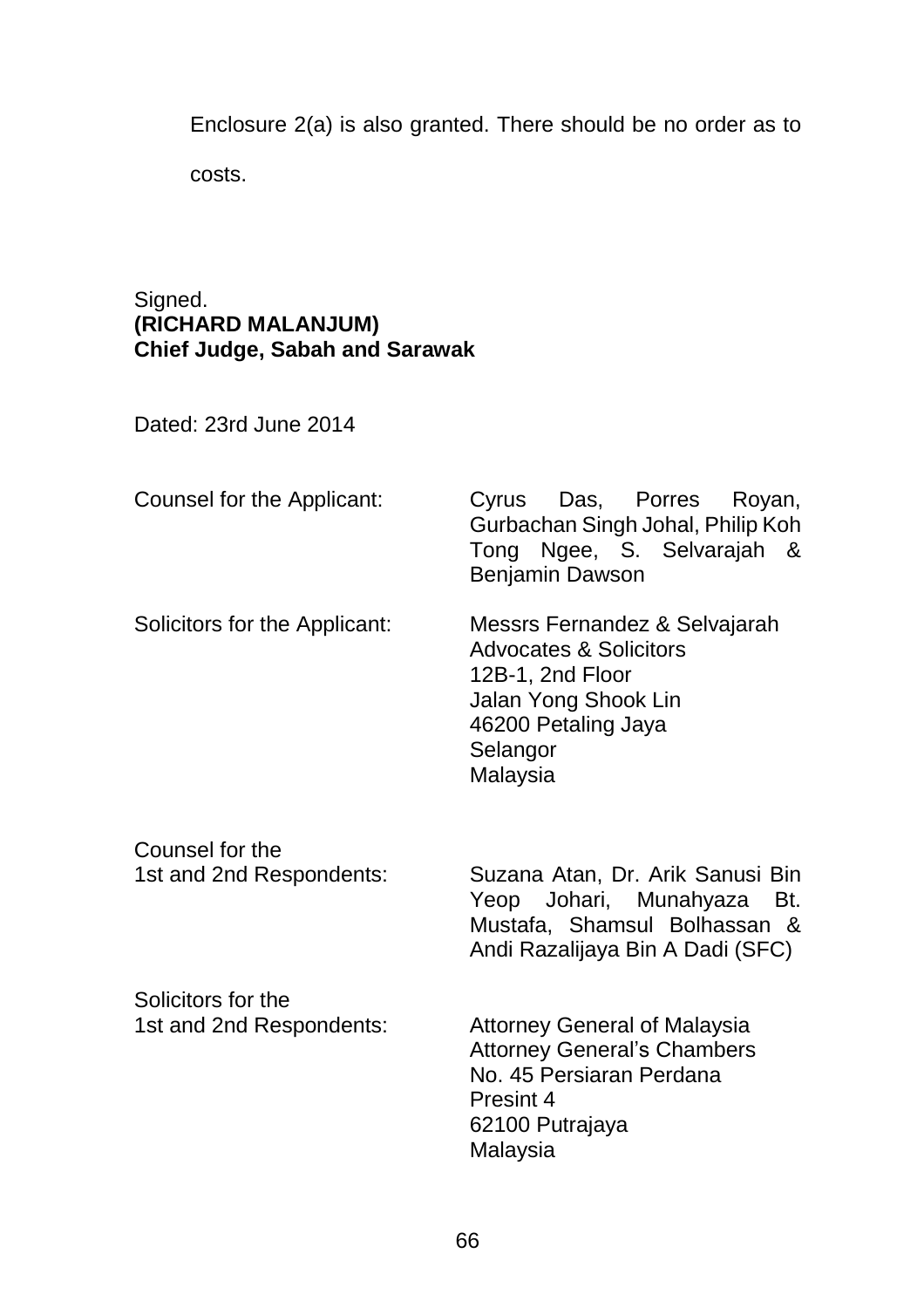Enclosure 2(a) is also granted. There should be no order as to costs.

Signed.
**(RICHARD MALANJUM)**
**Chief Judge, Sabah and Sarawak**

Dated: 23rd June 2014

| | |
|---|---|
| Counsel for the Applicant: | Cyrus Das, Porres Royan, Gurbachan Singh Johal, Philip Koh Tong Ngee, S. Selvarajah & Benjamin Dawson |
| Solicitors for the Applicant: | Messrs Fernandez & Selvajarah<br>Advocates & Solicitors<br>12B-1, 2nd Floor<br>Jalan Yong Shook Lin<br>46200 Petaling Jaya<br>Selangor<br>Malaysia |
| Counsel for the 1st and 2nd Respondents: | Suzana Atan, Dr. Arik Sanusi Bin Yeop Johari, Munahyaza Bt. Mustafa, Shamsul Bolhassan & Andi Razalijaya Bin A Dadi (SFC) |
| Solicitors for the 1st and 2nd Respondents: | Attorney General of Malaysia<br>Attorney General's Chambers<br>No. 45 Persiaran Perdana<br>Presint 4<br>62100 Putrajaya<br>Malaysia |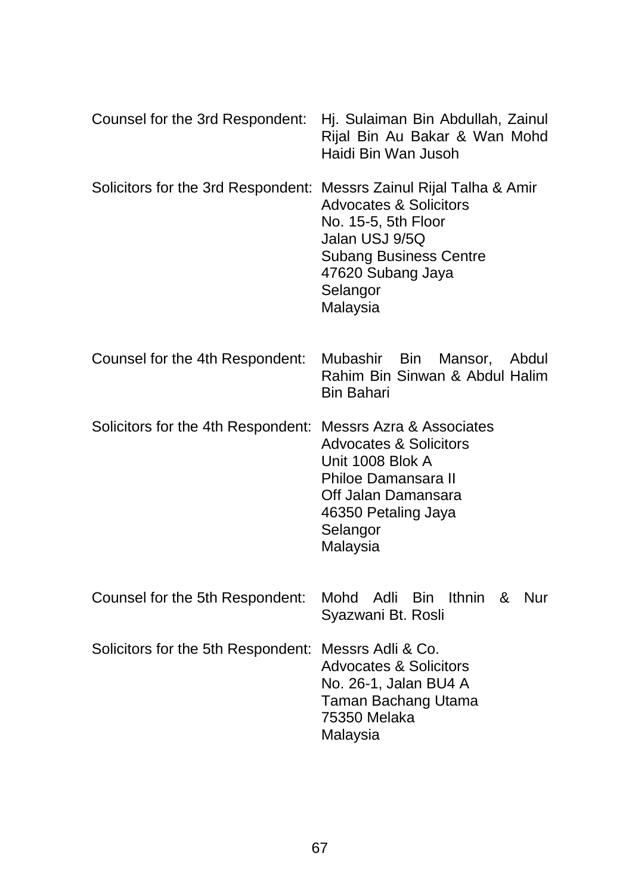Counsel for the 3rd Respondent: Hj. Sulaiman Bin Abdullah, Zainul Rijal Bin Au Bakar & Wan Mohd Haidi Bin Wan Jusoh

Solicitors for the 3rd Respondent: Messrs Zainul Rijal Talha & Amir
Advocates & Solicitors
No. 15-5, 5th Floor
Jalan USJ 9/5Q
Subang Business Centre
47620 Subang Jaya
Selangor
Malaysia

Counsel for the 4th Respondent: Mubashir Bin Mansor, Abdul Rahim Bin Sinwan & Abdul Halim Bin Bahari

Solicitors for the 4th Respondent: Messrs Azra & Associates
Advocates & Solicitors
Unit 1008 Blok A
Philoe Damansara II
Off Jalan Damansara
46350 Petaling Jaya
Selangor
Malaysia

Counsel for the 5th Respondent: Mohd Adli Bin Ithnin & Nur Syazwani Bt. Rosli

Solicitors for the 5th Respondent: Messrs Adli & Co.
Advocates & Solicitors
No. 26-1, Jalan BU4 A
Taman Bachang Utama
75350 Melaka
Malaysia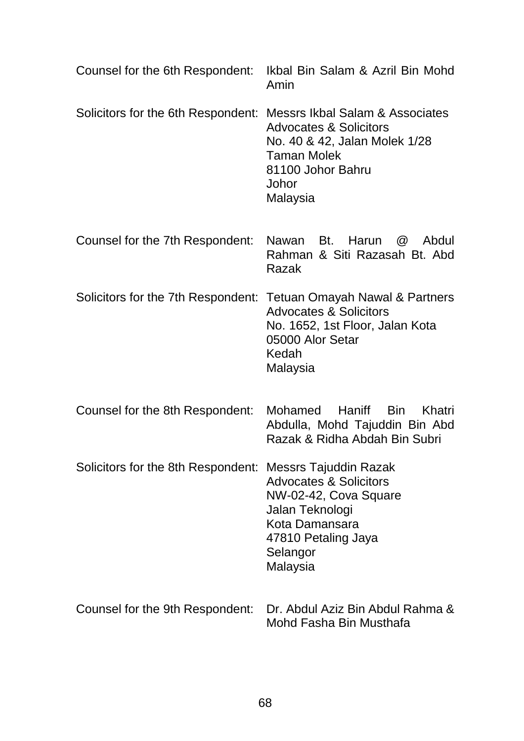Counsel for the 6th Respondent: Ikbal Bin Salam & Azril Bin Mohd Amin

Solicitors for the 6th Respondent: Messrs Ikbal Salam & Associates  
Advocates & Solicitors  
No. 40 & 42, Jalan Molek 1/28  
Taman Molek  
81100 Johor Bahru  
Johor  
Malaysia

Counsel for the 7th Respondent: Nawan Bt. Harun @ Abdul Rahman & Siti Razasah Bt. Abd Razak

Solicitors for the 7th Respondent: Tetuan Omayah Nawal & Partners  
Advocates & Solicitors  
No. 1652, 1st Floor, Jalan Kota  
05000 Alor Setar  
Kedah  
Malaysia

Counsel for the 8th Respondent: Mohamed Haniff Bin Khatri Abdulla, Mohd Tajuddin Bin Abd Razak & Ridha Abdah Bin Subri

Solicitors for the 8th Respondent: Messrs Tajuddin Razak  
Advocates & Solicitors  
NW-02-42, Cova Square  
Jalan Teknologi  
Kota Damansara  
47810 Petaling Jaya  
Selangor  
Malaysia

Counsel for the 9th Respondent: Dr. Abdul Aziz Bin Abdul Rahma & Mohd Fasha Bin Musthafa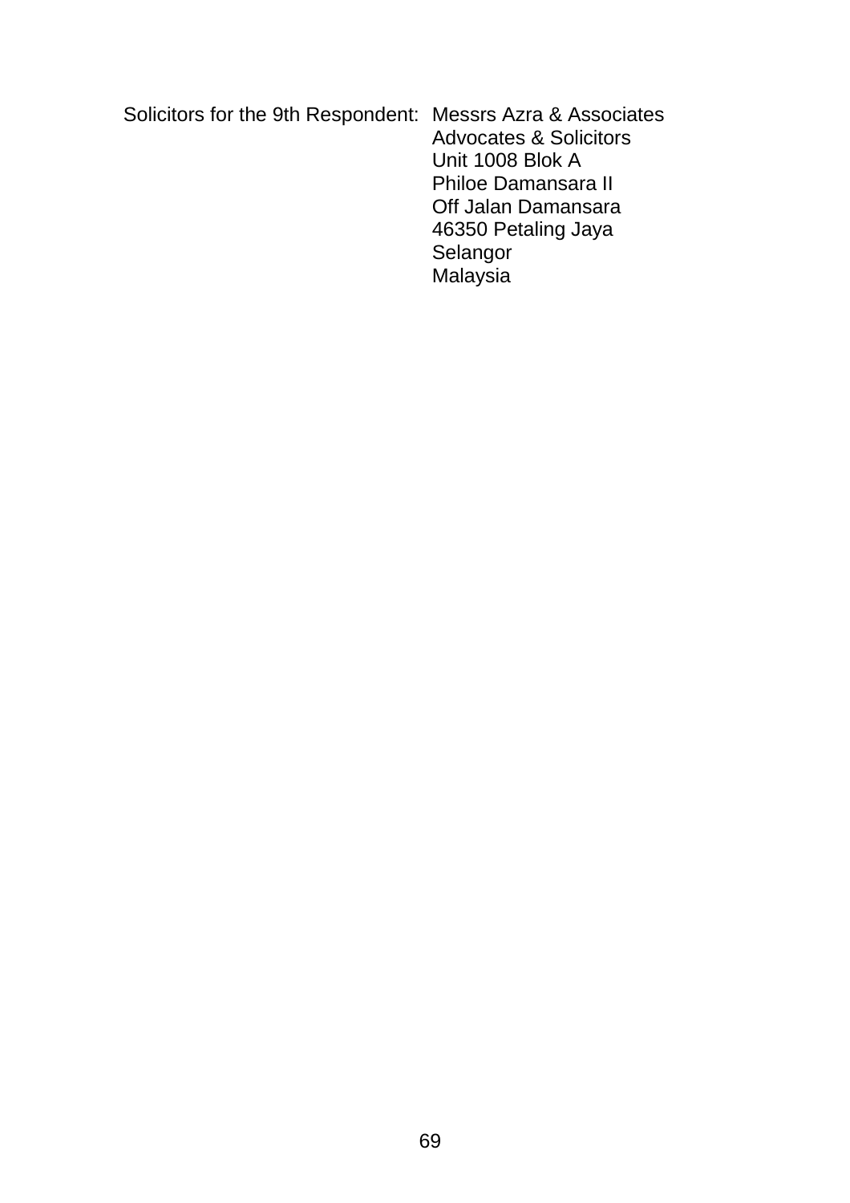Solicitors for the 9th Respondent: Messrs Azra & Associates
Advocates & Solicitors
Unit 1008 Blok A
Philoe Damansara II
Off Jalan Damansara
46350 Petaling Jaya
Selangor
Malaysia